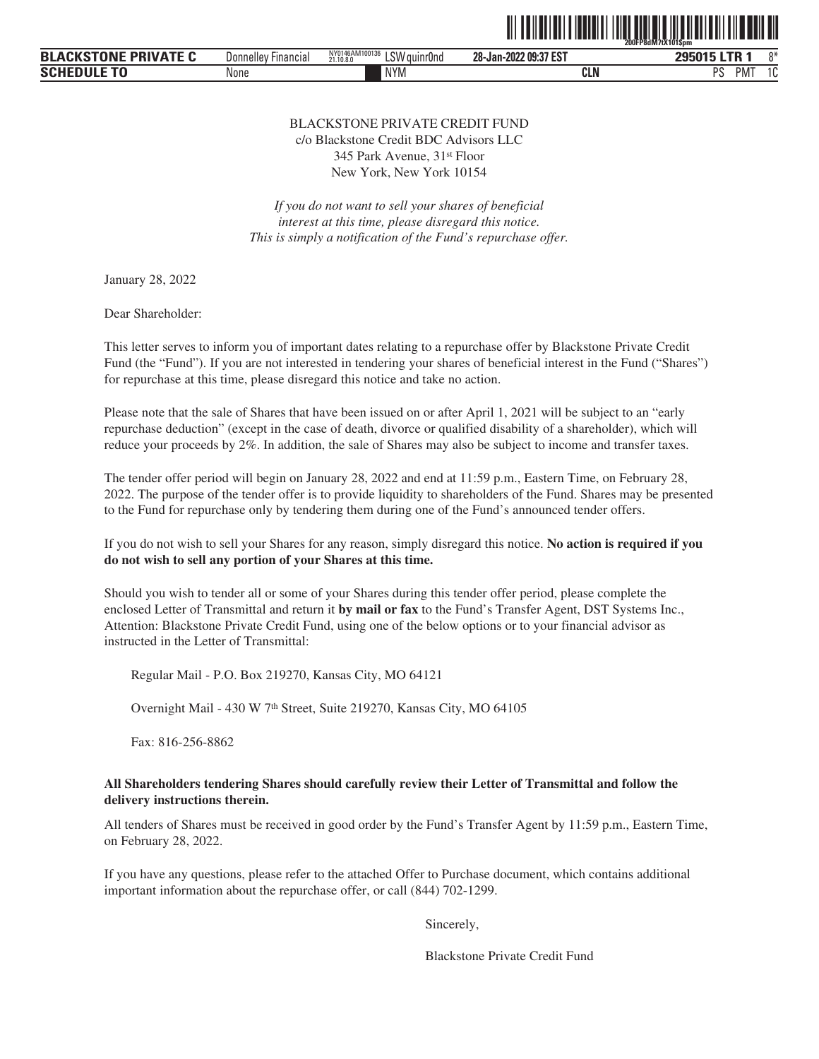BLACKSTONE PRIVATE CREDIT FUND
c/o Blackstone Credit BDC Advisors LLC
345 Park Avenue, 31st Floor
New York, New York 10154

*If you do not want to sell your shares of beneficial interest at this time, please disregard this notice. This is simply a notification of the Fund's repurchase offer.*

January 28, 2022

Dear Shareholder:

This letter serves to inform you of important dates relating to a repurchase offer by Blackstone Private Credit Fund (the "Fund"). If you are not interested in tendering your shares of beneficial interest in the Fund ("Shares") for repurchase at this time, please disregard this notice and take no action.

Please note that the sale of Shares that have been issued on or after April 1, 2021 will be subject to an "early repurchase deduction" (except in the case of death, divorce or qualified disability of a shareholder), which will reduce your proceeds by 2%. In addition, the sale of Shares may also be subject to income and transfer taxes.

The tender offer period will begin on January 28, 2022 and end at 11:59 p.m., Eastern Time, on February 28, 2022. The purpose of the tender offer is to provide liquidity to shareholders of the Fund. Shares may be presented to the Fund for repurchase only by tendering them during one of the Fund's announced tender offers.

If you do not wish to sell your Shares for any reason, simply disregard this notice. **No action is required if you do not wish to sell any portion of your Shares at this time.**

Should you wish to tender all or some of your Shares during this tender offer period, please complete the enclosed Letter of Transmittal and return it **by mail or fax** to the Fund's Transfer Agent, DST Systems Inc., Attention: Blackstone Private Credit Fund, using one of the below options or to your financial advisor as instructed in the Letter of Transmittal:

Regular Mail - P.O. Box 219270, Kansas City, MO 64121

Overnight Mail - 430 W 7th Street, Suite 219270, Kansas City, MO 64105

Fax: 816-256-8862

**All Shareholders tendering Shares should carefully review their Letter of Transmittal and follow the delivery instructions therein.**

All tenders of Shares must be received in good order by the Fund's Transfer Agent by 11:59 p.m., Eastern Time, on February 28, 2022.

If you have any questions, please refer to the attached Offer to Purchase document, which contains additional important information about the repurchase offer, or call (844) 702-1299.

Sincerely,

Blackstone Private Credit Fund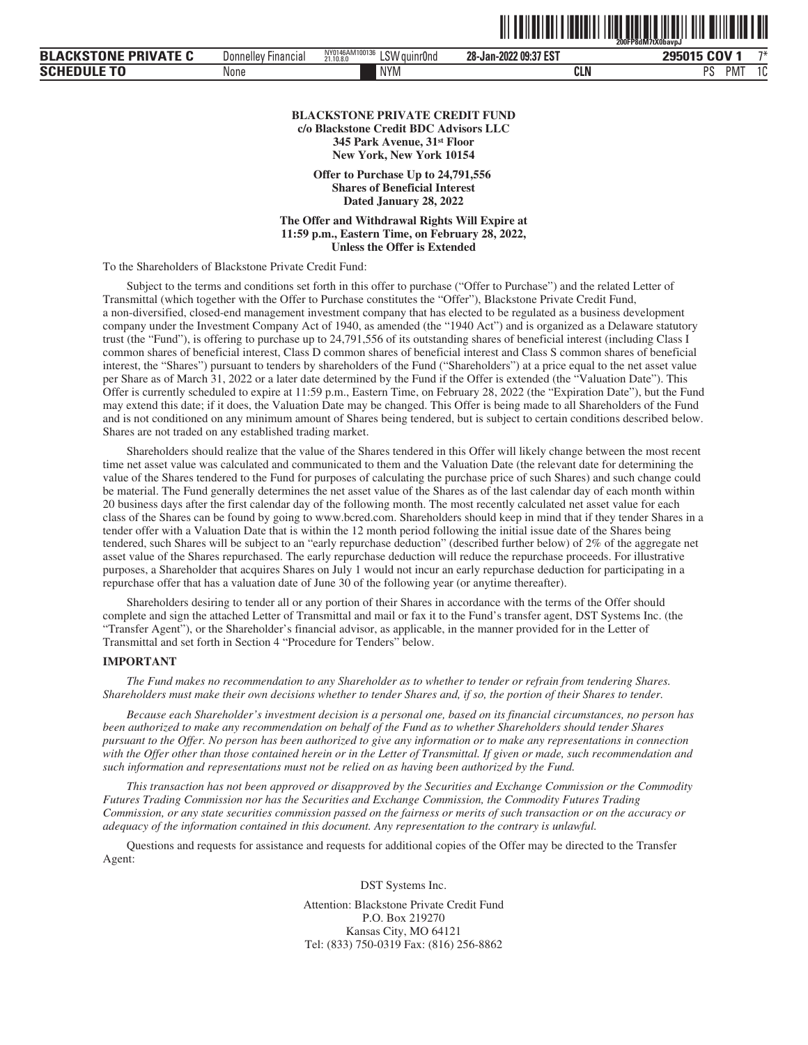**BLACKSTONE PRIVATE CREDIT FUND**
**c/o Blackstone Credit BDC Advisors LLC**
**345 Park Avenue, 31st Floor**
**New York, New York 10154**

**Offer to Purchase Up to 24,791,556**
**Shares of Beneficial Interest**
**Dated January 28, 2022**

**The Offer and Withdrawal Rights Will Expire at**
**11:59 p.m., Eastern Time, on February 28, 2022,**
**Unless the Offer is Extended**

To the Shareholders of Blackstone Private Credit Fund:

Subject to the terms and conditions set forth in this offer to purchase ("Offer to Purchase") and the related Letter of Transmittal (which together with the Offer to Purchase constitutes the "Offer"), Blackstone Private Credit Fund, a non-diversified, closed-end management investment company that has elected to be regulated as a business development company under the Investment Company Act of 1940, as amended (the "1940 Act") and is organized as a Delaware statutory trust (the "Fund"), is offering to purchase up to 24,791,556 of its outstanding shares of beneficial interest (including Class I common shares of beneficial interest, Class D common shares of beneficial interest and Class S common shares of beneficial interest, the "Shares") pursuant to tenders by shareholders of the Fund ("Shareholders") at a price equal to the net asset value per Share as of March 31, 2022 or a later date determined by the Fund if the Offer is extended (the "Valuation Date"). This Offer is currently scheduled to expire at 11:59 p.m., Eastern Time, on February 28, 2022 (the "Expiration Date"), but the Fund may extend this date; if it does, the Valuation Date may be changed. This Offer is being made to all Shareholders of the Fund and is not conditioned on any minimum amount of Shares being tendered, but is subject to certain conditions described below. Shares are not traded on any established trading market.

Shareholders should realize that the value of the Shares tendered in this Offer will likely change between the most recent time net asset value was calculated and communicated to them and the Valuation Date (the relevant date for determining the value of the Shares tendered to the Fund for purposes of calculating the purchase price of such Shares) and such change could be material. The Fund generally determines the net asset value of the Shares as of the last calendar day of each month within 20 business days after the first calendar day of the following month. The most recently calculated net asset value for each class of the Shares can be found by going to www.bcred.com. Shareholders should keep in mind that if they tender Shares in a tender offer with a Valuation Date that is within the 12 month period following the initial issue date of the Shares being tendered, such Shares will be subject to an "early repurchase deduction" (described further below) of 2% of the aggregate net asset value of the Shares repurchased. The early repurchase deduction will reduce the repurchase proceeds. For illustrative purposes, a Shareholder that acquires Shares on July 1 would not incur an early repurchase deduction for participating in a repurchase offer that has a valuation date of June 30 of the following year (or anytime thereafter).

Shareholders desiring to tender all or any portion of their Shares in accordance with the terms of the Offer should complete and sign the attached Letter of Transmittal and mail or fax it to the Fund's transfer agent, DST Systems Inc. (the "Transfer Agent"), or the Shareholder's financial advisor, as applicable, in the manner provided for in the Letter of Transmittal and set forth in Section 4 "Procedure for Tenders" below.

**IMPORTANT**

*The Fund makes no recommendation to any Shareholder as to whether to tender or refrain from tendering Shares. Shareholders must make their own decisions whether to tender Shares and, if so, the portion of their Shares to tender.*

*Because each Shareholder's investment decision is a personal one, based on its financial circumstances, no person has been authorized to make any recommendation on behalf of the Fund as to whether Shareholders should tender Shares pursuant to the Offer. No person has been authorized to give any information or to make any representations in connection with the Offer other than those contained herein or in the Letter of Transmittal. If given or made, such recommendation and such information and representations must not be relied on as having been authorized by the Fund.*

*This transaction has not been approved or disapproved by the Securities and Exchange Commission or the Commodity Futures Trading Commission nor has the Securities and Exchange Commission, the Commodity Futures Trading Commission, or any state securities commission passed on the fairness or merits of such transaction or on the accuracy or adequacy of the information contained in this document. Any representation to the contrary is unlawful.*

Questions and requests for assistance and requests for additional copies of the Offer may be directed to the Transfer Agent:

DST Systems Inc.

Attention: Blackstone Private Credit Fund
P.O. Box 219270
Kansas City, MO 64121
Tel: (833) 750-0319 Fax: (816) 256-8862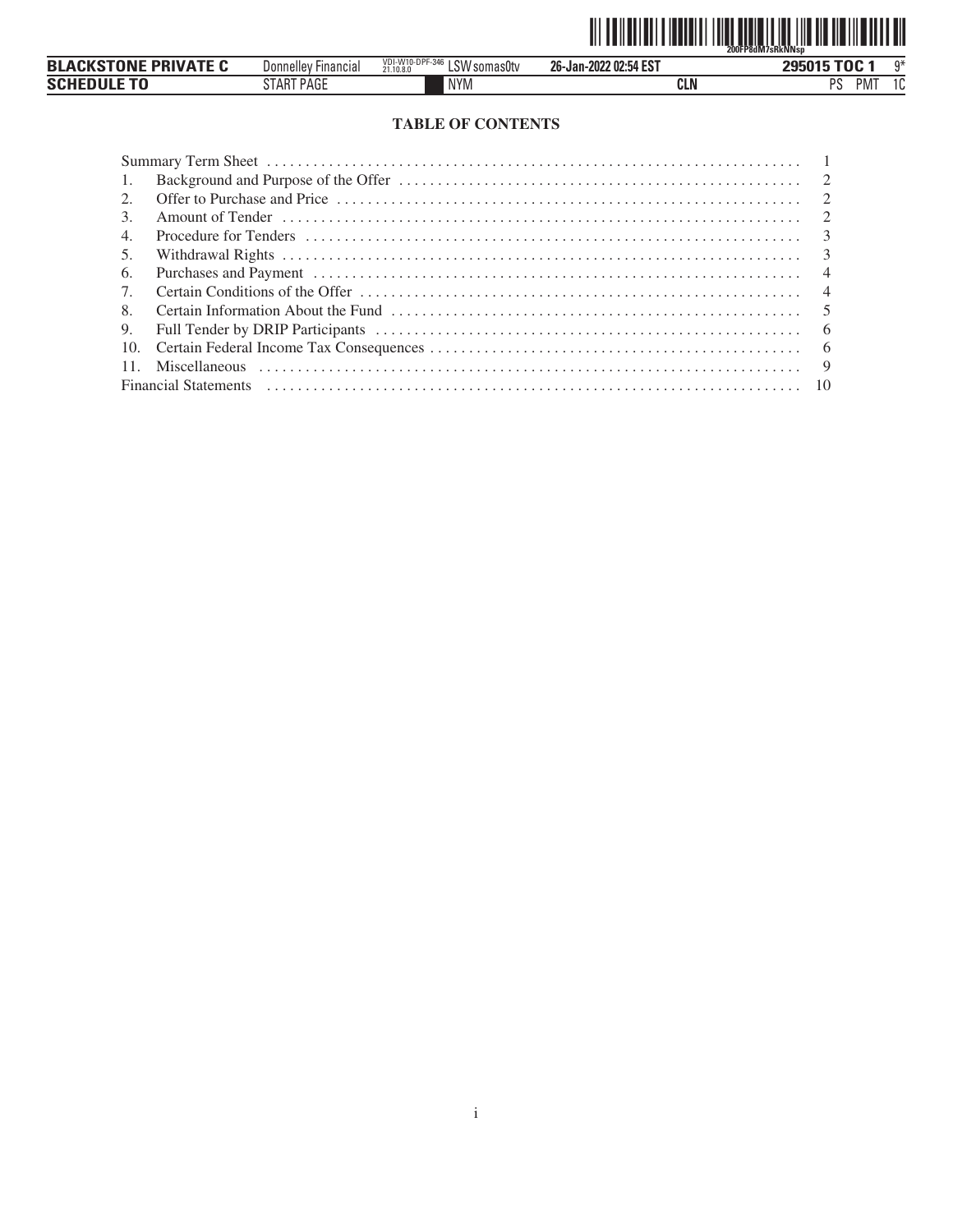## TABLE OF CONTENTS

| | Section | Page |
|---|---|---|
| | Summary Term Sheet | 1 |
| 1. | Background and Purpose of the Offer | 2 |
| 2. | Offer to Purchase and Price | 2 |
| 3. | Amount of Tender | 2 |
| 4. | Procedure for Tenders | 3 |
| 5. | Withdrawal Rights | 3 |
| 6. | Purchases and Payment | 4 |
| 7. | Certain Conditions of the Offer | 4 |
| 8. | Certain Information About the Fund | 5 |
| 9. | Full Tender by DRIP Participants | 6 |
| 10. | Certain Federal Income Tax Consequences | 6 |
| 11. | Miscellaneous | 9 |
| | Financial Statements | 10 |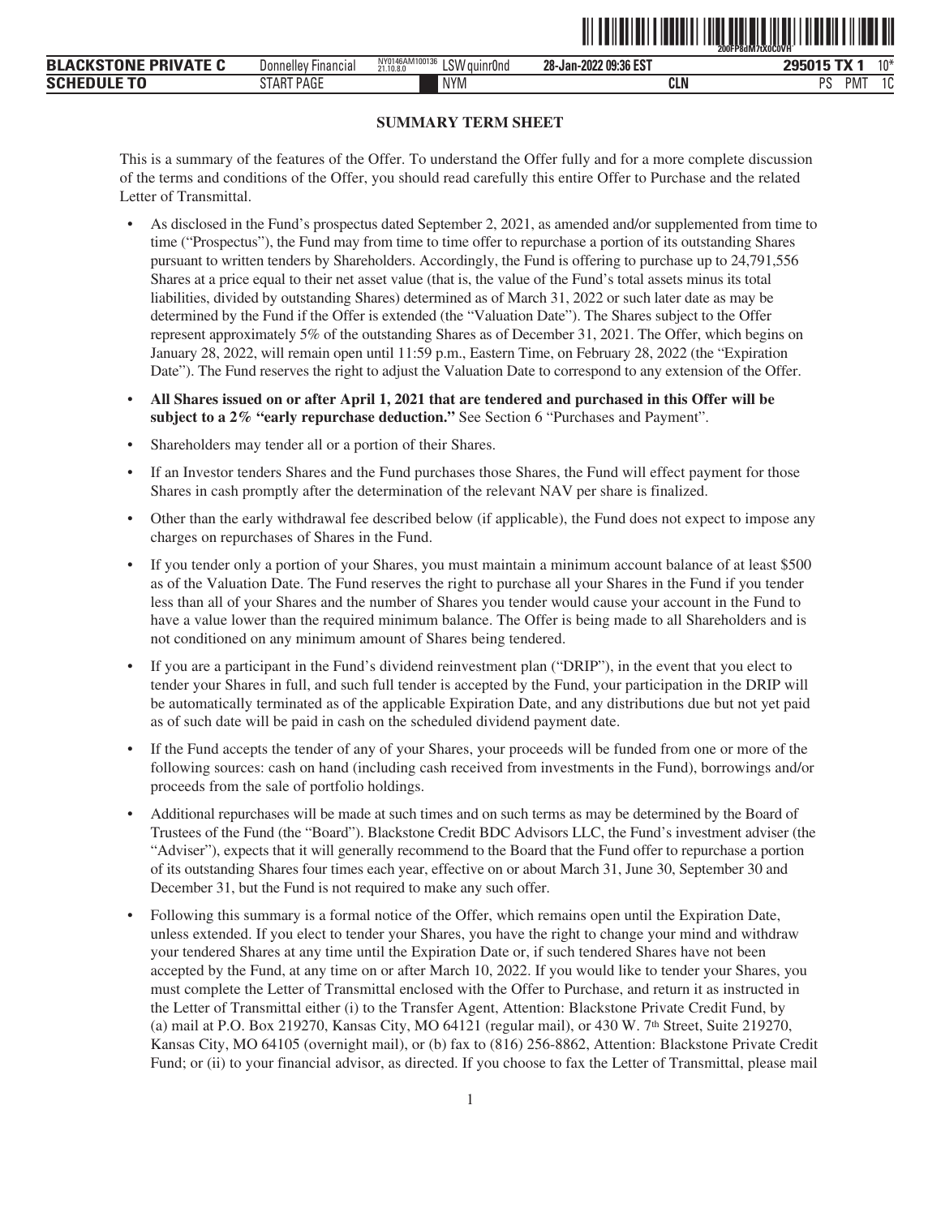## SUMMARY TERM SHEET

This is a summary of the features of the Offer. To understand the Offer fully and for a more complete discussion of the terms and conditions of the Offer, you should read carefully this entire Offer to Purchase and the related Letter of Transmittal.

- As disclosed in the Fund's prospectus dated September 2, 2021, as amended and/or supplemented from time to time ("Prospectus"), the Fund may from time to time offer to repurchase a portion of its outstanding Shares pursuant to written tenders by Shareholders. Accordingly, the Fund is offering to purchase up to 24,791,556 Shares at a price equal to their net asset value (that is, the value of the Fund's total assets minus its total liabilities, divided by outstanding Shares) determined as of March 31, 2022 or such later date as may be determined by the Fund if the Offer is extended (the "Valuation Date"). The Shares subject to the Offer represent approximately 5% of the outstanding Shares as of December 31, 2021. The Offer, which begins on January 28, 2022, will remain open until 11:59 p.m., Eastern Time, on February 28, 2022 (the "Expiration Date"). The Fund reserves the right to adjust the Valuation Date to correspond to any extension of the Offer.
- **All Shares issued on or after April 1, 2021 that are tendered and purchased in this Offer will be subject to a 2% "early repurchase deduction."** See Section 6 "Purchases and Payment".
- Shareholders may tender all or a portion of their Shares.
- If an Investor tenders Shares and the Fund purchases those Shares, the Fund will effect payment for those Shares in cash promptly after the determination of the relevant NAV per share is finalized.
- Other than the early withdrawal fee described below (if applicable), the Fund does not expect to impose any charges on repurchases of Shares in the Fund.
- If you tender only a portion of your Shares, you must maintain a minimum account balance of at least $500 as of the Valuation Date. The Fund reserves the right to purchase all your Shares in the Fund if you tender less than all of your Shares and the number of Shares you tender would cause your account in the Fund to have a value lower than the required minimum balance. The Offer is being made to all Shareholders and is not conditioned on any minimum amount of Shares being tendered.
- If you are a participant in the Fund's dividend reinvestment plan ("DRIP"), in the event that you elect to tender your Shares in full, and such full tender is accepted by the Fund, your participation in the DRIP will be automatically terminated as of the applicable Expiration Date, and any distributions due but not yet paid as of such date will be paid in cash on the scheduled dividend payment date.
- If the Fund accepts the tender of any of your Shares, your proceeds will be funded from one or more of the following sources: cash on hand (including cash received from investments in the Fund), borrowings and/or proceeds from the sale of portfolio holdings.
- Additional repurchases will be made at such times and on such terms as may be determined by the Board of Trustees of the Fund (the "Board"). Blackstone Credit BDC Advisors LLC, the Fund's investment adviser (the "Adviser"), expects that it will generally recommend to the Board that the Fund offer to repurchase a portion of its outstanding Shares four times each year, effective on or about March 31, June 30, September 30 and December 31, but the Fund is not required to make any such offer.
- Following this summary is a formal notice of the Offer, which remains open until the Expiration Date, unless extended. If you elect to tender your Shares, you have the right to change your mind and withdraw your tendered Shares at any time until the Expiration Date or, if such tendered Shares have not been accepted by the Fund, at any time on or after March 10, 2022. If you would like to tender your Shares, you must complete the Letter of Transmittal enclosed with the Offer to Purchase, and return it as instructed in the Letter of Transmittal either (i) to the Transfer Agent, Attention: Blackstone Private Credit Fund, by (a) mail at P.O. Box 219270, Kansas City, MO 64121 (regular mail), or 430 W. 7th Street, Suite 219270, Kansas City, MO 64105 (overnight mail), or (b) fax to (816) 256-8862, Attention: Blackstone Private Credit Fund; or (ii) to your financial advisor, as directed. If you choose to fax the Letter of Transmittal, please mail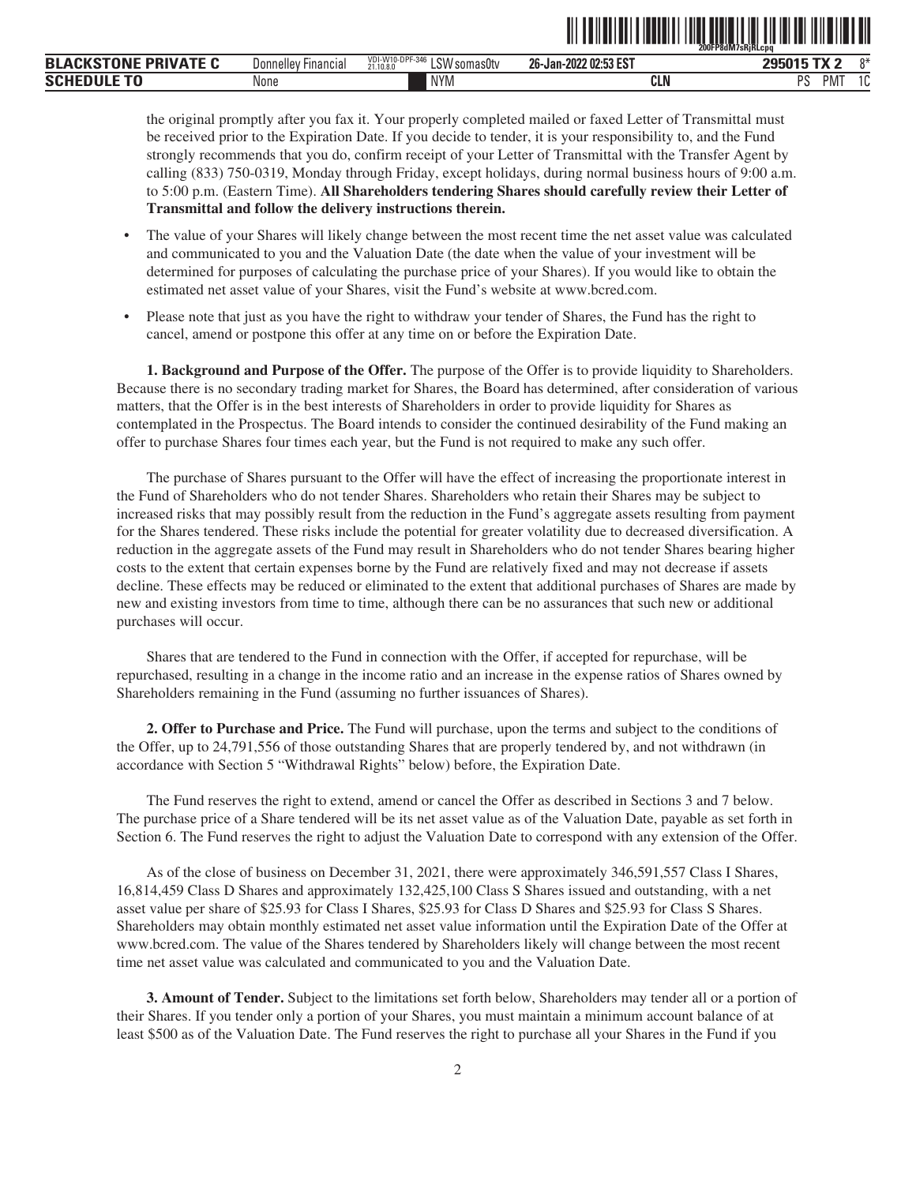the original promptly after you fax it. Your properly completed mailed or faxed Letter of Transmittal must be received prior to the Expiration Date. If you decide to tender, it is your responsibility to, and the Fund strongly recommends that you do, confirm receipt of your Letter of Transmittal with the Transfer Agent by calling (833) 750-0319, Monday through Friday, except holidays, during normal business hours of 9:00 a.m. to 5:00 p.m. (Eastern Time). **All Shareholders tendering Shares should carefully review their Letter of Transmittal and follow the delivery instructions therein.**

- The value of your Shares will likely change between the most recent time the net asset value was calculated and communicated to you and the Valuation Date (the date when the value of your investment will be determined for purposes of calculating the purchase price of your Shares). If you would like to obtain the estimated net asset value of your Shares, visit the Fund's website at www.bcred.com.
- Please note that just as you have the right to withdraw your tender of Shares, the Fund has the right to cancel, amend or postpone this offer at any time on or before the Expiration Date.

**1. Background and Purpose of the Offer.** The purpose of the Offer is to provide liquidity to Shareholders. Because there is no secondary trading market for Shares, the Board has determined, after consideration of various matters, that the Offer is in the best interests of Shareholders in order to provide liquidity for Shares as contemplated in the Prospectus. The Board intends to consider the continued desirability of the Fund making an offer to purchase Shares four times each year, but the Fund is not required to make any such offer.

The purchase of Shares pursuant to the Offer will have the effect of increasing the proportionate interest in the Fund of Shareholders who do not tender Shares. Shareholders who retain their Shares may be subject to increased risks that may possibly result from the reduction in the Fund's aggregate assets resulting from payment for the Shares tendered. These risks include the potential for greater volatility due to decreased diversification. A reduction in the aggregate assets of the Fund may result in Shareholders who do not tender Shares bearing higher costs to the extent that certain expenses borne by the Fund are relatively fixed and may not decrease if assets decline. These effects may be reduced or eliminated to the extent that additional purchases of Shares are made by new and existing investors from time to time, although there can be no assurances that such new or additional purchases will occur.

Shares that are tendered to the Fund in connection with the Offer, if accepted for repurchase, will be repurchased, resulting in a change in the income ratio and an increase in the expense ratios of Shares owned by Shareholders remaining in the Fund (assuming no further issuances of Shares).

**2. Offer to Purchase and Price.** The Fund will purchase, upon the terms and subject to the conditions of the Offer, up to 24,791,556 of those outstanding Shares that are properly tendered by, and not withdrawn (in accordance with Section 5 "Withdrawal Rights" below) before, the Expiration Date.

The Fund reserves the right to extend, amend or cancel the Offer as described in Sections 3 and 7 below. The purchase price of a Share tendered will be its net asset value as of the Valuation Date, payable as set forth in Section 6. The Fund reserves the right to adjust the Valuation Date to correspond with any extension of the Offer.

As of the close of business on December 31, 2021, there were approximately 346,591,557 Class I Shares, 16,814,459 Class D Shares and approximately 132,425,100 Class S Shares issued and outstanding, with a net asset value per share of $25.93 for Class I Shares, $25.93 for Class D Shares and $25.93 for Class S Shares. Shareholders may obtain monthly estimated net asset value information until the Expiration Date of the Offer at www.bcred.com. The value of the Shares tendered by Shareholders likely will change between the most recent time net asset value was calculated and communicated to you and the Valuation Date.

**3. Amount of Tender.** Subject to the limitations set forth below, Shareholders may tender all or a portion of their Shares. If you tender only a portion of your Shares, you must maintain a minimum account balance of at least $500 as of the Valuation Date. The Fund reserves the right to purchase all your Shares in the Fund if you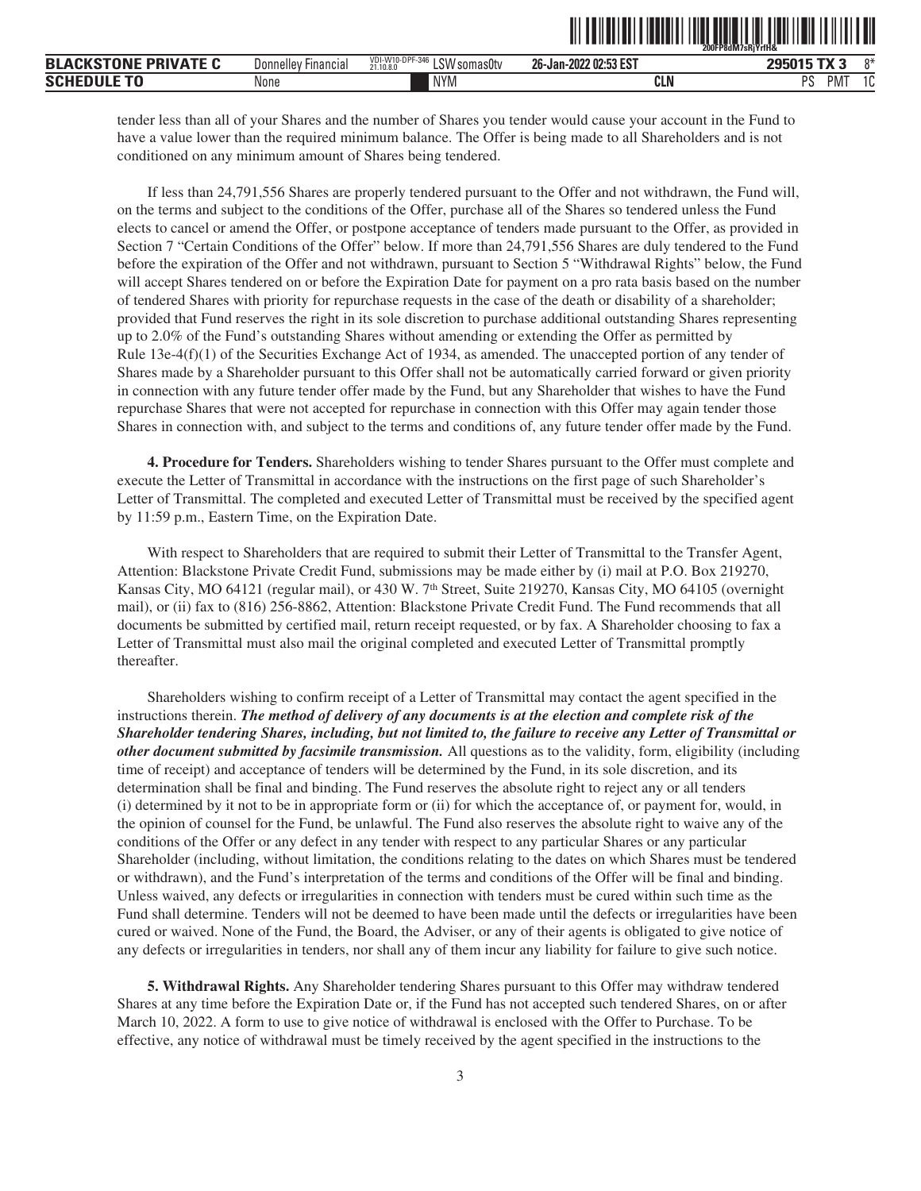tender less than all of your Shares and the number of Shares you tender would cause your account in the Fund to have a value lower than the required minimum balance. The Offer is being made to all Shareholders and is not conditioned on any minimum amount of Shares being tendered.

If less than 24,791,556 Shares are properly tendered pursuant to the Offer and not withdrawn, the Fund will, on the terms and subject to the conditions of the Offer, purchase all of the Shares so tendered unless the Fund elects to cancel or amend the Offer, or postpone acceptance of tenders made pursuant to the Offer, as provided in Section 7 "Certain Conditions of the Offer" below. If more than 24,791,556 Shares are duly tendered to the Fund before the expiration of the Offer and not withdrawn, pursuant to Section 5 "Withdrawal Rights" below, the Fund will accept Shares tendered on or before the Expiration Date for payment on a pro rata basis based on the number of tendered Shares with priority for repurchase requests in the case of the death or disability of a shareholder; provided that Fund reserves the right in its sole discretion to purchase additional outstanding Shares representing up to 2.0% of the Fund's outstanding Shares without amending or extending the Offer as permitted by Rule 13e-4(f)(1) of the Securities Exchange Act of 1934, as amended. The unaccepted portion of any tender of Shares made by a Shareholder pursuant to this Offer shall not be automatically carried forward or given priority in connection with any future tender offer made by the Fund, but any Shareholder that wishes to have the Fund repurchase Shares that were not accepted for repurchase in connection with this Offer may again tender those Shares in connection with, and subject to the terms and conditions of, any future tender offer made by the Fund.

**4. Procedure for Tenders.** Shareholders wishing to tender Shares pursuant to the Offer must complete and execute the Letter of Transmittal in accordance with the instructions on the first page of such Shareholder's Letter of Transmittal. The completed and executed Letter of Transmittal must be received by the specified agent by 11:59 p.m., Eastern Time, on the Expiration Date.

With respect to Shareholders that are required to submit their Letter of Transmittal to the Transfer Agent, Attention: Blackstone Private Credit Fund, submissions may be made either by (i) mail at P.O. Box 219270, Kansas City, MO 64121 (regular mail), or 430 W. 7th Street, Suite 219270, Kansas City, MO 64105 (overnight mail), or (ii) fax to (816) 256-8862, Attention: Blackstone Private Credit Fund. The Fund recommends that all documents be submitted by certified mail, return receipt requested, or by fax. A Shareholder choosing to fax a Letter of Transmittal must also mail the original completed and executed Letter of Transmittal promptly thereafter.

Shareholders wishing to confirm receipt of a Letter of Transmittal may contact the agent specified in the instructions therein. ***The method of delivery of any documents is at the election and complete risk of the Shareholder tendering Shares, including, but not limited to, the failure to receive any Letter of Transmittal or other document submitted by facsimile transmission.*** All questions as to the validity, form, eligibility (including time of receipt) and acceptance of tenders will be determined by the Fund, in its sole discretion, and its determination shall be final and binding. The Fund reserves the absolute right to reject any or all tenders (i) determined by it not to be in appropriate form or (ii) for which the acceptance of, or payment for, would, in the opinion of counsel for the Fund, be unlawful. The Fund also reserves the absolute right to waive any of the conditions of the Offer or any defect in any tender with respect to any particular Shares or any particular Shareholder (including, without limitation, the conditions relating to the dates on which Shares must be tendered or withdrawn), and the Fund's interpretation of the terms and conditions of the Offer will be final and binding. Unless waived, any defects or irregularities in connection with tenders must be cured within such time as the Fund shall determine. Tenders will not be deemed to have been made until the defects or irregularities have been cured or waived. None of the Fund, the Board, the Adviser, or any of their agents is obligated to give notice of any defects or irregularities in tenders, nor shall any of them incur any liability for failure to give such notice.

**5. Withdrawal Rights.** Any Shareholder tendering Shares pursuant to this Offer may withdraw tendered Shares at any time before the Expiration Date or, if the Fund has not accepted such tendered Shares, on or after March 10, 2022. A form to use to give notice of withdrawal is enclosed with the Offer to Purchase. To be effective, any notice of withdrawal must be timely received by the agent specified in the instructions to the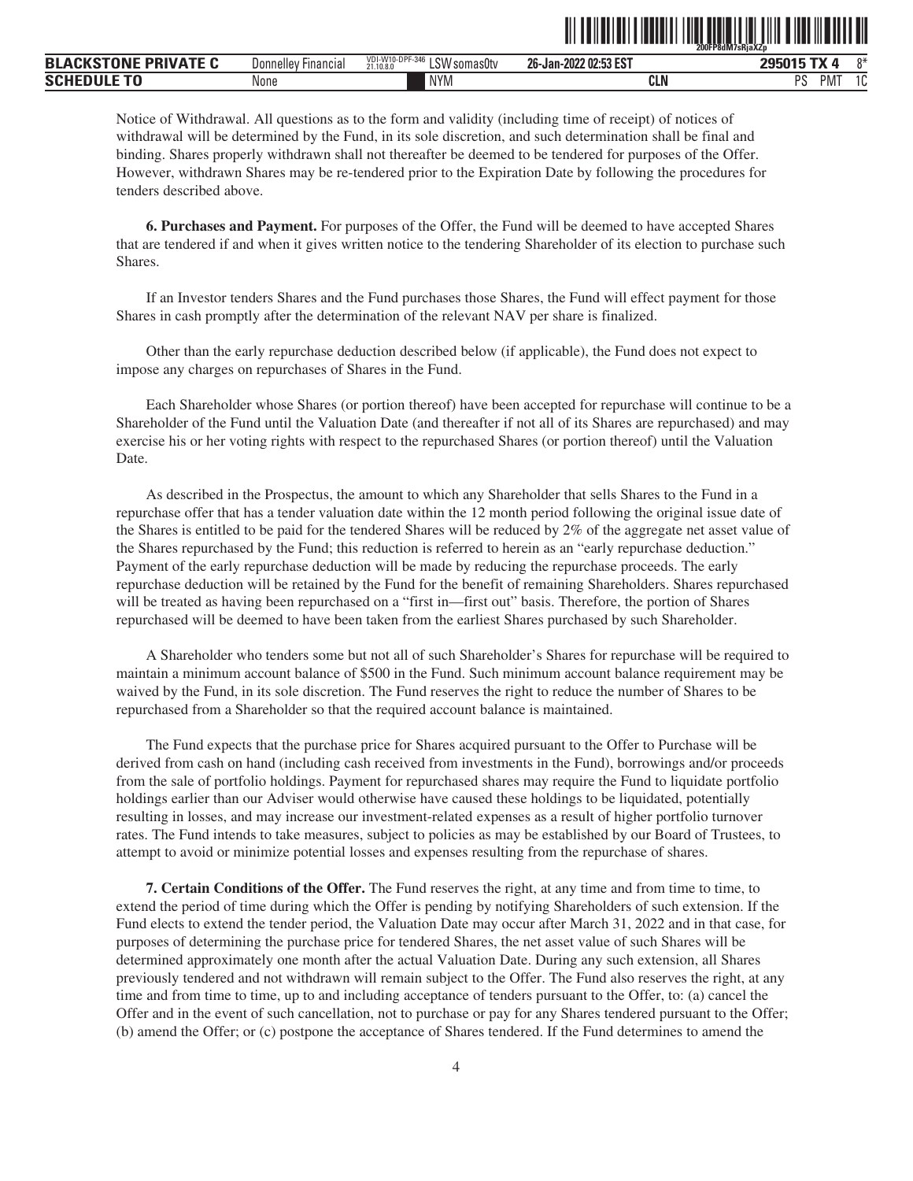Notice of Withdrawal. All questions as to the form and validity (including time of receipt) of notices of withdrawal will be determined by the Fund, in its sole discretion, and such determination shall be final and binding. Shares properly withdrawn shall not thereafter be deemed to be tendered for purposes of the Offer. However, withdrawn Shares may be re-tendered prior to the Expiration Date by following the procedures for tenders described above.

**6. Purchases and Payment.** For purposes of the Offer, the Fund will be deemed to have accepted Shares that are tendered if and when it gives written notice to the tendering Shareholder of its election to purchase such Shares.

If an Investor tenders Shares and the Fund purchases those Shares, the Fund will effect payment for those Shares in cash promptly after the determination of the relevant NAV per share is finalized.

Other than the early repurchase deduction described below (if applicable), the Fund does not expect to impose any charges on repurchases of Shares in the Fund.

Each Shareholder whose Shares (or portion thereof) have been accepted for repurchase will continue to be a Shareholder of the Fund until the Valuation Date (and thereafter if not all of its Shares are repurchased) and may exercise his or her voting rights with respect to the repurchased Shares (or portion thereof) until the Valuation Date.

As described in the Prospectus, the amount to which any Shareholder that sells Shares to the Fund in a repurchase offer that has a tender valuation date within the 12 month period following the original issue date of the Shares is entitled to be paid for the tendered Shares will be reduced by 2% of the aggregate net asset value of the Shares repurchased by the Fund; this reduction is referred to herein as an "early repurchase deduction." Payment of the early repurchase deduction will be made by reducing the repurchase proceeds. The early repurchase deduction will be retained by the Fund for the benefit of remaining Shareholders. Shares repurchased will be treated as having been repurchased on a "first in—first out" basis. Therefore, the portion of Shares repurchased will be deemed to have been taken from the earliest Shares purchased by such Shareholder.

A Shareholder who tenders some but not all of such Shareholder's Shares for repurchase will be required to maintain a minimum account balance of $500 in the Fund. Such minimum account balance requirement may be waived by the Fund, in its sole discretion. The Fund reserves the right to reduce the number of Shares to be repurchased from a Shareholder so that the required account balance is maintained.

The Fund expects that the purchase price for Shares acquired pursuant to the Offer to Purchase will be derived from cash on hand (including cash received from investments in the Fund), borrowings and/or proceeds from the sale of portfolio holdings. Payment for repurchased shares may require the Fund to liquidate portfolio holdings earlier than our Adviser would otherwise have caused these holdings to be liquidated, potentially resulting in losses, and may increase our investment-related expenses as a result of higher portfolio turnover rates. The Fund intends to take measures, subject to policies as may be established by our Board of Trustees, to attempt to avoid or minimize potential losses and expenses resulting from the repurchase of shares.

**7. Certain Conditions of the Offer.** The Fund reserves the right, at any time and from time to time, to extend the period of time during which the Offer is pending by notifying Shareholders of such extension. If the Fund elects to extend the tender period, the Valuation Date may occur after March 31, 2022 and in that case, for purposes of determining the purchase price for tendered Shares, the net asset value of such Shares will be determined approximately one month after the actual Valuation Date. During any such extension, all Shares previously tendered and not withdrawn will remain subject to the Offer. The Fund also reserves the right, at any time and from time to time, up to and including acceptance of tenders pursuant to the Offer, to: (a) cancel the Offer and in the event of such cancellation, not to purchase or pay for any Shares tendered pursuant to the Offer; (b) amend the Offer; or (c) postpone the acceptance of Shares tendered. If the Fund determines to amend the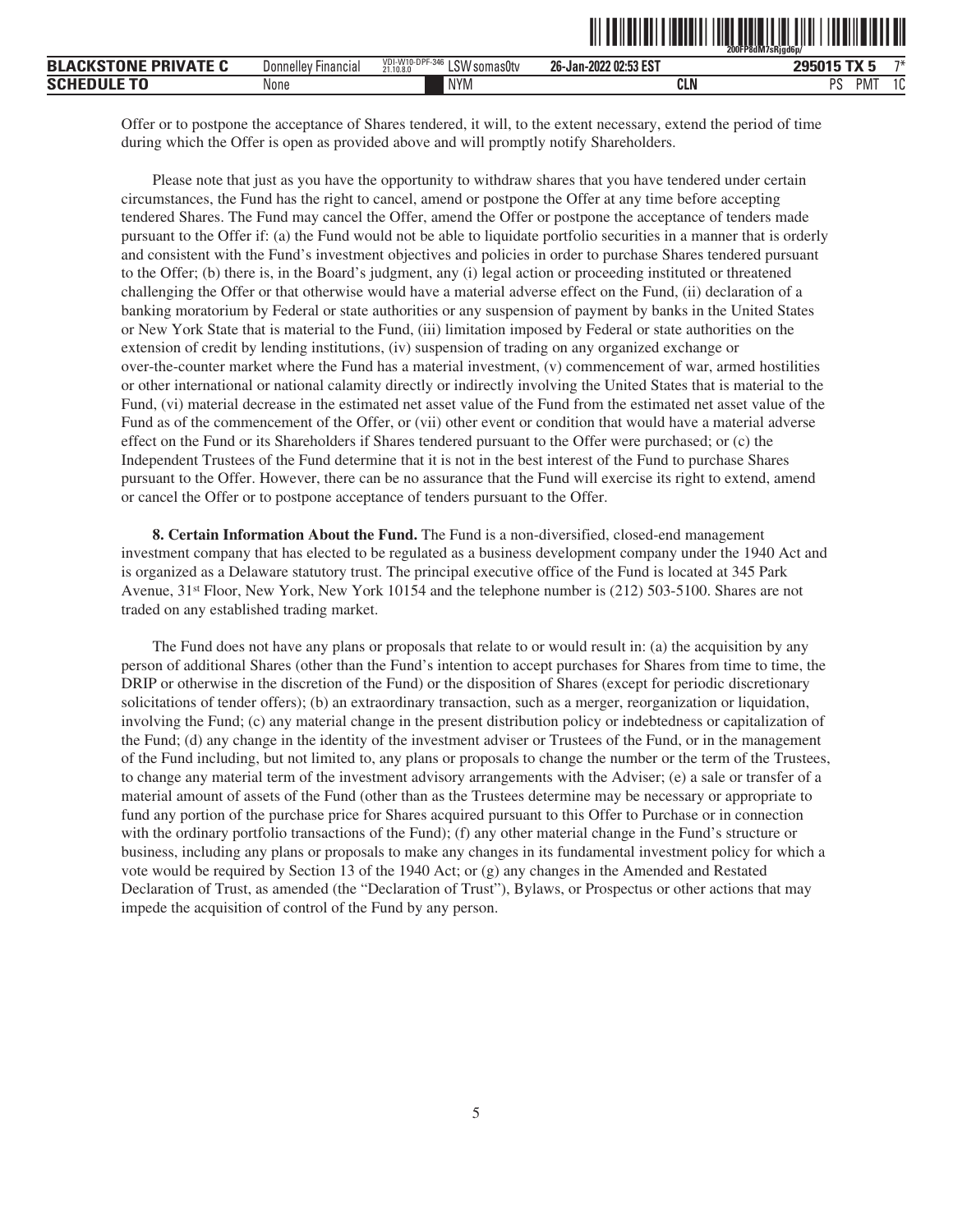Offer or to postpone the acceptance of Shares tendered, it will, to the extent necessary, extend the period of time during which the Offer is open as provided above and will promptly notify Shareholders.

Please note that just as you have the opportunity to withdraw shares that you have tendered under certain circumstances, the Fund has the right to cancel, amend or postpone the Offer at any time before accepting tendered Shares. The Fund may cancel the Offer, amend the Offer or postpone the acceptance of tenders made pursuant to the Offer if: (a) the Fund would not be able to liquidate portfolio securities in a manner that is orderly and consistent with the Fund's investment objectives and policies in order to purchase Shares tendered pursuant to the Offer; (b) there is, in the Board's judgment, any (i) legal action or proceeding instituted or threatened challenging the Offer or that otherwise would have a material adverse effect on the Fund, (ii) declaration of a banking moratorium by Federal or state authorities or any suspension of payment by banks in the United States or New York State that is material to the Fund, (iii) limitation imposed by Federal or state authorities on the extension of credit by lending institutions, (iv) suspension of trading on any organized exchange or over-the-counter market where the Fund has a material investment, (v) commencement of war, armed hostilities or other international or national calamity directly or indirectly involving the United States that is material to the Fund, (vi) material decrease in the estimated net asset value of the Fund from the estimated net asset value of the Fund as of the commencement of the Offer, or (vii) other event or condition that would have a material adverse effect on the Fund or its Shareholders if Shares tendered pursuant to the Offer were purchased; or (c) the Independent Trustees of the Fund determine that it is not in the best interest of the Fund to purchase Shares pursuant to the Offer. However, there can be no assurance that the Fund will exercise its right to extend, amend or cancel the Offer or to postpone acceptance of tenders pursuant to the Offer.

**8. Certain Information About the Fund.** The Fund is a non-diversified, closed-end management investment company that has elected to be regulated as a business development company under the 1940 Act and is organized as a Delaware statutory trust. The principal executive office of the Fund is located at 345 Park Avenue, 31st Floor, New York, New York 10154 and the telephone number is (212) 503-5100. Shares are not traded on any established trading market.

The Fund does not have any plans or proposals that relate to or would result in: (a) the acquisition by any person of additional Shares (other than the Fund's intention to accept purchases for Shares from time to time, the DRIP or otherwise in the discretion of the Fund) or the disposition of Shares (except for periodic discretionary solicitations of tender offers); (b) an extraordinary transaction, such as a merger, reorganization or liquidation, involving the Fund; (c) any material change in the present distribution policy or indebtedness or capitalization of the Fund; (d) any change in the identity of the investment adviser or Trustees of the Fund, or in the management of the Fund including, but not limited to, any plans or proposals to change the number or the term of the Trustees, to change any material term of the investment advisory arrangements with the Adviser; (e) a sale or transfer of a material amount of assets of the Fund (other than as the Trustees determine may be necessary or appropriate to fund any portion of the purchase price for Shares acquired pursuant to this Offer to Purchase or in connection with the ordinary portfolio transactions of the Fund); (f) any other material change in the Fund's structure or business, including any plans or proposals to make any changes in its fundamental investment policy for which a vote would be required by Section 13 of the 1940 Act; or (g) any changes in the Amended and Restated Declaration of Trust, as amended (the "Declaration of Trust"), Bylaws, or Prospectus or other actions that may impede the acquisition of control of the Fund by any person.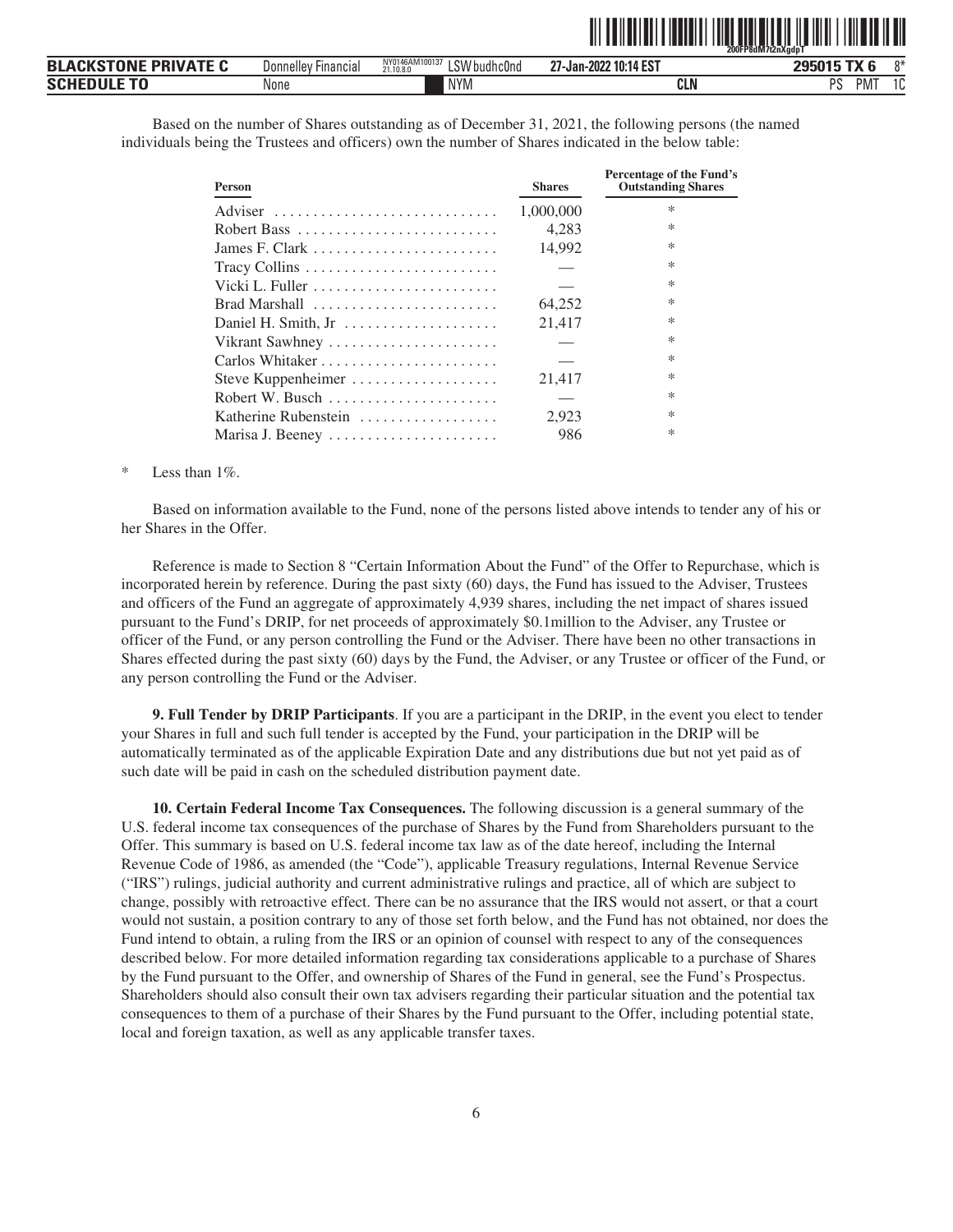Based on the number of Shares outstanding as of December 31, 2021, the following persons (the named individuals being the Trustees and officers) own the number of Shares indicated in the below table:

| Person | Shares | Percentage of the Fund's Outstanding Shares |
|---|---|---|
| Adviser | 1,000,000 | * |
| Robert Bass | 4,283 | * |
| James F. Clark | 14,992 | * |
| Tracy Collins | — | * |
| Vicki L. Fuller | — | * |
| Brad Marshall | 64,252 | * |
| Daniel H. Smith, Jr | 21,417 | * |
| Vikrant Sawhney | — | * |
| Carlos Whitaker | — | * |
| Steve Kuppenheimer | 21,417 | * |
| Robert W. Busch | — | * |
| Katherine Rubenstein | 2,923 | * |
| Marisa J. Beeney | 986 | * |

\* Less than 1%.

Based on information available to the Fund, none of the persons listed above intends to tender any of his or her Shares in the Offer.

Reference is made to Section 8 "Certain Information About the Fund" of the Offer to Repurchase, which is incorporated herein by reference. During the past sixty (60) days, the Fund has issued to the Adviser, Trustees and officers of the Fund an aggregate of approximately 4,939 shares, including the net impact of shares issued pursuant to the Fund's DRIP, for net proceeds of approximately $0.1million to the Adviser, any Trustee or officer of the Fund, or any person controlling the Fund or the Adviser. There have been no other transactions in Shares effected during the past sixty (60) days by the Fund, the Adviser, or any Trustee or officer of the Fund, or any person controlling the Fund or the Adviser.

**9. Full Tender by DRIP Participants**. If you are a participant in the DRIP, in the event you elect to tender your Shares in full and such full tender is accepted by the Fund, your participation in the DRIP will be automatically terminated as of the applicable Expiration Date and any distributions due but not yet paid as of such date will be paid in cash on the scheduled distribution payment date.

**10. Certain Federal Income Tax Consequences.** The following discussion is a general summary of the U.S. federal income tax consequences of the purchase of Shares by the Fund from Shareholders pursuant to the Offer. This summary is based on U.S. federal income tax law as of the date hereof, including the Internal Revenue Code of 1986, as amended (the "Code"), applicable Treasury regulations, Internal Revenue Service ("IRS") rulings, judicial authority and current administrative rulings and practice, all of which are subject to change, possibly with retroactive effect. There can be no assurance that the IRS would not assert, or that a court would not sustain, a position contrary to any of those set forth below, and the Fund has not obtained, nor does the Fund intend to obtain, a ruling from the IRS or an opinion of counsel with respect to any of the consequences described below. For more detailed information regarding tax considerations applicable to a purchase of Shares by the Fund pursuant to the Offer, and ownership of Shares of the Fund in general, see the Fund's Prospectus. Shareholders should also consult their own tax advisers regarding their particular situation and the potential tax consequences to them of a purchase of their Shares by the Fund pursuant to the Offer, including potential state, local and foreign taxation, as well as any applicable transfer taxes.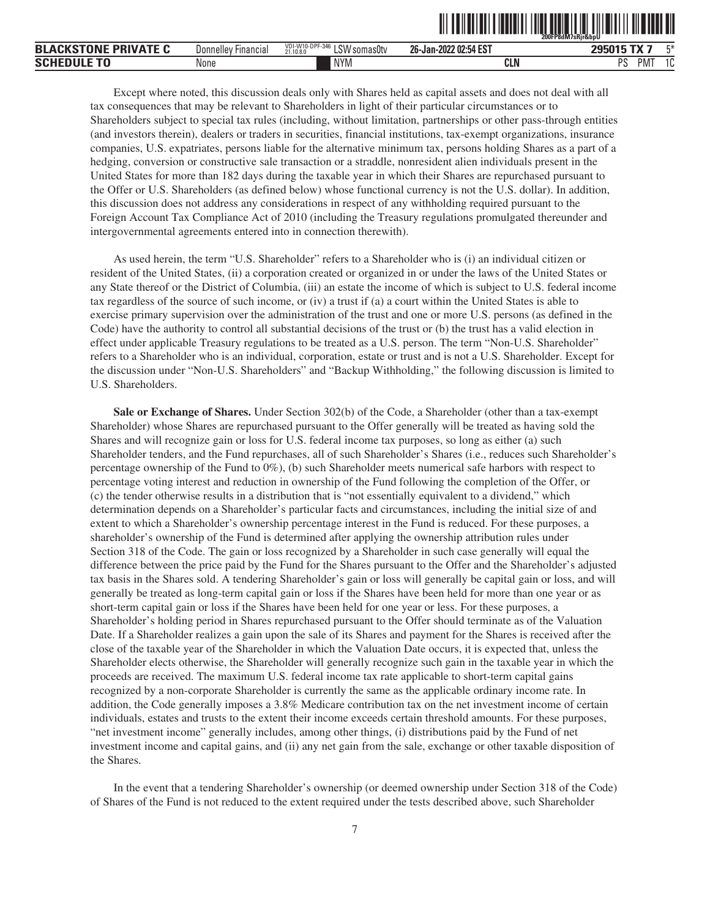Except where noted, this discussion deals only with Shares held as capital assets and does not deal with all tax consequences that may be relevant to Shareholders in light of their particular circumstances or to Shareholders subject to special tax rules (including, without limitation, partnerships or other pass-through entities (and investors therein), dealers or traders in securities, financial institutions, tax-exempt organizations, insurance companies, U.S. expatriates, persons liable for the alternative minimum tax, persons holding Shares as a part of a hedging, conversion or constructive sale transaction or a straddle, nonresident alien individuals present in the United States for more than 182 days during the taxable year in which their Shares are repurchased pursuant to the Offer or U.S. Shareholders (as defined below) whose functional currency is not the U.S. dollar). In addition, this discussion does not address any considerations in respect of any withholding required pursuant to the Foreign Account Tax Compliance Act of 2010 (including the Treasury regulations promulgated thereunder and intergovernmental agreements entered into in connection therewith).

As used herein, the term "U.S. Shareholder" refers to a Shareholder who is (i) an individual citizen or resident of the United States, (ii) a corporation created or organized in or under the laws of the United States or any State thereof or the District of Columbia, (iii) an estate the income of which is subject to U.S. federal income tax regardless of the source of such income, or (iv) a trust if (a) a court within the United States is able to exercise primary supervision over the administration of the trust and one or more U.S. persons (as defined in the Code) have the authority to control all substantial decisions of the trust or (b) the trust has a valid election in effect under applicable Treasury regulations to be treated as a U.S. person. The term "Non-U.S. Shareholder" refers to a Shareholder who is an individual, corporation, estate or trust and is not a U.S. Shareholder. Except for the discussion under "Non-U.S. Shareholders" and "Backup Withholding," the following discussion is limited to U.S. Shareholders.

**Sale or Exchange of Shares.** Under Section 302(b) of the Code, a Shareholder (other than a tax-exempt Shareholder) whose Shares are repurchased pursuant to the Offer generally will be treated as having sold the Shares and will recognize gain or loss for U.S. federal income tax purposes, so long as either (a) such Shareholder tenders, and the Fund repurchases, all of such Shareholder's Shares (i.e., reduces such Shareholder's percentage ownership of the Fund to 0%), (b) such Shareholder meets numerical safe harbors with respect to percentage voting interest and reduction in ownership of the Fund following the completion of the Offer, or (c) the tender otherwise results in a distribution that is "not essentially equivalent to a dividend," which determination depends on a Shareholder's particular facts and circumstances, including the initial size of and extent to which a Shareholder's ownership percentage interest in the Fund is reduced. For these purposes, a shareholder's ownership of the Fund is determined after applying the ownership attribution rules under Section 318 of the Code. The gain or loss recognized by a Shareholder in such case generally will equal the difference between the price paid by the Fund for the Shares pursuant to the Offer and the Shareholder's adjusted tax basis in the Shares sold. A tendering Shareholder's gain or loss will generally be capital gain or loss, and will generally be treated as long-term capital gain or loss if the Shares have been held for more than one year or as short-term capital gain or loss if the Shares have been held for one year or less. For these purposes, a Shareholder's holding period in Shares repurchased pursuant to the Offer should terminate as of the Valuation Date. If a Shareholder realizes a gain upon the sale of its Shares and payment for the Shares is received after the close of the taxable year of the Shareholder in which the Valuation Date occurs, it is expected that, unless the Shareholder elects otherwise, the Shareholder will generally recognize such gain in the taxable year in which the proceeds are received. The maximum U.S. federal income tax rate applicable to short-term capital gains recognized by a non-corporate Shareholder is currently the same as the applicable ordinary income rate. In addition, the Code generally imposes a 3.8% Medicare contribution tax on the net investment income of certain individuals, estates and trusts to the extent their income exceeds certain threshold amounts. For these purposes, "net investment income" generally includes, among other things, (i) distributions paid by the Fund of net investment income and capital gains, and (ii) any net gain from the sale, exchange or other taxable disposition of the Shares.

In the event that a tendering Shareholder's ownership (or deemed ownership under Section 318 of the Code) of Shares of the Fund is not reduced to the extent required under the tests described above, such Shareholder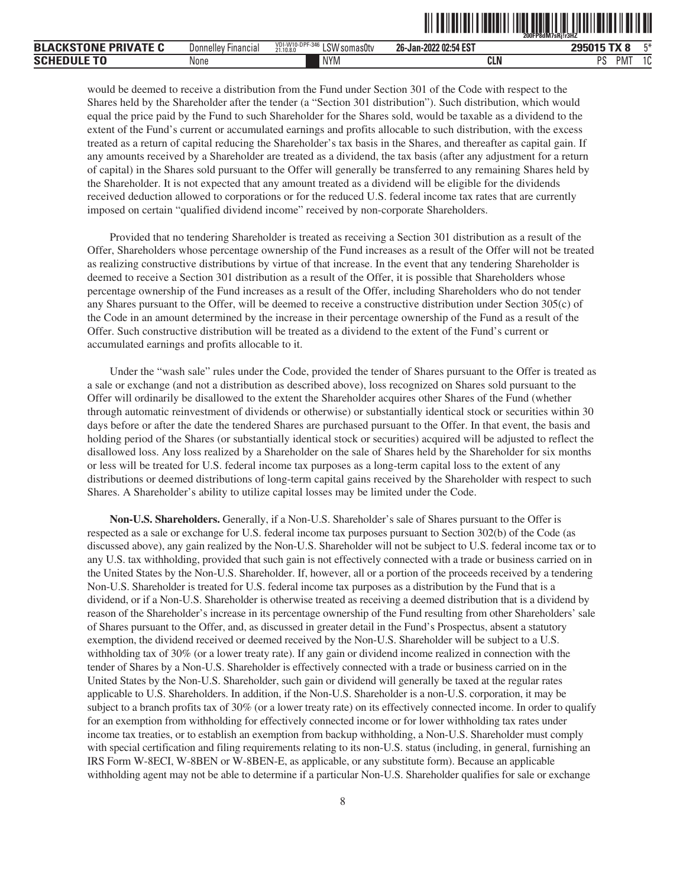would be deemed to receive a distribution from the Fund under Section 301 of the Code with respect to the Shares held by the Shareholder after the tender (a "Section 301 distribution"). Such distribution, which would equal the price paid by the Fund to such Shareholder for the Shares sold, would be taxable as a dividend to the extent of the Fund's current or accumulated earnings and profits allocable to such distribution, with the excess treated as a return of capital reducing the Shareholder's tax basis in the Shares, and thereafter as capital gain. If any amounts received by a Shareholder are treated as a dividend, the tax basis (after any adjustment for a return of capital) in the Shares sold pursuant to the Offer will generally be transferred to any remaining Shares held by the Shareholder. It is not expected that any amount treated as a dividend will be eligible for the dividends received deduction allowed to corporations or for the reduced U.S. federal income tax rates that are currently imposed on certain "qualified dividend income" received by non-corporate Shareholders.

Provided that no tendering Shareholder is treated as receiving a Section 301 distribution as a result of the Offer, Shareholders whose percentage ownership of the Fund increases as a result of the Offer will not be treated as realizing constructive distributions by virtue of that increase. In the event that any tendering Shareholder is deemed to receive a Section 301 distribution as a result of the Offer, it is possible that Shareholders whose percentage ownership of the Fund increases as a result of the Offer, including Shareholders who do not tender any Shares pursuant to the Offer, will be deemed to receive a constructive distribution under Section 305(c) of the Code in an amount determined by the increase in their percentage ownership of the Fund as a result of the Offer. Such constructive distribution will be treated as a dividend to the extent of the Fund's current or accumulated earnings and profits allocable to it.

Under the "wash sale" rules under the Code, provided the tender of Shares pursuant to the Offer is treated as a sale or exchange (and not a distribution as described above), loss recognized on Shares sold pursuant to the Offer will ordinarily be disallowed to the extent the Shareholder acquires other Shares of the Fund (whether through automatic reinvestment of dividends or otherwise) or substantially identical stock or securities within 30 days before or after the date the tendered Shares are purchased pursuant to the Offer. In that event, the basis and holding period of the Shares (or substantially identical stock or securities) acquired will be adjusted to reflect the disallowed loss. Any loss realized by a Shareholder on the sale of Shares held by the Shareholder for six months or less will be treated for U.S. federal income tax purposes as a long-term capital loss to the extent of any distributions or deemed distributions of long-term capital gains received by the Shareholder with respect to such Shares. A Shareholder's ability to utilize capital losses may be limited under the Code.

**Non-U.S. Shareholders.** Generally, if a Non-U.S. Shareholder's sale of Shares pursuant to the Offer is respected as a sale or exchange for U.S. federal income tax purposes pursuant to Section 302(b) of the Code (as discussed above), any gain realized by the Non-U.S. Shareholder will not be subject to U.S. federal income tax or to any U.S. tax withholding, provided that such gain is not effectively connected with a trade or business carried on in the United States by the Non-U.S. Shareholder. If, however, all or a portion of the proceeds received by a tendering Non-U.S. Shareholder is treated for U.S. federal income tax purposes as a distribution by the Fund that is a dividend, or if a Non-U.S. Shareholder is otherwise treated as receiving a deemed distribution that is a dividend by reason of the Shareholder's increase in its percentage ownership of the Fund resulting from other Shareholders' sale of Shares pursuant to the Offer, and, as discussed in greater detail in the Fund's Prospectus, absent a statutory exemption, the dividend received or deemed received by the Non-U.S. Shareholder will be subject to a U.S. withholding tax of 30% (or a lower treaty rate). If any gain or dividend income realized in connection with the tender of Shares by a Non-U.S. Shareholder is effectively connected with a trade or business carried on in the United States by the Non-U.S. Shareholder, such gain or dividend will generally be taxed at the regular rates applicable to U.S. Shareholders. In addition, if the Non-U.S. Shareholder is a non-U.S. corporation, it may be subject to a branch profits tax of 30% (or a lower treaty rate) on its effectively connected income. In order to qualify for an exemption from withholding for effectively connected income or for lower withholding tax rates under income tax treaties, or to establish an exemption from backup withholding, a Non-U.S. Shareholder must comply with special certification and filing requirements relating to its non-U.S. status (including, in general, furnishing an IRS Form W-8ECI, W-8BEN or W-8BEN-E, as applicable, or any substitute form). Because an applicable withholding agent may not be able to determine if a particular Non-U.S. Shareholder qualifies for sale or exchange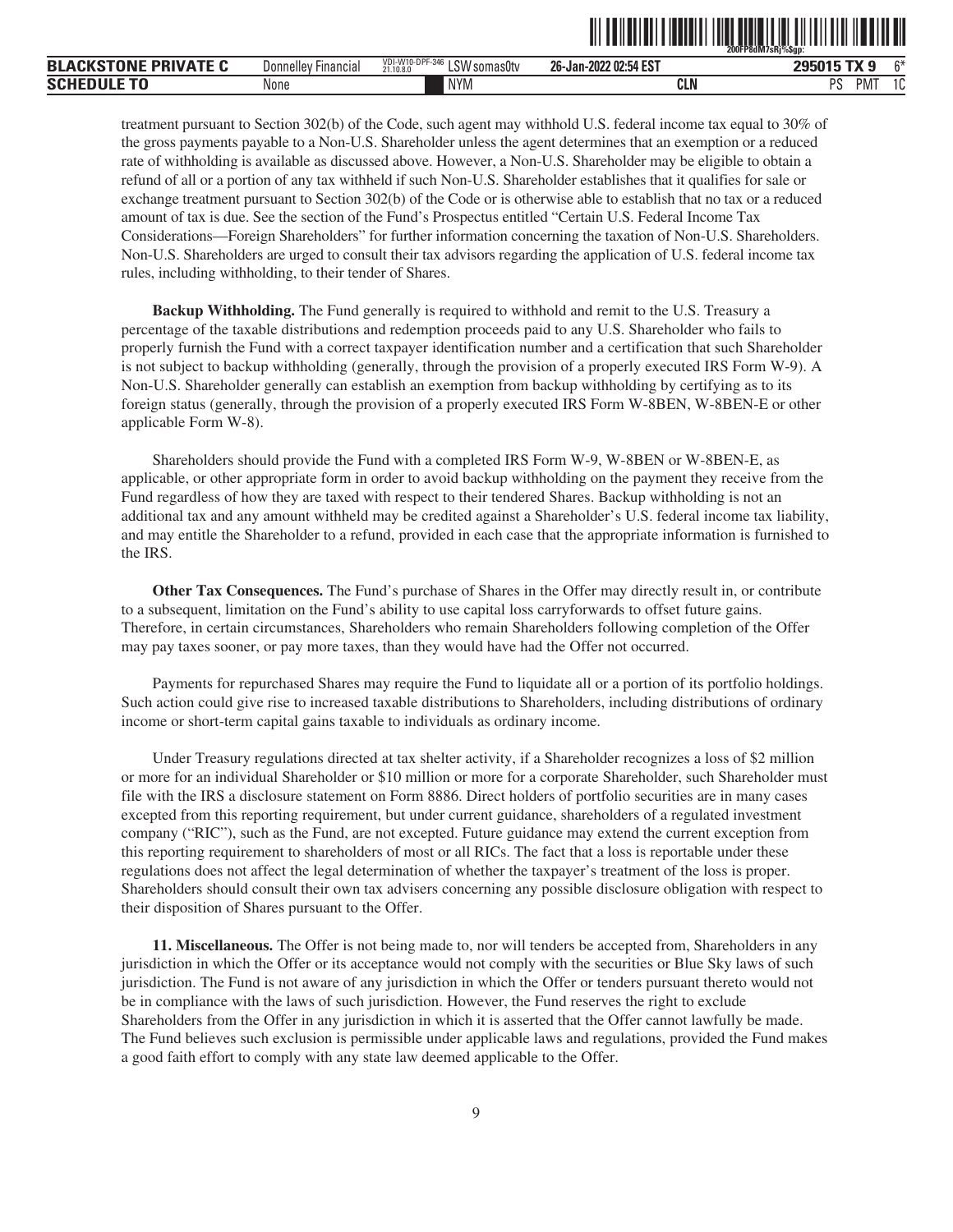treatment pursuant to Section 302(b) of the Code, such agent may withhold U.S. federal income tax equal to 30% of the gross payments payable to a Non-U.S. Shareholder unless the agent determines that an exemption or a reduced rate of withholding is available as discussed above. However, a Non-U.S. Shareholder may be eligible to obtain a refund of all or a portion of any tax withheld if such Non-U.S. Shareholder establishes that it qualifies for sale or exchange treatment pursuant to Section 302(b) of the Code or is otherwise able to establish that no tax or a reduced amount of tax is due. See the section of the Fund's Prospectus entitled "Certain U.S. Federal Income Tax Considerations—Foreign Shareholders" for further information concerning the taxation of Non-U.S. Shareholders. Non-U.S. Shareholders are urged to consult their tax advisors regarding the application of U.S. federal income tax rules, including withholding, to their tender of Shares.

**Backup Withholding.** The Fund generally is required to withhold and remit to the U.S. Treasury a percentage of the taxable distributions and redemption proceeds paid to any U.S. Shareholder who fails to properly furnish the Fund with a correct taxpayer identification number and a certification that such Shareholder is not subject to backup withholding (generally, through the provision of a properly executed IRS Form W-9). A Non-U.S. Shareholder generally can establish an exemption from backup withholding by certifying as to its foreign status (generally, through the provision of a properly executed IRS Form W-8BEN, W-8BEN-E or other applicable Form W-8).

Shareholders should provide the Fund with a completed IRS Form W-9, W-8BEN or W-8BEN-E, as applicable, or other appropriate form in order to avoid backup withholding on the payment they receive from the Fund regardless of how they are taxed with respect to their tendered Shares. Backup withholding is not an additional tax and any amount withheld may be credited against a Shareholder's U.S. federal income tax liability, and may entitle the Shareholder to a refund, provided in each case that the appropriate information is furnished to the IRS.

**Other Tax Consequences.** The Fund's purchase of Shares in the Offer may directly result in, or contribute to a subsequent, limitation on the Fund's ability to use capital loss carryforwards to offset future gains. Therefore, in certain circumstances, Shareholders who remain Shareholders following completion of the Offer may pay taxes sooner, or pay more taxes, than they would have had the Offer not occurred.

Payments for repurchased Shares may require the Fund to liquidate all or a portion of its portfolio holdings. Such action could give rise to increased taxable distributions to Shareholders, including distributions of ordinary income or short-term capital gains taxable to individuals as ordinary income.

Under Treasury regulations directed at tax shelter activity, if a Shareholder recognizes a loss of $2 million or more for an individual Shareholder or $10 million or more for a corporate Shareholder, such Shareholder must file with the IRS a disclosure statement on Form 8886. Direct holders of portfolio securities are in many cases excepted from this reporting requirement, but under current guidance, shareholders of a regulated investment company ("RIC"), such as the Fund, are not excepted. Future guidance may extend the current exception from this reporting requirement to shareholders of most or all RICs. The fact that a loss is reportable under these regulations does not affect the legal determination of whether the taxpayer's treatment of the loss is proper. Shareholders should consult their own tax advisers concerning any possible disclosure obligation with respect to their disposition of Shares pursuant to the Offer.

**11. Miscellaneous.** The Offer is not being made to, nor will tenders be accepted from, Shareholders in any jurisdiction in which the Offer or its acceptance would not comply with the securities or Blue Sky laws of such jurisdiction. The Fund is not aware of any jurisdiction in which the Offer or tenders pursuant thereto would not be in compliance with the laws of such jurisdiction. However, the Fund reserves the right to exclude Shareholders from the Offer in any jurisdiction in which it is asserted that the Offer cannot lawfully be made. The Fund believes such exclusion is permissible under applicable laws and regulations, provided the Fund makes a good faith effort to comply with any state law deemed applicable to the Offer.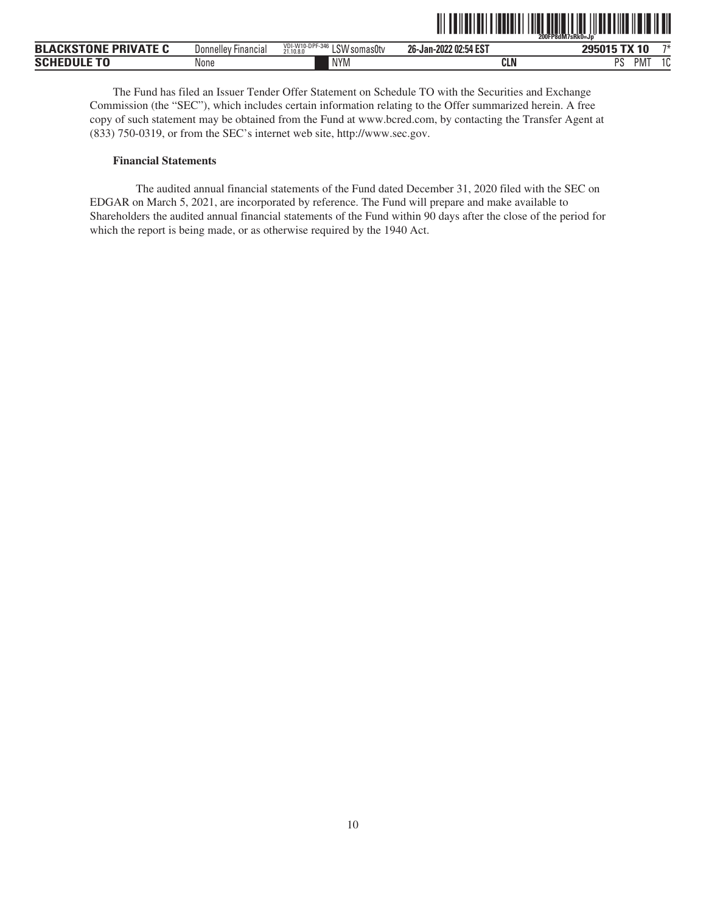The Fund has filed an Issuer Tender Offer Statement on Schedule TO with the Securities and Exchange Commission (the "SEC"), which includes certain information relating to the Offer summarized herein. A free copy of such statement may be obtained from the Fund at www.bcred.com, by contacting the Transfer Agent at (833) 750-0319, or from the SEC's internet web site, http://www.sec.gov.

**Financial Statements**

The audited annual financial statements of the Fund dated December 31, 2020 filed with the SEC on EDGAR on March 5, 2021, are incorporated by reference. The Fund will prepare and make available to Shareholders the audited annual financial statements of the Fund within 90 days after the close of the period for which the report is being made, or as otherwise required by the 1940 Act.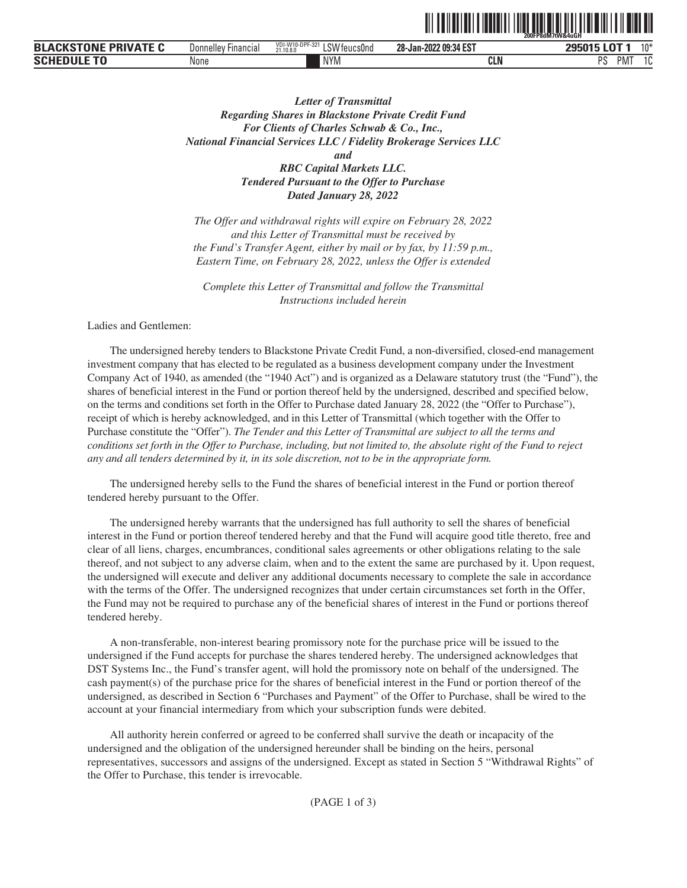***Letter of Transmittal***
***Regarding Shares in Blackstone Private Credit Fund***
***For Clients of Charles Schwab & Co., Inc.,***
***National Financial Services LLC / Fidelity Brokerage Services LLC***
***and***
***RBC Capital Markets LLC.***
***Tendered Pursuant to the Offer to Purchase***
***Dated January 28, 2022***

*The Offer and withdrawal rights will expire on February 28, 2022 and this Letter of Transmittal must be received by the Fund's Transfer Agent, either by mail or by fax, by 11:59 p.m., Eastern Time, on February 28, 2022, unless the Offer is extended*

*Complete this Letter of Transmittal and follow the Transmittal Instructions included herein*

Ladies and Gentlemen:

The undersigned hereby tenders to Blackstone Private Credit Fund, a non-diversified, closed-end management investment company that has elected to be regulated as a business development company under the Investment Company Act of 1940, as amended (the "1940 Act") and is organized as a Delaware statutory trust (the "Fund"), the shares of beneficial interest in the Fund or portion thereof held by the undersigned, described and specified below, on the terms and conditions set forth in the Offer to Purchase dated January 28, 2022 (the "Offer to Purchase"), receipt of which is hereby acknowledged, and in this Letter of Transmittal (which together with the Offer to Purchase constitute the "Offer"). *The Tender and this Letter of Transmittal are subject to all the terms and conditions set forth in the Offer to Purchase, including, but not limited to, the absolute right of the Fund to reject any and all tenders determined by it, in its sole discretion, not to be in the appropriate form.*

The undersigned hereby sells to the Fund the shares of beneficial interest in the Fund or portion thereof tendered hereby pursuant to the Offer.

The undersigned hereby warrants that the undersigned has full authority to sell the shares of beneficial interest in the Fund or portion thereof tendered hereby and that the Fund will acquire good title thereto, free and clear of all liens, charges, encumbrances, conditional sales agreements or other obligations relating to the sale thereof, and not subject to any adverse claim, when and to the extent the same are purchased by it. Upon request, the undersigned will execute and deliver any additional documents necessary to complete the sale in accordance with the terms of the Offer. The undersigned recognizes that under certain circumstances set forth in the Offer, the Fund may not be required to purchase any of the beneficial shares of interest in the Fund or portions thereof tendered hereby.

A non-transferable, non-interest bearing promissory note for the purchase price will be issued to the undersigned if the Fund accepts for purchase the shares tendered hereby. The undersigned acknowledges that DST Systems Inc., the Fund's transfer agent, will hold the promissory note on behalf of the undersigned. The cash payment(s) of the purchase price for the shares of beneficial interest in the Fund or portion thereof of the undersigned, as described in Section 6 "Purchases and Payment" of the Offer to Purchase, shall be wired to the account at your financial intermediary from which your subscription funds were debited.

All authority herein conferred or agreed to be conferred shall survive the death or incapacity of the undersigned and the obligation of the undersigned hereunder shall be binding on the heirs, personal representatives, successors and assigns of the undersigned. Except as stated in Section 5 "Withdrawal Rights" of the Offer to Purchase, this tender is irrevocable.

(PAGE 1 of 3)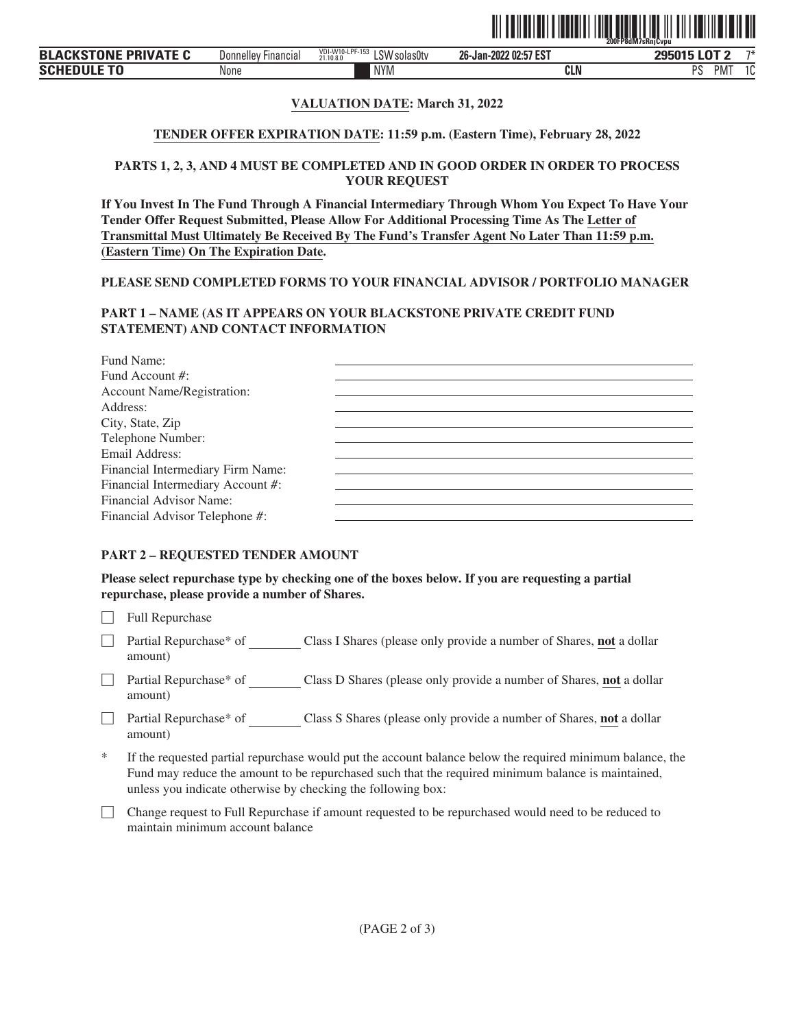**VALUATION DATE: March 31, 2022**

**TENDER OFFER EXPIRATION DATE: 11:59 p.m. (Eastern Time), February 28, 2022**

**PARTS 1, 2, 3, AND 4 MUST BE COMPLETED AND IN GOOD ORDER IN ORDER TO PROCESS YOUR REQUEST**

**If You Invest In The Fund Through A Financial Intermediary Through Whom You Expect To Have Your Tender Offer Request Submitted, Please Allow For Additional Processing Time As The Letter of Transmittal Must Ultimately Be Received By The Fund's Transfer Agent No Later Than 11:59 p.m. (Eastern Time) On The Expiration Date.**

**PLEASE SEND COMPLETED FORMS TO YOUR FINANCIAL ADVISOR / PORTFOLIO MANAGER**

**PART 1 – NAME (AS IT APPEARS ON YOUR BLACKSTONE PRIVATE CREDIT FUND STATEMENT) AND CONTACT INFORMATION**

Fund Name: ______________________

Fund Account #: ______________________

Account Name/Registration: ______________________

Address: ______________________

City, State, Zip ______________________

Telephone Number: ______________________

Email Address: ______________________

Financial Intermediary Firm Name: ______________________

Financial Intermediary Account #: ______________________

Financial Advisor Name: ______________________

Financial Advisor Telephone #: ______________________

**PART 2 – REQUESTED TENDER AMOUNT**

**Please select repurchase type by checking one of the boxes below. If you are requesting a partial repurchase, please provide a number of Shares.**

☐ Full Repurchase

☐ Partial Repurchase* of ________ Class I Shares (please only provide a number of Shares, **not** a dollar amount)

☐ Partial Repurchase* of ________ Class D Shares (please only provide a number of Shares, **not** a dollar amount)

☐ Partial Repurchase* of ________ Class S Shares (please only provide a number of Shares, **not** a dollar amount)

* If the requested partial repurchase would put the account balance below the required minimum balance, the Fund may reduce the amount to be repurchased such that the required minimum balance is maintained, unless you indicate otherwise by checking the following box:

☐ Change request to Full Repurchase if amount requested to be repurchased would need to be reduced to maintain minimum account balance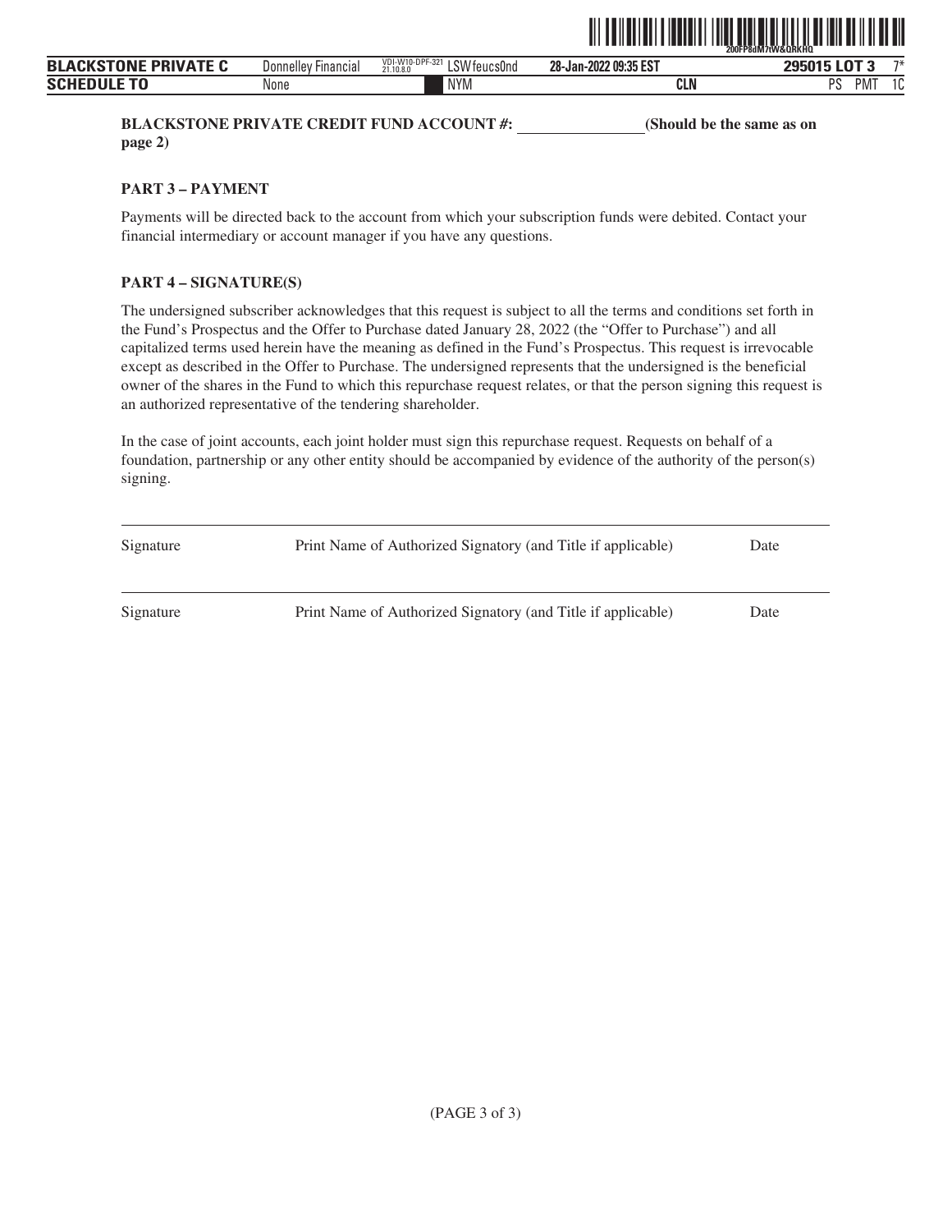**BLACKSTONE PRIVATE CREDIT FUND ACCOUNT #: \_\_\_\_\_\_\_\_\_\_\_\_\_\_\_\_ (Should be the same as on page 2)**

**PART 3 – PAYMENT**

Payments will be directed back to the account from which your subscription funds were debited. Contact your financial intermediary or account manager if you have any questions.

**PART 4 – SIGNATURE(S)**

The undersigned subscriber acknowledges that this request is subject to all the terms and conditions set forth in the Fund's Prospectus and the Offer to Purchase dated January 28, 2022 (the "Offer to Purchase") and all capitalized terms used herein have the meaning as defined in the Fund's Prospectus. This request is irrevocable except as described in the Offer to Purchase. The undersigned represents that the undersigned is the beneficial owner of the shares in the Fund to which this repurchase request relates, or that the person signing this request is an authorized representative of the tendering shareholder.

In the case of joint accounts, each joint holder must sign this repurchase request. Requests on behalf of a foundation, partnership or any other entity should be accompanied by evidence of the authority of the person(s) signing.

| Signature | Print Name of Authorized Signatory (and Title if applicable) | Date |
|---|---|---|
| Signature | Print Name of Authorized Signatory (and Title if applicable) | Date |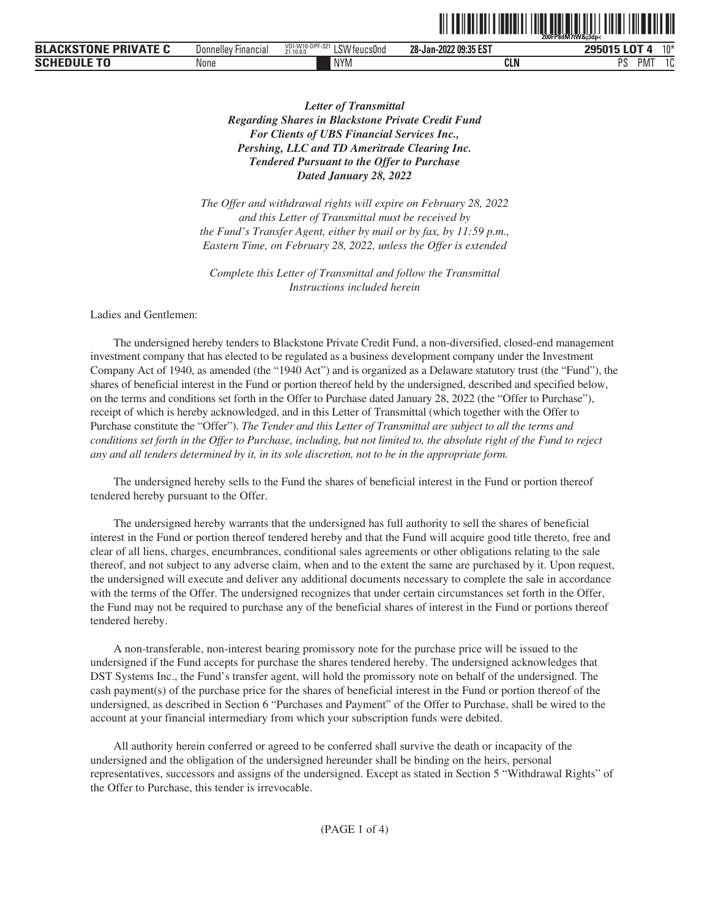***Letter of Transmittal***
***Regarding Shares in Blackstone Private Credit Fund***
***For Clients of UBS Financial Services Inc.,***
***Pershing, LLC and TD Ameritrade Clearing Inc.***
***Tendered Pursuant to the Offer to Purchase***
***Dated January 28, 2022***

*The Offer and withdrawal rights will expire on February 28, 2022 and this Letter of Transmittal must be received by the Fund's Transfer Agent, either by mail or by fax, by 11:59 p.m., Eastern Time, on February 28, 2022, unless the Offer is extended*

*Complete this Letter of Transmittal and follow the Transmittal Instructions included herein*

Ladies and Gentlemen:

The undersigned hereby tenders to Blackstone Private Credit Fund, a non-diversified, closed-end management investment company that has elected to be regulated as a business development company under the Investment Company Act of 1940, as amended (the "1940 Act") and is organized as a Delaware statutory trust (the "Fund"), the shares of beneficial interest in the Fund or portion thereof held by the undersigned, described and specified below, on the terms and conditions set forth in the Offer to Purchase dated January 28, 2022 (the "Offer to Purchase"), receipt of which is hereby acknowledged, and in this Letter of Transmittal (which together with the Offer to Purchase constitute the "Offer"). *The Tender and this Letter of Transmittal are subject to all the terms and conditions set forth in the Offer to Purchase, including, but not limited to, the absolute right of the Fund to reject any and all tenders determined by it, in its sole discretion, not to be in the appropriate form.*

The undersigned hereby sells to the Fund the shares of beneficial interest in the Fund or portion thereof tendered hereby pursuant to the Offer.

The undersigned hereby warrants that the undersigned has full authority to sell the shares of beneficial interest in the Fund or portion thereof tendered hereby and that the Fund will acquire good title thereto, free and clear of all liens, charges, encumbrances, conditional sales agreements or other obligations relating to the sale thereof, and not subject to any adverse claim, when and to the extent the same are purchased by it. Upon request, the undersigned will execute and deliver any additional documents necessary to complete the sale in accordance with the terms of the Offer. The undersigned recognizes that under certain circumstances set forth in the Offer, the Fund may not be required to purchase any of the beneficial shares of interest in the Fund or portions thereof tendered hereby.

A non-transferable, non-interest bearing promissory note for the purchase price will be issued to the undersigned if the Fund accepts for purchase the shares tendered hereby. The undersigned acknowledges that DST Systems Inc., the Fund's transfer agent, will hold the promissory note on behalf of the undersigned. The cash payment(s) of the purchase price for the shares of beneficial interest in the Fund or portion thereof of the undersigned, as described in Section 6 "Purchases and Payment" of the Offer to Purchase, shall be wired to the account at your financial intermediary from which your subscription funds were debited.

All authority herein conferred or agreed to be conferred shall survive the death or incapacity of the undersigned and the obligation of the undersigned hereunder shall be binding on the heirs, personal representatives, successors and assigns of the undersigned. Except as stated in Section 5 "Withdrawal Rights" of the Offer to Purchase, this tender is irrevocable.

(PAGE 1 of 4)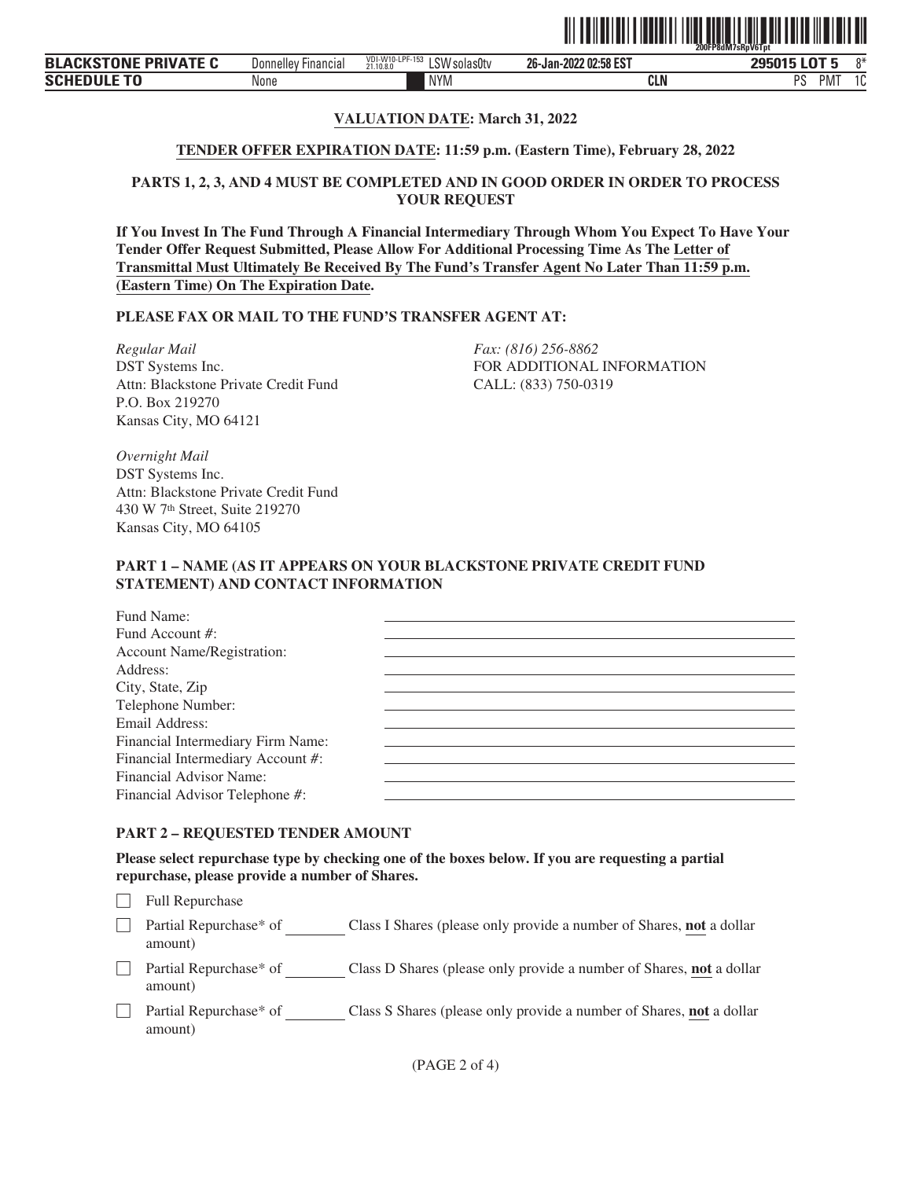**VALUATION DATE: March 31, 2022**

**TENDER OFFER EXPIRATION DATE: 11:59 p.m. (Eastern Time), February 28, 2022**

**PARTS 1, 2, 3, AND 4 MUST BE COMPLETED AND IN GOOD ORDER IN ORDER TO PROCESS YOUR REQUEST**

**If You Invest In The Fund Through A Financial Intermediary Through Whom You Expect To Have Your Tender Offer Request Submitted, Please Allow For Additional Processing Time As The Letter of Transmittal Must Ultimately Be Received By The Fund's Transfer Agent No Later Than 11:59 p.m. (Eastern Time) On The Expiration Date.**

**PLEASE FAX OR MAIL TO THE FUND'S TRANSFER AGENT AT:**

*Regular Mail*
DST Systems Inc.
Attn: Blackstone Private Credit Fund
P.O. Box 219270
Kansas City, MO 64121

*Fax: (816) 256-8862*
FOR ADDITIONAL INFORMATION
CALL: (833) 750-0319

*Overnight Mail*
DST Systems Inc.
Attn: Blackstone Private Credit Fund
430 W 7th Street, Suite 219270
Kansas City, MO 64105

**PART 1 – NAME (AS IT APPEARS ON YOUR BLACKSTONE PRIVATE CREDIT FUND STATEMENT) AND CONTACT INFORMATION**

Fund Name: ______________________

Fund Account #: ______________________

Account Name/Registration: ______________________

Address: ______________________

City, State, Zip ______________________

Telephone Number: ______________________

Email Address: ______________________

Financial Intermediary Firm Name: ______________________

Financial Intermediary Account #: ______________________

Financial Advisor Name: ______________________

Financial Advisor Telephone #: ______________________

**PART 2 – REQUESTED TENDER AMOUNT**

**Please select repurchase type by checking one of the boxes below. If you are requesting a partial repurchase, please provide a number of Shares.**

☐ Full Repurchase

☐ Partial Repurchase* of ________ Class I Shares (please only provide a number of Shares, **not** a dollar amount)

☐ Partial Repurchase* of ________ Class D Shares (please only provide a number of Shares, **not** a dollar amount)

☐ Partial Repurchase* of ________ Class S Shares (please only provide a number of Shares, **not** a dollar amount)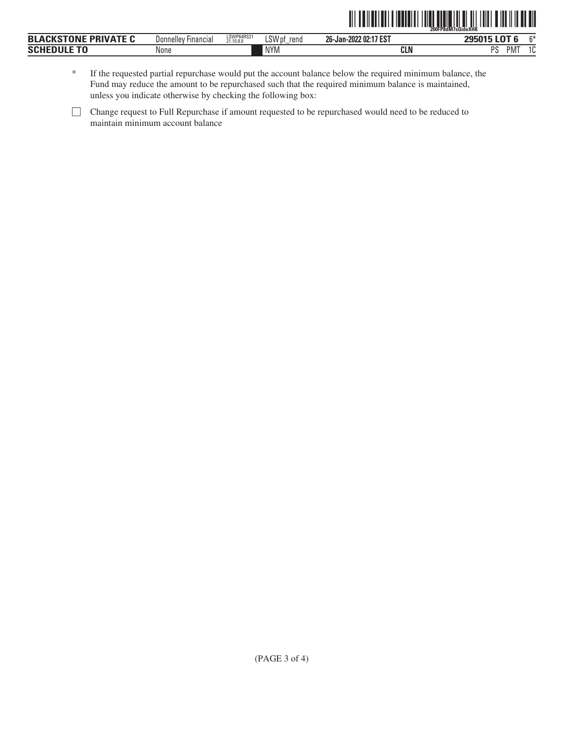\* If the requested partial repurchase would put the account balance below the required minimum balance, the Fund may reduce the amount to be repurchased such that the required minimum balance is maintained, unless you indicate otherwise by checking the following box:

☐ Change request to Full Repurchase if amount requested to be repurchased would need to be reduced to maintain minimum account balance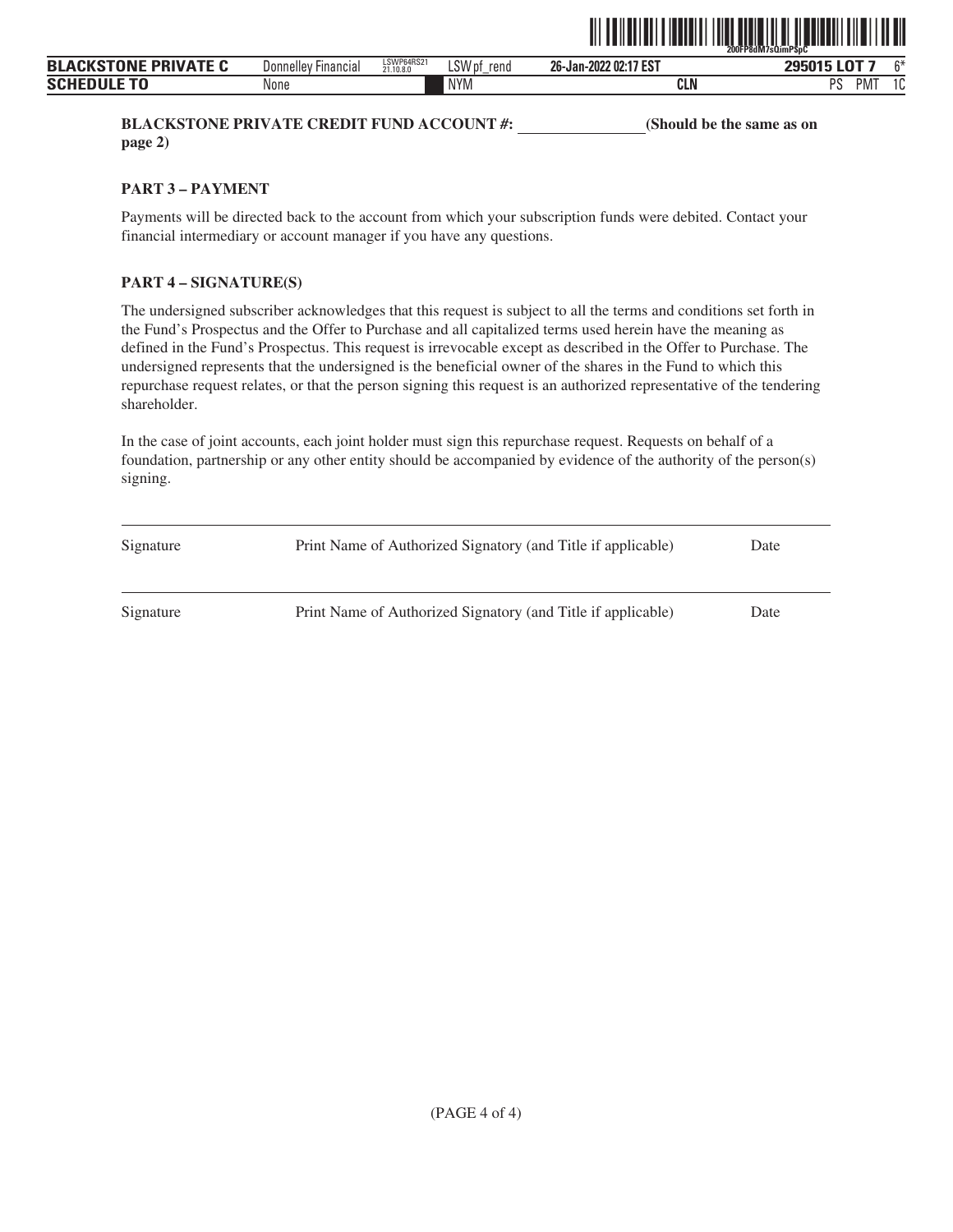**BLACKSTONE PRIVATE CREDIT FUND ACCOUNT #: \_\_\_\_\_\_\_\_\_\_\_\_\_\_\_\_ (Should be the same as on page 2)**

**PART 3 – PAYMENT**

Payments will be directed back to the account from which your subscription funds were debited. Contact your financial intermediary or account manager if you have any questions.

**PART 4 – SIGNATURE(S)**

The undersigned subscriber acknowledges that this request is subject to all the terms and conditions set forth in the Fund's Prospectus and the Offer to Purchase and all capitalized terms used herein have the meaning as defined in the Fund's Prospectus. This request is irrevocable except as described in the Offer to Purchase. The undersigned represents that the undersigned is the beneficial owner of the shares in the Fund to which this repurchase request relates, or that the person signing this request is an authorized representative of the tendering shareholder.

In the case of joint accounts, each joint holder must sign this repurchase request. Requests on behalf of a foundation, partnership or any other entity should be accompanied by evidence of the authority of the person(s) signing.

| Signature | Print Name of Authorized Signatory (and Title if applicable) | Date |
|---|---|---|
| Signature | Print Name of Authorized Signatory (and Title if applicable) | Date |

(PAGE 4 of 4)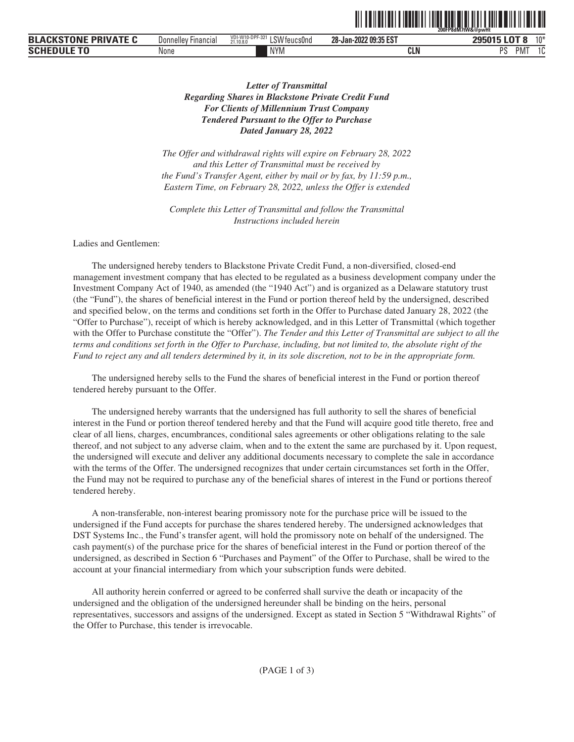***Letter of Transmittal***
***Regarding Shares in Blackstone Private Credit Fund***
***For Clients of Millennium Trust Company***
***Tendered Pursuant to the Offer to Purchase***
***Dated January 28, 2022***

*The Offer and withdrawal rights will expire on February 28, 2022 and this Letter of Transmittal must be received by the Fund's Transfer Agent, either by mail or by fax, by 11:59 p.m., Eastern Time, on February 28, 2022, unless the Offer is extended*

*Complete this Letter of Transmittal and follow the Transmittal Instructions included herein*

Ladies and Gentlemen:

The undersigned hereby tenders to Blackstone Private Credit Fund, a non-diversified, closed-end management investment company that has elected to be regulated as a business development company under the Investment Company Act of 1940, as amended (the "1940 Act") and is organized as a Delaware statutory trust (the "Fund"), the shares of beneficial interest in the Fund or portion thereof held by the undersigned, described and specified below, on the terms and conditions set forth in the Offer to Purchase dated January 28, 2022 (the "Offer to Purchase"), receipt of which is hereby acknowledged, and in this Letter of Transmittal (which together with the Offer to Purchase constitute the "Offer"). *The Tender and this Letter of Transmittal are subject to all the terms and conditions set forth in the Offer to Purchase, including, but not limited to, the absolute right of the Fund to reject any and all tenders determined by it, in its sole discretion, not to be in the appropriate form.*

The undersigned hereby sells to the Fund the shares of beneficial interest in the Fund or portion thereof tendered hereby pursuant to the Offer.

The undersigned hereby warrants that the undersigned has full authority to sell the shares of beneficial interest in the Fund or portion thereof tendered hereby and that the Fund will acquire good title thereto, free and clear of all liens, charges, encumbrances, conditional sales agreements or other obligations relating to the sale thereof, and not subject to any adverse claim, when and to the extent the same are purchased by it. Upon request, the undersigned will execute and deliver any additional documents necessary to complete the sale in accordance with the terms of the Offer. The undersigned recognizes that under certain circumstances set forth in the Offer, the Fund may not be required to purchase any of the beneficial shares of interest in the Fund or portions thereof tendered hereby.

A non-transferable, non-interest bearing promissory note for the purchase price will be issued to the undersigned if the Fund accepts for purchase the shares tendered hereby. The undersigned acknowledges that DST Systems Inc., the Fund's transfer agent, will hold the promissory note on behalf of the undersigned. The cash payment(s) of the purchase price for the shares of beneficial interest in the Fund or portion thereof of the undersigned, as described in Section 6 "Purchases and Payment" of the Offer to Purchase, shall be wired to the account at your financial intermediary from which your subscription funds were debited.

All authority herein conferred or agreed to be conferred shall survive the death or incapacity of the undersigned and the obligation of the undersigned hereunder shall be binding on the heirs, personal representatives, successors and assigns of the undersigned. Except as stated in Section 5 "Withdrawal Rights" of the Offer to Purchase, this tender is irrevocable.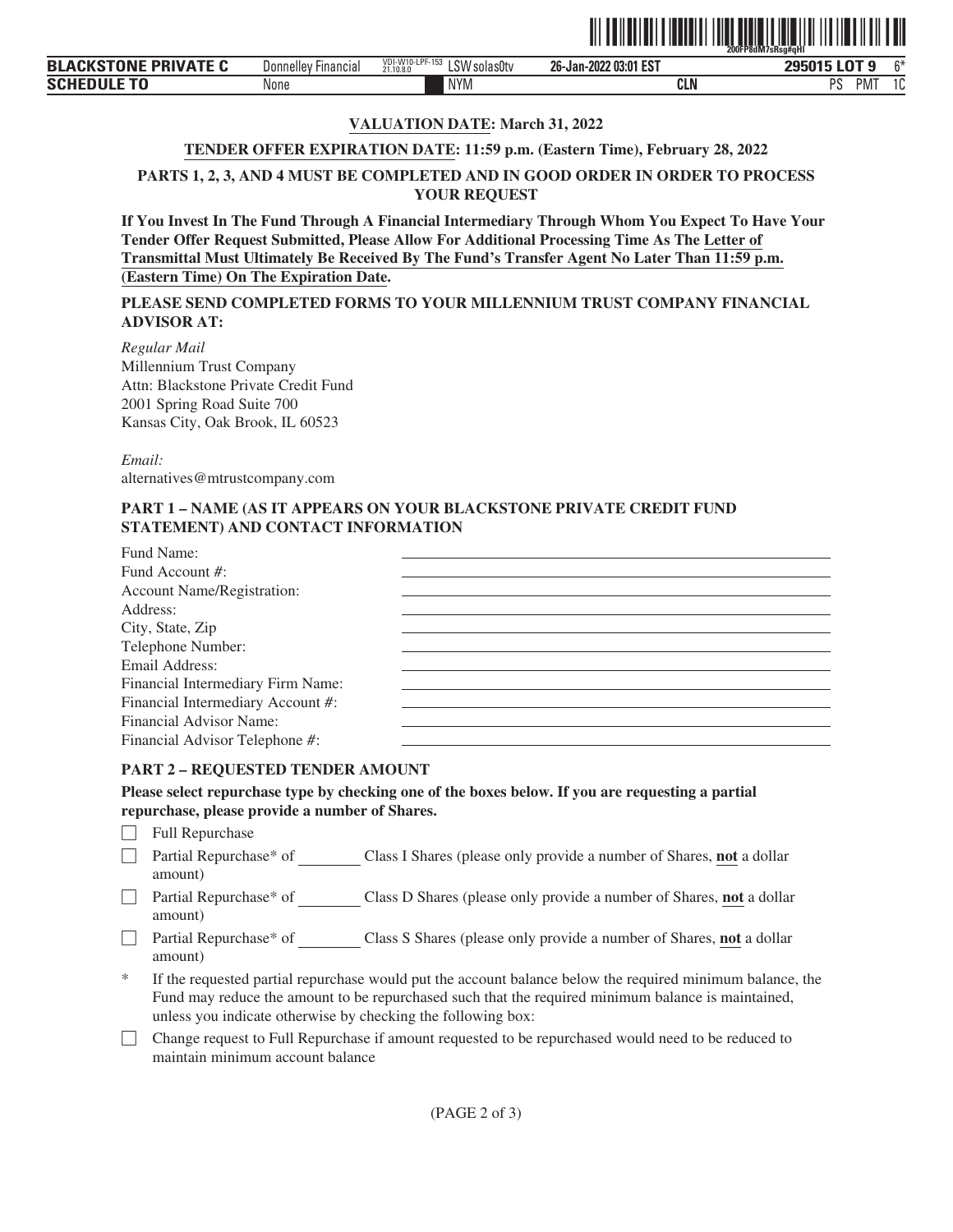**VALUATION DATE: March 31, 2022**

**TENDER OFFER EXPIRATION DATE: 11:59 p.m. (Eastern Time), February 28, 2022**

**PARTS 1, 2, 3, AND 4 MUST BE COMPLETED AND IN GOOD ORDER IN ORDER TO PROCESS YOUR REQUEST**

**If You Invest In The Fund Through A Financial Intermediary Through Whom You Expect To Have Your Tender Offer Request Submitted, Please Allow For Additional Processing Time As The Letter of Transmittal Must Ultimately Be Received By The Fund's Transfer Agent No Later Than 11:59 p.m. (Eastern Time) On The Expiration Date.**

**PLEASE SEND COMPLETED FORMS TO YOUR MILLENNIUM TRUST COMPANY FINANCIAL ADVISOR AT:**

*Regular Mail*
Millennium Trust Company
Attn: Blackstone Private Credit Fund
2001 Spring Road Suite 700
Kansas City, Oak Brook, IL 60523

*Email:*
alternatives@mtrustcompany.com

**PART 1 – NAME (AS IT APPEARS ON YOUR BLACKSTONE PRIVATE CREDIT FUND STATEMENT) AND CONTACT INFORMATION**

Fund Name: ____________________
Fund Account #: ____________________
Account Name/Registration: ____________________
Address: ____________________
City, State, Zip ____________________
Telephone Number: ____________________
Email Address: ____________________
Financial Intermediary Firm Name: ____________________
Financial Intermediary Account #: ____________________
Financial Advisor Name: ____________________
Financial Advisor Telephone #: ____________________

**PART 2 – REQUESTED TENDER AMOUNT**

**Please select repurchase type by checking one of the boxes below. If you are requesting a partial repurchase, please provide a number of Shares.**

☐ Full Repurchase

☐ Partial Repurchase* of ________ Class I Shares (please only provide a number of Shares, **not** a dollar amount)

☐ Partial Repurchase* of ________ Class D Shares (please only provide a number of Shares, **not** a dollar amount)

☐ Partial Repurchase* of ________ Class S Shares (please only provide a number of Shares, **not** a dollar amount)

\* If the requested partial repurchase would put the account balance below the required minimum balance, the Fund may reduce the amount to be repurchased such that the required minimum balance is maintained, unless you indicate otherwise by checking the following box:

☐ Change request to Full Repurchase if amount requested to be repurchased would need to be reduced to maintain minimum account balance

(PAGE 2 of 3)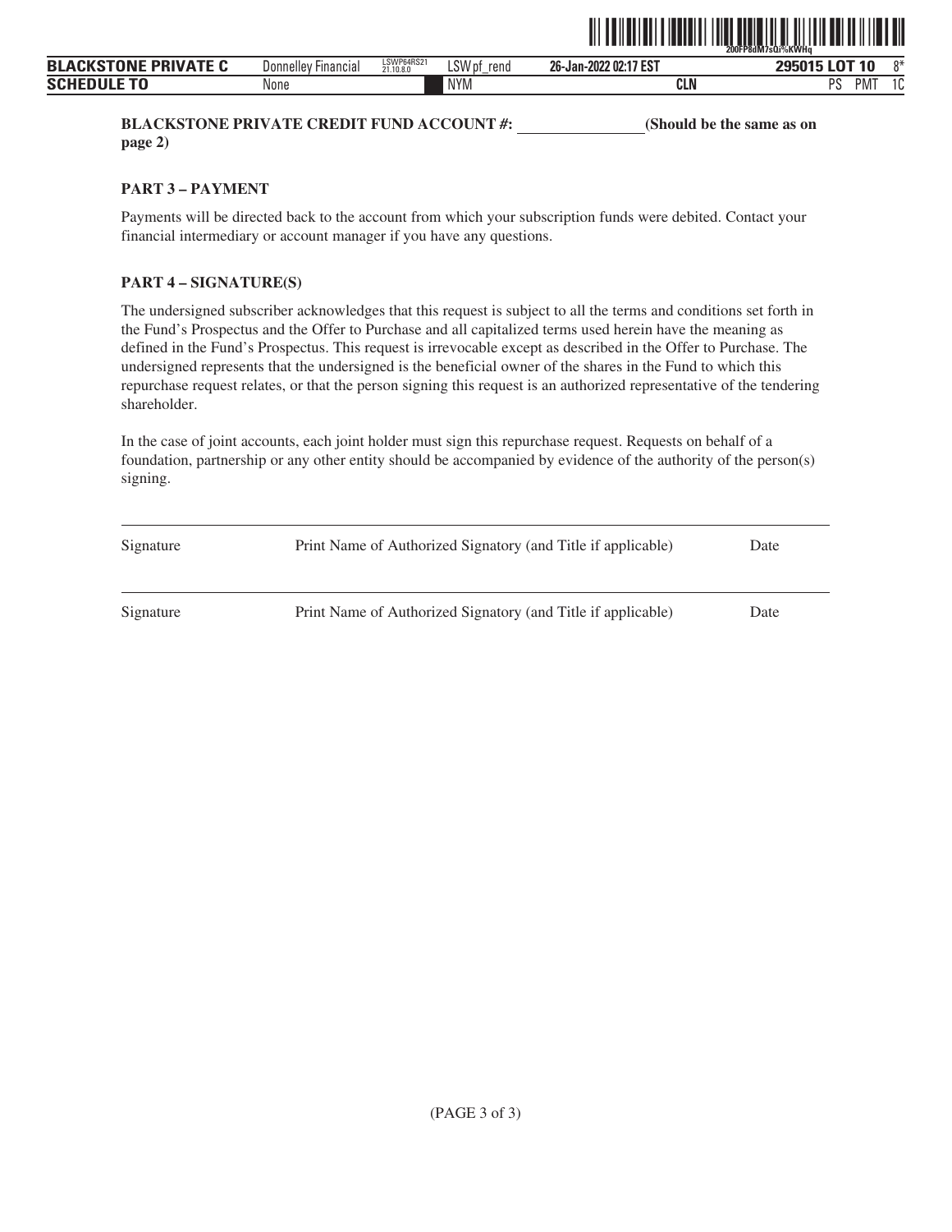**BLACKSTONE PRIVATE CREDIT FUND ACCOUNT #: ________________ (Should be the same as on page 2)**

**PART 3 – PAYMENT**

Payments will be directed back to the account from which your subscription funds were debited. Contact your financial intermediary or account manager if you have any questions.

**PART 4 – SIGNATURE(S)**

The undersigned subscriber acknowledges that this request is subject to all the terms and conditions set forth in the Fund's Prospectus and the Offer to Purchase and all capitalized terms used herein have the meaning as defined in the Fund's Prospectus. This request is irrevocable except as described in the Offer to Purchase. The undersigned represents that the undersigned is the beneficial owner of the shares in the Fund to which this repurchase request relates, or that the person signing this request is an authorized representative of the tendering shareholder.

In the case of joint accounts, each joint holder must sign this repurchase request. Requests on behalf of a foundation, partnership or any other entity should be accompanied by evidence of the authority of the person(s) signing.

| Signature | Print Name of Authorized Signatory (and Title if applicable) | Date |
|---|---|---|
| Signature | Print Name of Authorized Signatory (and Title if applicable) | Date |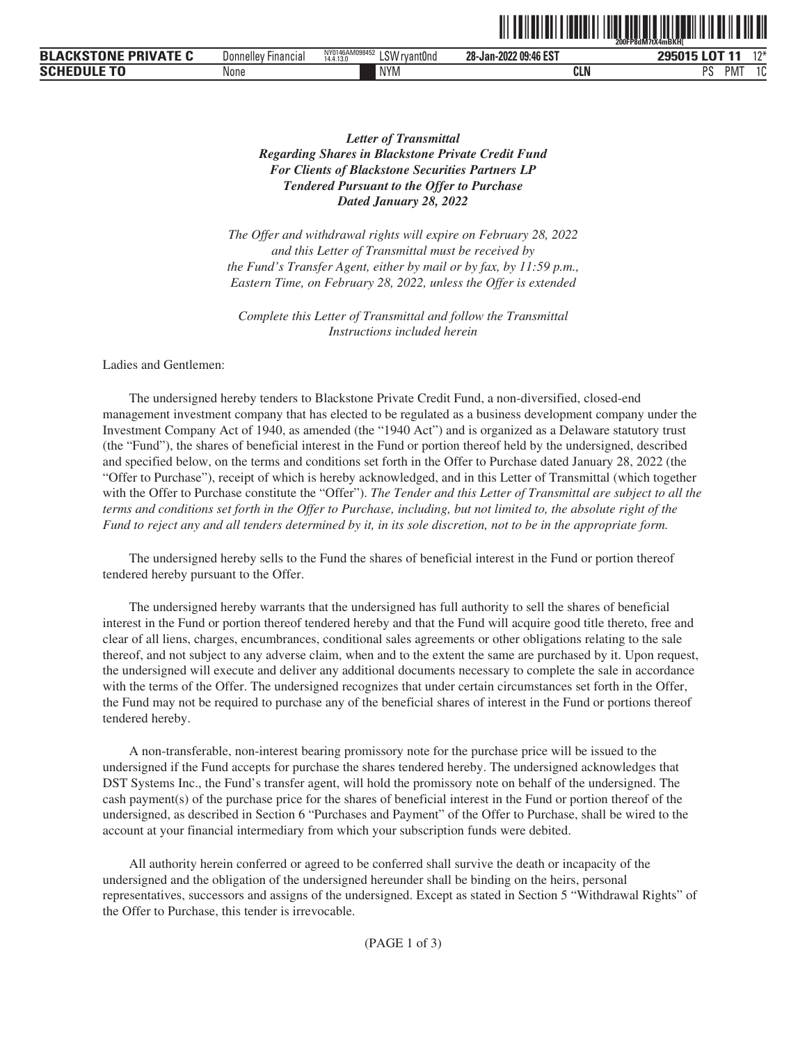*Letter of Transmittal*
*Regarding Shares in Blackstone Private Credit Fund*
*For Clients of Blackstone Securities Partners LP*
*Tendered Pursuant to the Offer to Purchase*
*Dated January 28, 2022*

*The Offer and withdrawal rights will expire on February 28, 2022 and this Letter of Transmittal must be received by the Fund's Transfer Agent, either by mail or by fax, by 11:59 p.m., Eastern Time, on February 28, 2022, unless the Offer is extended*

*Complete this Letter of Transmittal and follow the Transmittal Instructions included herein*

Ladies and Gentlemen:

The undersigned hereby tenders to Blackstone Private Credit Fund, a non-diversified, closed-end management investment company that has elected to be regulated as a business development company under the Investment Company Act of 1940, as amended (the "1940 Act") and is organized as a Delaware statutory trust (the "Fund"), the shares of beneficial interest in the Fund or portion thereof held by the undersigned, described and specified below, on the terms and conditions set forth in the Offer to Purchase dated January 28, 2022 (the "Offer to Purchase"), receipt of which is hereby acknowledged, and in this Letter of Transmittal (which together with the Offer to Purchase constitute the "Offer"). *The Tender and this Letter of Transmittal are subject to all the terms and conditions set forth in the Offer to Purchase, including, but not limited to, the absolute right of the Fund to reject any and all tenders determined by it, in its sole discretion, not to be in the appropriate form.*

The undersigned hereby sells to the Fund the shares of beneficial interest in the Fund or portion thereof tendered hereby pursuant to the Offer.

The undersigned hereby warrants that the undersigned has full authority to sell the shares of beneficial interest in the Fund or portion thereof tendered hereby and that the Fund will acquire good title thereto, free and clear of all liens, charges, encumbrances, conditional sales agreements or other obligations relating to the sale thereof, and not subject to any adverse claim, when and to the extent the same are purchased by it. Upon request, the undersigned will execute and deliver any additional documents necessary to complete the sale in accordance with the terms of the Offer. The undersigned recognizes that under certain circumstances set forth in the Offer, the Fund may not be required to purchase any of the beneficial shares of interest in the Fund or portions thereof tendered hereby.

A non-transferable, non-interest bearing promissory note for the purchase price will be issued to the undersigned if the Fund accepts for purchase the shares tendered hereby. The undersigned acknowledges that DST Systems Inc., the Fund's transfer agent, will hold the promissory note on behalf of the undersigned. The cash payment(s) of the purchase price for the shares of beneficial interest in the Fund or portion thereof of the undersigned, as described in Section 6 "Purchases and Payment" of the Offer to Purchase, shall be wired to the account at your financial intermediary from which your subscription funds were debited.

All authority herein conferred or agreed to be conferred shall survive the death or incapacity of the undersigned and the obligation of the undersigned hereunder shall be binding on the heirs, personal representatives, successors and assigns of the undersigned. Except as stated in Section 5 "Withdrawal Rights" of the Offer to Purchase, this tender is irrevocable.

(PAGE 1 of 3)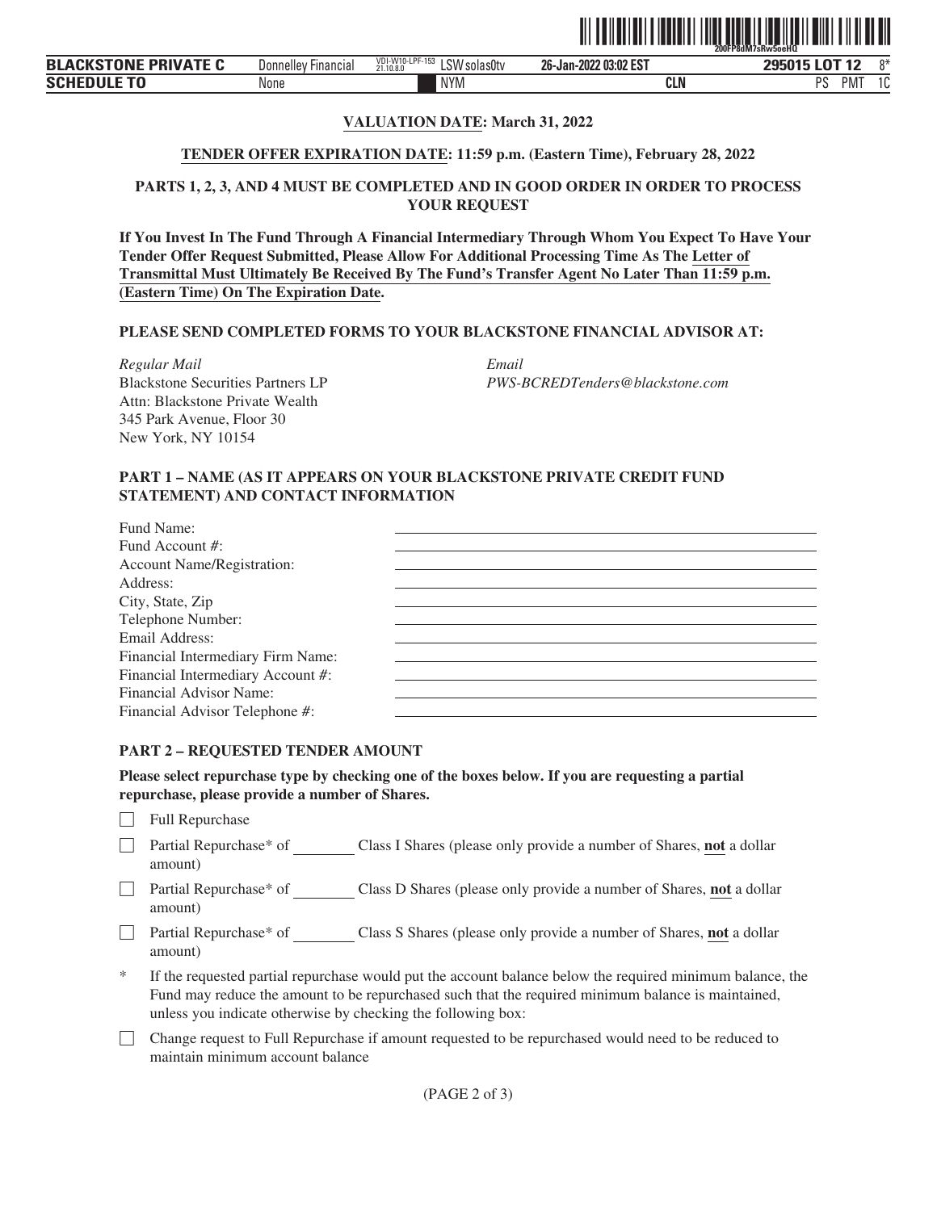**VALUATION DATE: March 31, 2022**

**TENDER OFFER EXPIRATION DATE: 11:59 p.m. (Eastern Time), February 28, 2022**

**PARTS 1, 2, 3, AND 4 MUST BE COMPLETED AND IN GOOD ORDER IN ORDER TO PROCESS YOUR REQUEST**

**If You Invest In The Fund Through A Financial Intermediary Through Whom You Expect To Have Your Tender Offer Request Submitted, Please Allow For Additional Processing Time As The Letter of Transmittal Must Ultimately Be Received By The Fund's Transfer Agent No Later Than 11:59 p.m. (Eastern Time) On The Expiration Date.**

**PLEASE SEND COMPLETED FORMS TO YOUR BLACKSTONE FINANCIAL ADVISOR AT:**

*Regular Mail*
Blackstone Securities Partners LP
Attn: Blackstone Private Wealth
345 Park Avenue, Floor 30
New York, NY 10154

*Email*
*PWS-BCREDTenders@blackstone.com*

**PART 1 – NAME (AS IT APPEARS ON YOUR BLACKSTONE PRIVATE CREDIT FUND STATEMENT) AND CONTACT INFORMATION**

Fund Name: ____________________
Fund Account #: ____________________
Account Name/Registration: ____________________
Address: ____________________
City, State, Zip ____________________
Telephone Number: ____________________
Email Address: ____________________
Financial Intermediary Firm Name: ____________________
Financial Intermediary Account #: ____________________
Financial Advisor Name: ____________________
Financial Advisor Telephone #: ____________________

**PART 2 – REQUESTED TENDER AMOUNT**

**Please select repurchase type by checking one of the boxes below. If you are requesting a partial repurchase, please provide a number of Shares.**

☐ Full Repurchase

☐ Partial Repurchase* of ________ Class I Shares (please only provide a number of Shares, **not** a dollar amount)

☐ Partial Repurchase* of ________ Class D Shares (please only provide a number of Shares, **not** a dollar amount)

☐ Partial Repurchase* of ________ Class S Shares (please only provide a number of Shares, **not** a dollar amount)

\* If the requested partial repurchase would put the account balance below the required minimum balance, the Fund may reduce the amount to be repurchased such that the required minimum balance is maintained, unless you indicate otherwise by checking the following box:

☐ Change request to Full Repurchase if amount requested to be repurchased would need to be reduced to maintain minimum account balance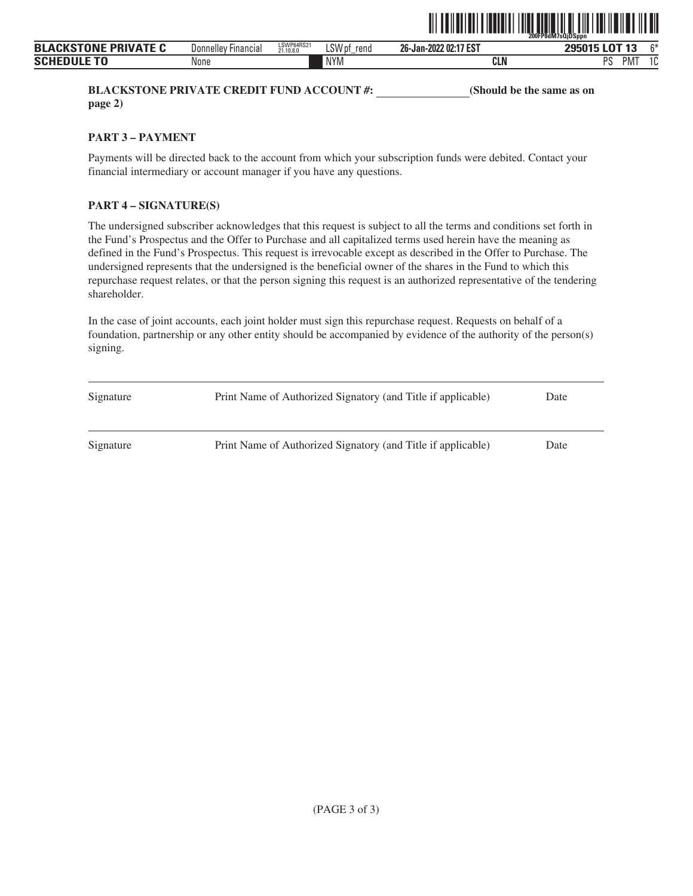**BLACKSTONE PRIVATE CREDIT FUND ACCOUNT #: ________________ (Should be the same as on page 2)**

**PART 3 – PAYMENT**

Payments will be directed back to the account from which your subscription funds were debited. Contact your financial intermediary or account manager if you have any questions.

**PART 4 – SIGNATURE(S)**

The undersigned subscriber acknowledges that this request is subject to all the terms and conditions set forth in the Fund's Prospectus and the Offer to Purchase and all capitalized terms used herein have the meaning as defined in the Fund's Prospectus. This request is irrevocable except as described in the Offer to Purchase. The undersigned represents that the undersigned is the beneficial owner of the shares in the Fund to which this repurchase request relates, or that the person signing this request is an authorized representative of the tendering shareholder.

In the case of joint accounts, each joint holder must sign this repurchase request. Requests on behalf of a foundation, partnership or any other entity should be accompanied by evidence of the authority of the person(s) signing.

| Signature | Print Name of Authorized Signatory (and Title if applicable) | Date |
|---|---|---|
| Signature | Print Name of Authorized Signatory (and Title if applicable) | Date |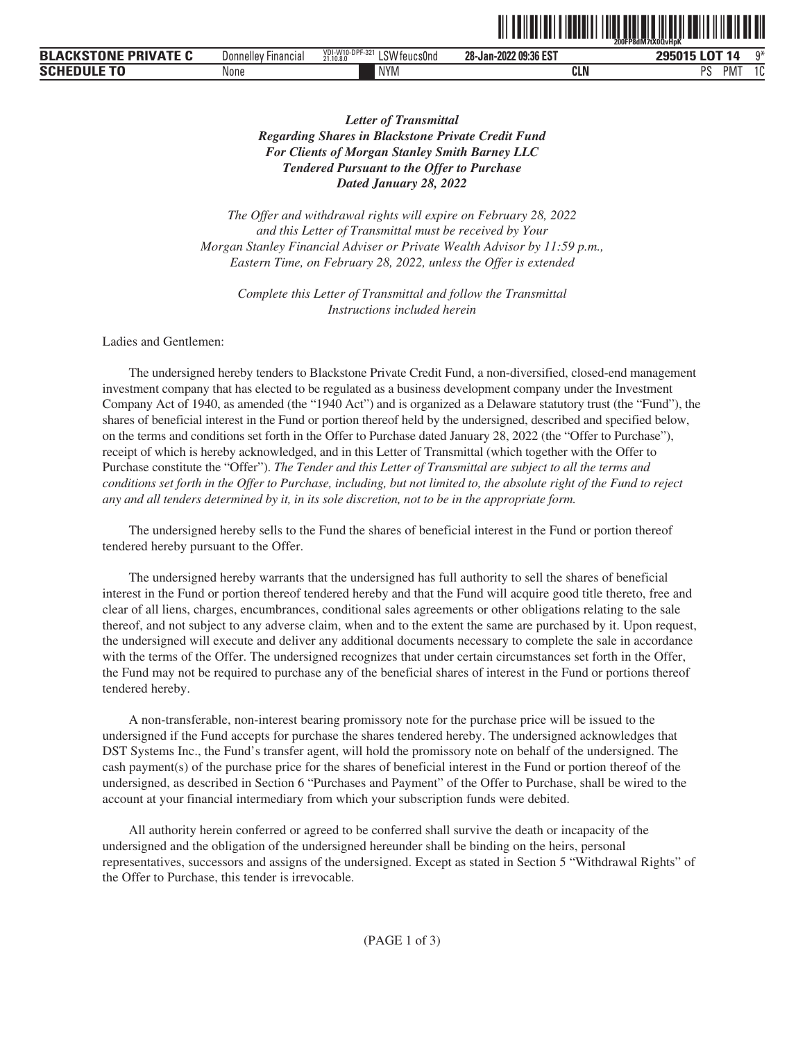*Letter of Transmittal*
*Regarding Shares in Blackstone Private Credit Fund*
*For Clients of Morgan Stanley Smith Barney LLC*
*Tendered Pursuant to the Offer to Purchase*
*Dated January 28, 2022*

*The Offer and withdrawal rights will expire on February 28, 2022 and this Letter of Transmittal must be received by Your Morgan Stanley Financial Adviser or Private Wealth Advisor by 11:59 p.m., Eastern Time, on February 28, 2022, unless the Offer is extended*

*Complete this Letter of Transmittal and follow the Transmittal Instructions included herein*

Ladies and Gentlemen:

The undersigned hereby tenders to Blackstone Private Credit Fund, a non-diversified, closed-end management investment company that has elected to be regulated as a business development company under the Investment Company Act of 1940, as amended (the "1940 Act") and is organized as a Delaware statutory trust (the "Fund"), the shares of beneficial interest in the Fund or portion thereof held by the undersigned, described and specified below, on the terms and conditions set forth in the Offer to Purchase dated January 28, 2022 (the "Offer to Purchase"), receipt of which is hereby acknowledged, and in this Letter of Transmittal (which together with the Offer to Purchase constitute the "Offer"). *The Tender and this Letter of Transmittal are subject to all the terms and conditions set forth in the Offer to Purchase, including, but not limited to, the absolute right of the Fund to reject any and all tenders determined by it, in its sole discretion, not to be in the appropriate form.*

The undersigned hereby sells to the Fund the shares of beneficial interest in the Fund or portion thereof tendered hereby pursuant to the Offer.

The undersigned hereby warrants that the undersigned has full authority to sell the shares of beneficial interest in the Fund or portion thereof tendered hereby and that the Fund will acquire good title thereto, free and clear of all liens, charges, encumbrances, conditional sales agreements or other obligations relating to the sale thereof, and not subject to any adverse claim, when and to the extent the same are purchased by it. Upon request, the undersigned will execute and deliver any additional documents necessary to complete the sale in accordance with the terms of the Offer. The undersigned recognizes that under certain circumstances set forth in the Offer, the Fund may not be required to purchase any of the beneficial shares of interest in the Fund or portions thereof tendered hereby.

A non-transferable, non-interest bearing promissory note for the purchase price will be issued to the undersigned if the Fund accepts for purchase the shares tendered hereby. The undersigned acknowledges that DST Systems Inc., the Fund's transfer agent, will hold the promissory note on behalf of the undersigned. The cash payment(s) of the purchase price for the shares of beneficial interest in the Fund or portion thereof of the undersigned, as described in Section 6 "Purchases and Payment" of the Offer to Purchase, shall be wired to the account at your financial intermediary from which your subscription funds were debited.

All authority herein conferred or agreed to be conferred shall survive the death or incapacity of the undersigned and the obligation of the undersigned hereunder shall be binding on the heirs, personal representatives, successors and assigns of the undersigned. Except as stated in Section 5 "Withdrawal Rights" of the Offer to Purchase, this tender is irrevocable.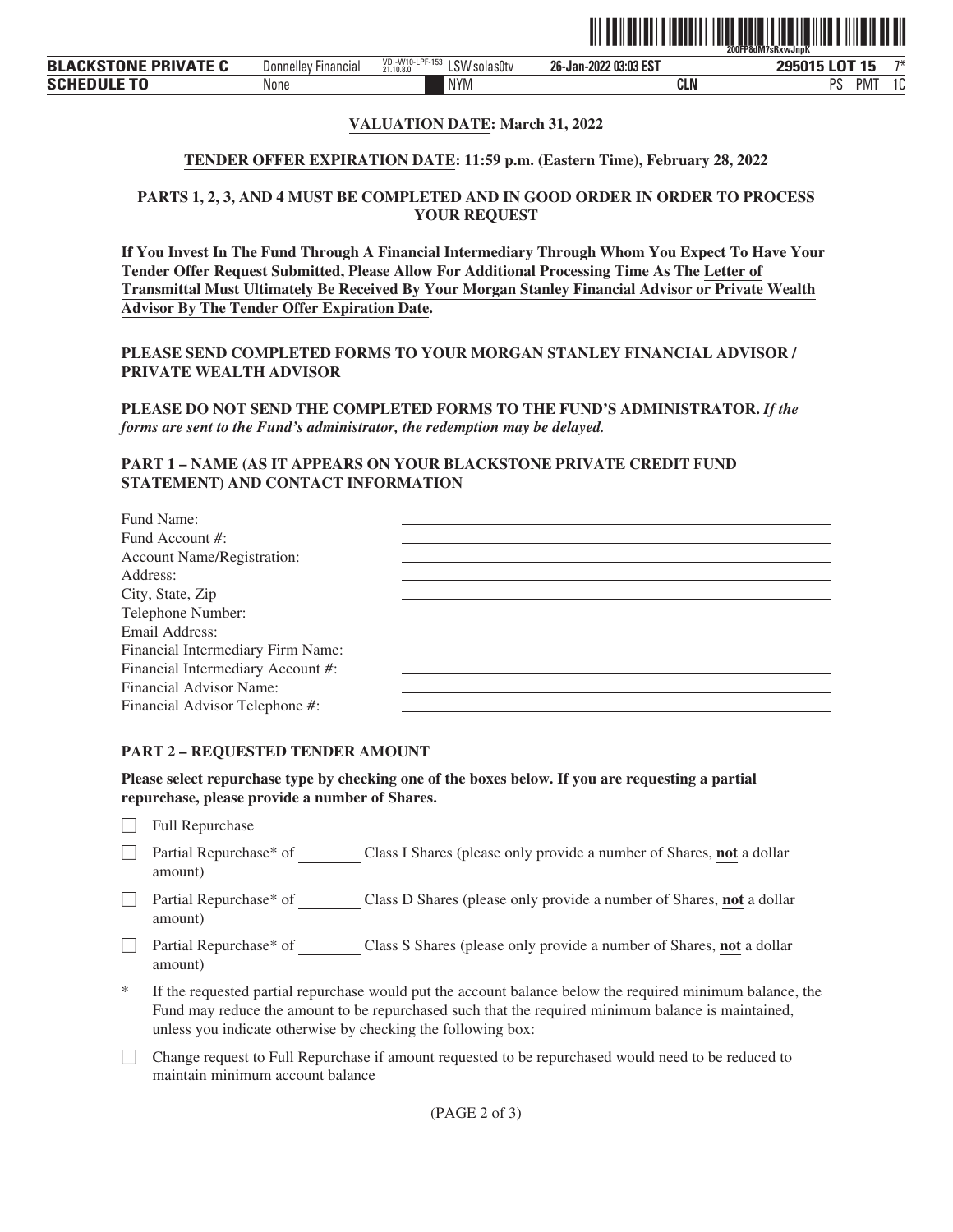**VALUATION DATE: March 31, 2022**

**TENDER OFFER EXPIRATION DATE: 11:59 p.m. (Eastern Time), February 28, 2022**

**PARTS 1, 2, 3, AND 4 MUST BE COMPLETED AND IN GOOD ORDER IN ORDER TO PROCESS YOUR REQUEST**

**If You Invest In The Fund Through A Financial Intermediary Through Whom You Expect To Have Your Tender Offer Request Submitted, Please Allow For Additional Processing Time As The Letter of Transmittal Must Ultimately Be Received By Your Morgan Stanley Financial Advisor or Private Wealth Advisor By The Tender Offer Expiration Date.**

**PLEASE SEND COMPLETED FORMS TO YOUR MORGAN STANLEY FINANCIAL ADVISOR / PRIVATE WEALTH ADVISOR**

**PLEASE DO NOT SEND THE COMPLETED FORMS TO THE FUND'S ADMINISTRATOR.** ***If the forms are sent to the Fund's administrator, the redemption may be delayed.***

**PART 1 – NAME (AS IT APPEARS ON YOUR BLACKSTONE PRIVATE CREDIT FUND STATEMENT) AND CONTACT INFORMATION**

Fund Name: ____________________
Fund Account #: ____________________
Account Name/Registration: ____________________
Address: ____________________
City, State, Zip ____________________
Telephone Number: ____________________
Email Address: ____________________
Financial Intermediary Firm Name: ____________________
Financial Intermediary Account #: ____________________
Financial Advisor Name: ____________________
Financial Advisor Telephone #: ____________________

**PART 2 – REQUESTED TENDER AMOUNT**

**Please select repurchase type by checking one of the boxes below. If you are requesting a partial repurchase, please provide a number of Shares.**

☐ Full Repurchase

☐ Partial Repurchase* of ________ Class I Shares (please only provide a number of Shares, **not** a dollar amount)

☐ Partial Repurchase* of ________ Class D Shares (please only provide a number of Shares, **not** a dollar amount)

☐ Partial Repurchase* of ________ Class S Shares (please only provide a number of Shares, **not** a dollar amount)

\* If the requested partial repurchase would put the account balance below the required minimum balance, the Fund may reduce the amount to be repurchased such that the required minimum balance is maintained, unless you indicate otherwise by checking the following box:

☐ Change request to Full Repurchase if amount requested to be repurchased would need to be reduced to maintain minimum account balance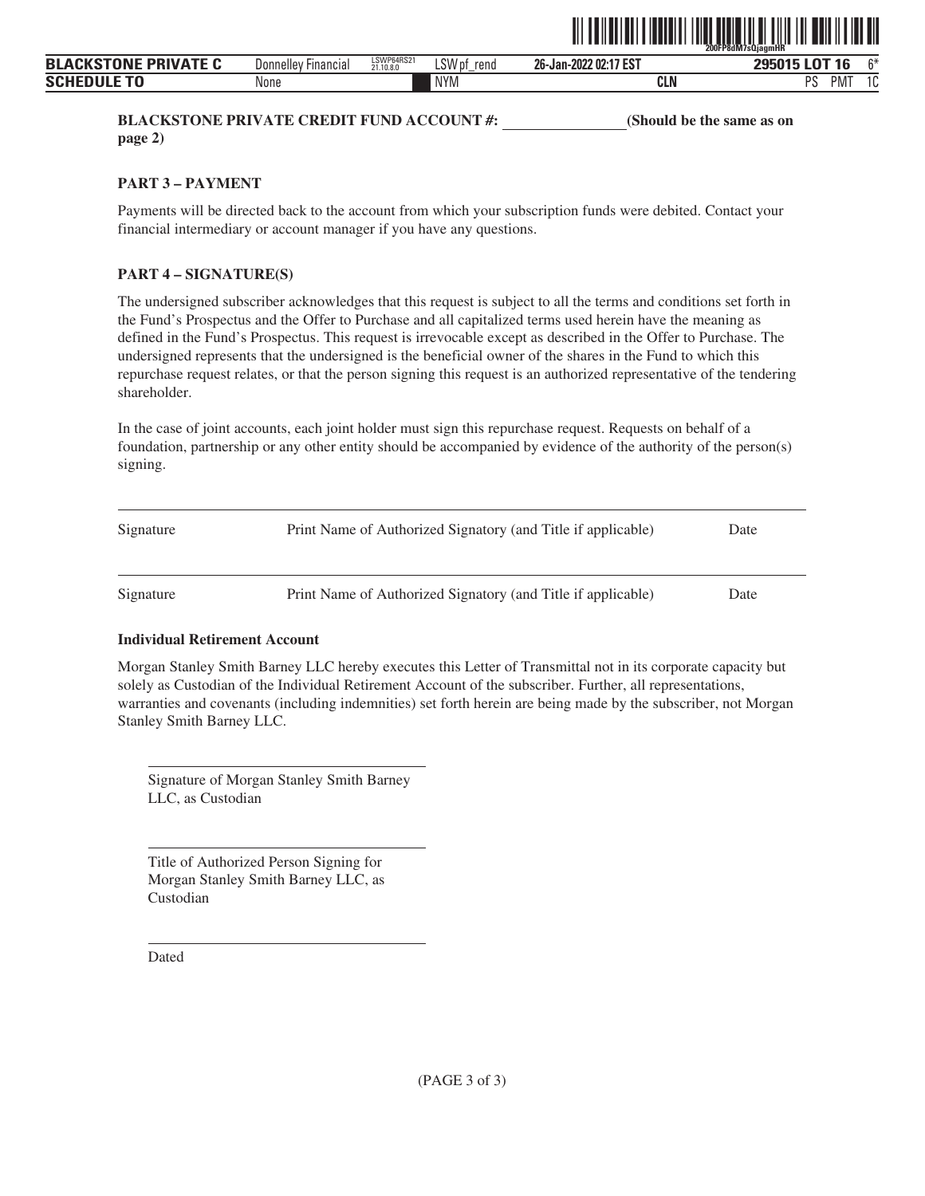**BLACKSTONE PRIVATE CREDIT FUND ACCOUNT #: ________________ (Should be the same as on page 2)**

**PART 3 – PAYMENT**

Payments will be directed back to the account from which your subscription funds were debited. Contact your financial intermediary or account manager if you have any questions.

**PART 4 – SIGNATURE(S)**

The undersigned subscriber acknowledges that this request is subject to all the terms and conditions set forth in the Fund's Prospectus and the Offer to Purchase and all capitalized terms used herein have the meaning as defined in the Fund's Prospectus. This request is irrevocable except as described in the Offer to Purchase. The undersigned represents that the undersigned is the beneficial owner of the shares in the Fund to which this repurchase request relates, or that the person signing this request is an authorized representative of the tendering shareholder.

In the case of joint accounts, each joint holder must sign this repurchase request. Requests on behalf of a foundation, partnership or any other entity should be accompanied by evidence of the authority of the person(s) signing.

| Signature | Print Name of Authorized Signatory (and Title if applicable) | Date |
|---|---|---|
| Signature | Print Name of Authorized Signatory (and Title if applicable) | Date |

**Individual Retirement Account**

Morgan Stanley Smith Barney LLC hereby executes this Letter of Transmittal not in its corporate capacity but solely as Custodian of the Individual Retirement Account of the subscriber. Further, all representations, warranties and covenants (including indemnities) set forth herein are being made by the subscriber, not Morgan Stanley Smith Barney LLC.

____________________________________
Signature of Morgan Stanley Smith Barney LLC, as Custodian

____________________________________
Title of Authorized Person Signing for Morgan Stanley Smith Barney LLC, as Custodian

____________________________________
Dated

(PAGE 3 of 3)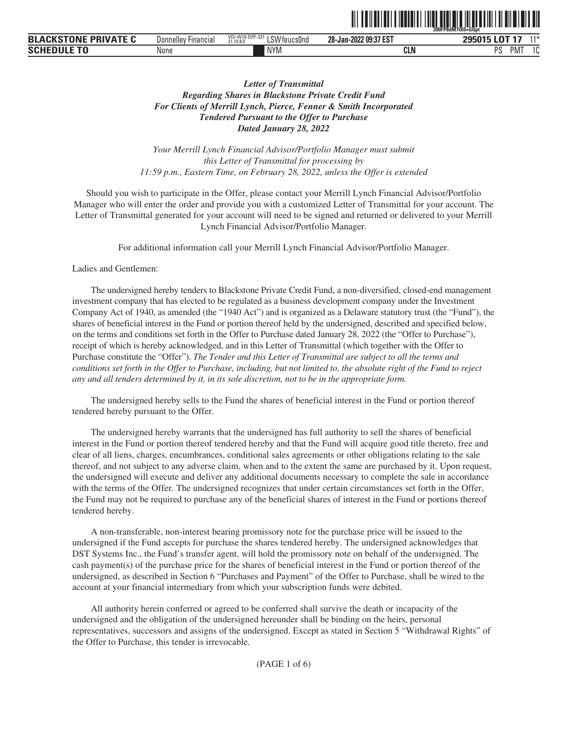***Letter of Transmittal***
***Regarding Shares in Blackstone Private Credit Fund***
***For Clients of Merrill Lynch, Pierce, Fenner & Smith Incorporated***
***Tendered Pursuant to the Offer to Purchase***
***Dated January 28, 2022***

*Your Merrill Lynch Financial Advisor/Portfolio Manager must submit this Letter of Transmittal for processing by 11:59 p.m., Eastern Time, on February 28, 2022, unless the Offer is extended*

Should you wish to participate in the Offer, please contact your Merrill Lynch Financial Advisor/Portfolio Manager who will enter the order and provide you with a customized Letter of Transmittal for your account. The Letter of Transmittal generated for your account will need to be signed and returned or delivered to your Merrill Lynch Financial Advisor/Portfolio Manager.

For additional information call your Merrill Lynch Financial Advisor/Portfolio Manager.

Ladies and Gentlemen:

The undersigned hereby tenders to Blackstone Private Credit Fund, a non-diversified, closed-end management investment company that has elected to be regulated as a business development company under the Investment Company Act of 1940, as amended (the "1940 Act") and is organized as a Delaware statutory trust (the "Fund"), the shares of beneficial interest in the Fund or portion thereof held by the undersigned, described and specified below, on the terms and conditions set forth in the Offer to Purchase dated January 28, 2022 (the "Offer to Purchase"), receipt of which is hereby acknowledged, and in this Letter of Transmittal (which together with the Offer to Purchase constitute the "Offer"). *The Tender and this Letter of Transmittal are subject to all the terms and conditions set forth in the Offer to Purchase, including, but not limited to, the absolute right of the Fund to reject any and all tenders determined by it, in its sole discretion, not to be in the appropriate form.*

The undersigned hereby sells to the Fund the shares of beneficial interest in the Fund or portion thereof tendered hereby pursuant to the Offer.

The undersigned hereby warrants that the undersigned has full authority to sell the shares of beneficial interest in the Fund or portion thereof tendered hereby and that the Fund will acquire good title thereto, free and clear of all liens, charges, encumbrances, conditional sales agreements or other obligations relating to the sale thereof, and not subject to any adverse claim, when and to the extent the same are purchased by it. Upon request, the undersigned will execute and deliver any additional documents necessary to complete the sale in accordance with the terms of the Offer. The undersigned recognizes that under certain circumstances set forth in the Offer, the Fund may not be required to purchase any of the beneficial shares of interest in the Fund or portions thereof tendered hereby.

A non-transferable, non-interest bearing promissory note for the purchase price will be issued to the undersigned if the Fund accepts for purchase the shares tendered hereby. The undersigned acknowledges that DST Systems Inc., the Fund's transfer agent, will hold the promissory note on behalf of the undersigned. The cash payment(s) of the purchase price for the shares of beneficial interest in the Fund or portion thereof of the undersigned, as described in Section 6 "Purchases and Payment" of the Offer to Purchase, shall be wired to the account at your financial intermediary from which your subscription funds were debited.

All authority herein conferred or agreed to be conferred shall survive the death or incapacity of the undersigned and the obligation of the undersigned hereunder shall be binding on the heirs, personal representatives, successors and assigns of the undersigned. Except as stated in Section 5 "Withdrawal Rights" of the Offer to Purchase, this tender is irrevocable.

(PAGE 1 of 6)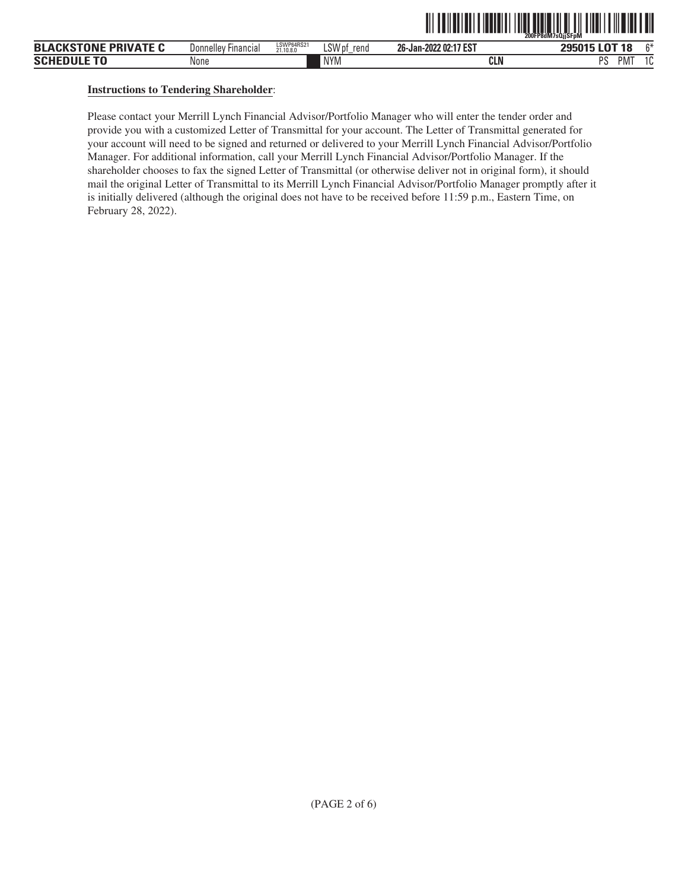**Instructions to Tendering Shareholder**:

Please contact your Merrill Lynch Financial Advisor/Portfolio Manager who will enter the tender order and provide you with a customized Letter of Transmittal for your account. The Letter of Transmittal generated for your account will need to be signed and returned or delivered to your Merrill Lynch Financial Advisor/Portfolio Manager. For additional information, call your Merrill Lynch Financial Advisor/Portfolio Manager. If the shareholder chooses to fax the signed Letter of Transmittal (or otherwise deliver not in original form), it should mail the original Letter of Transmittal to its Merrill Lynch Financial Advisor/Portfolio Manager promptly after it is initially delivered (although the original does not have to be received before 11:59 p.m., Eastern Time, on February 28, 2022).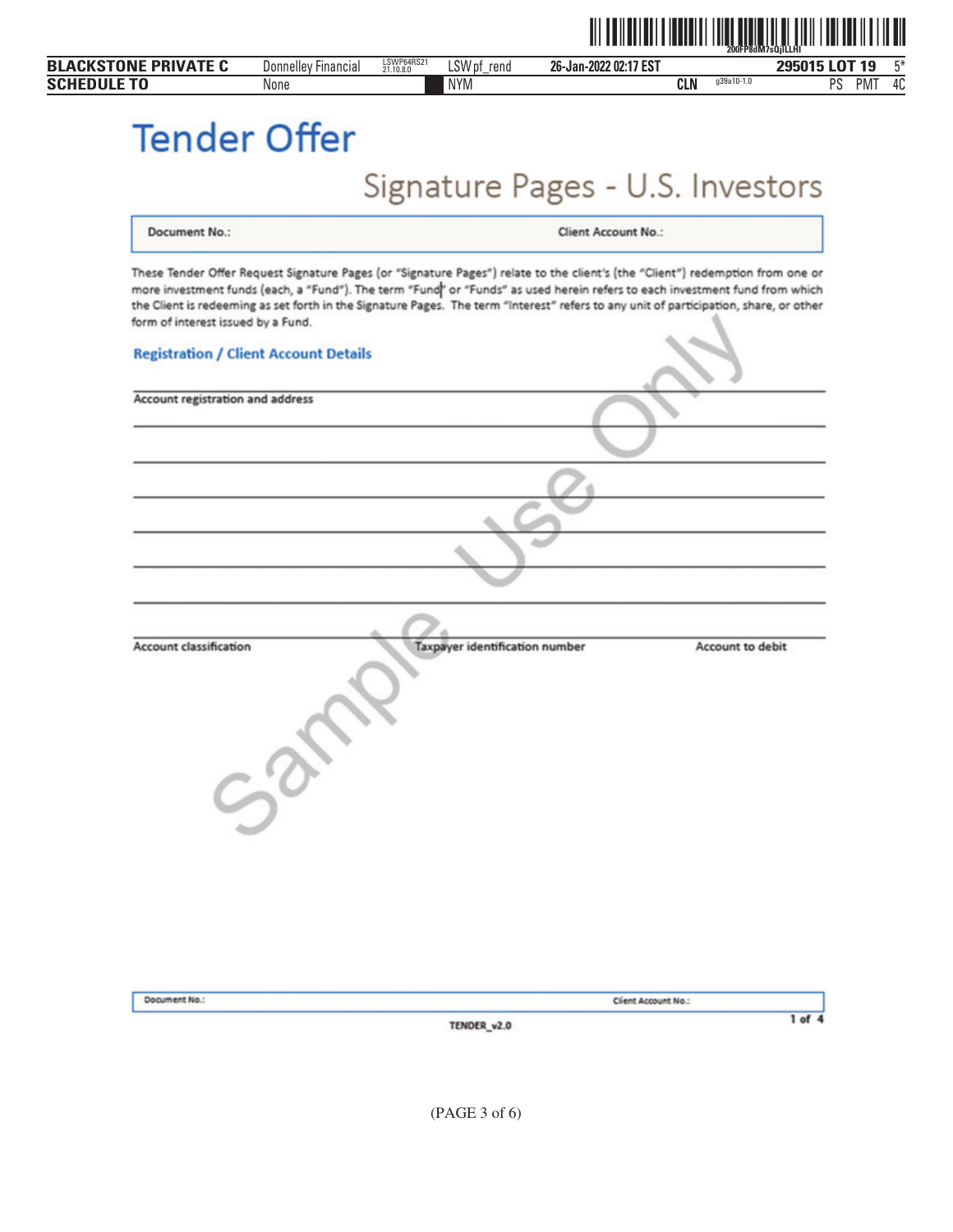# Tender Offer

## Signature Pages - U.S. Investors

| Document No.: | Client Account No.: |
|---|---|

These Tender Offer Request Signature Pages (or "Signature Pages") relate to the client's (the "Client") redemption from one or more investment funds (each, a "Fund"). The term "Fund" or "Funds" as used herein refers to each investment fund from which the Client is redeeming as set forth in the Signature Pages. The term "Interest" refers to any unit of participation, share, or other form of interest issued by a Fund.

### Registration / Client Account Details

Account registration and address

Account classification | Taxpayer identification number | Account to debit

Sample Use Only

| Document No.: | Client Account No.: |
|---|---|

TENDER_v2.0

(PAGE 3 of 6)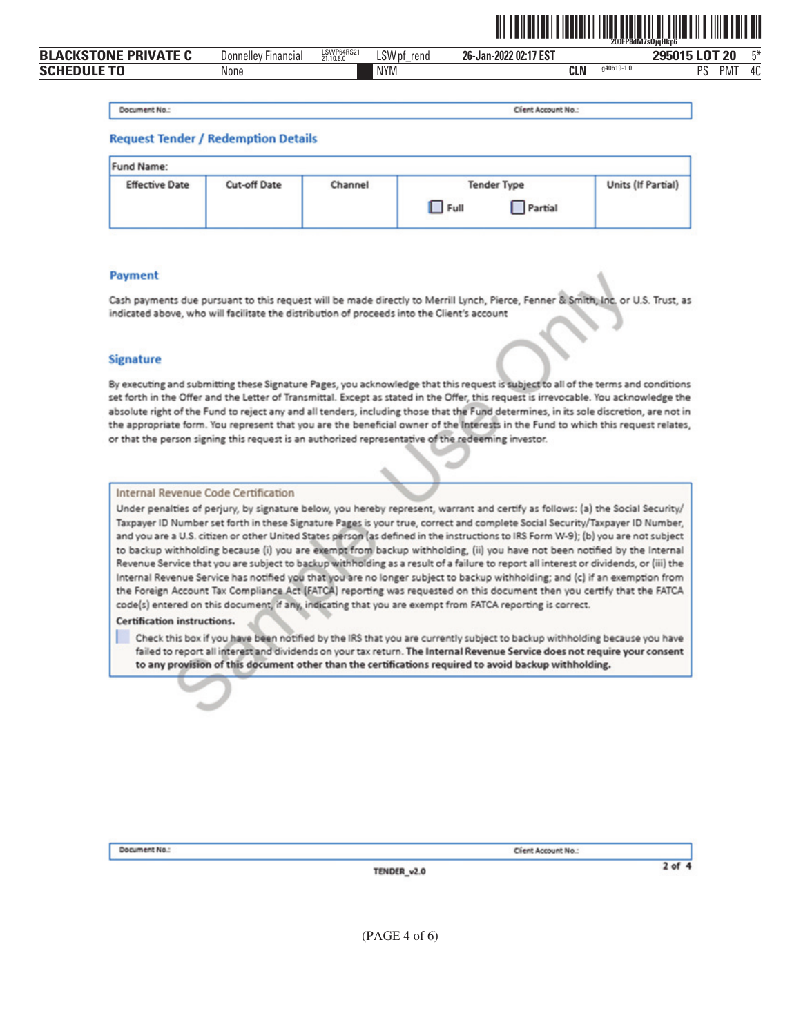| Document No.: | Client Account No.: |
|---|---|

## Request Tender / Redemption Details

| Fund Name: | | | | |
|---|---|---|---|---|
| Effective Date | Cut-off Date | Channel | Tender Type ☐ Full ☐ Partial | Units (If Partial) |
| | | | | |

## Payment

Cash payments due pursuant to this request will be made directly to Merrill Lynch, Pierce, Fenner & Smith, Inc. or U.S. Trust, as indicated above, who will facilitate the distribution of proceeds into the Client's account

## Signature

By executing and submitting these Signature Pages, you acknowledge that this request is subject to all of the terms and conditions set forth in the Offer and the Letter of Transmittal. Except as stated in the Offer, this request is irrevocable. You acknowledge the absolute right of the Fund to reject any and all tenders, including those that the Fund determines, in its sole discretion, are not in the appropriate form. You represent that you are the beneficial owner of the Interests in the Fund to which this request relates, or that the person signing this request is an authorized representative of the redeeming investor.

### Internal Revenue Code Certification

Under penalties of perjury, by signature below, you hereby represent, warrant and certify as follows: (a) the Social Security/Taxpayer ID Number set forth in these Signature Pages is your true, correct and complete Social Security/Taxpayer ID Number, and you are a U.S. citizen or other United States person (as defined in the instructions to IRS Form W-9); (b) you are not subject to backup withholding because (i) you are exempt from backup withholding, (ii) you have not been notified by the Internal Revenue Service that you are subject to backup withholding as a result of a failure to report all interest or dividends, or (iii) the Internal Revenue Service has notified you that you are no longer subject to backup withholding; and (c) if an exemption from the Foreign Account Tax Compliance Act (FATCA) reporting was requested on this document then you certify that the FATCA code(s) entered on this document, if any, indicating that you are exempt from FATCA reporting is correct.

**Certification instructions.**

☐ Check this box if you have been notified by the IRS that you are currently subject to backup withholding because you have failed to report all interest and dividends on your tax return. **The Internal Revenue Service does not require your consent to any provision of this document other than the certifications required to avoid backup withholding.**

| Document No.: | Client Account No.: |
|---|---|

TENDER_v2.0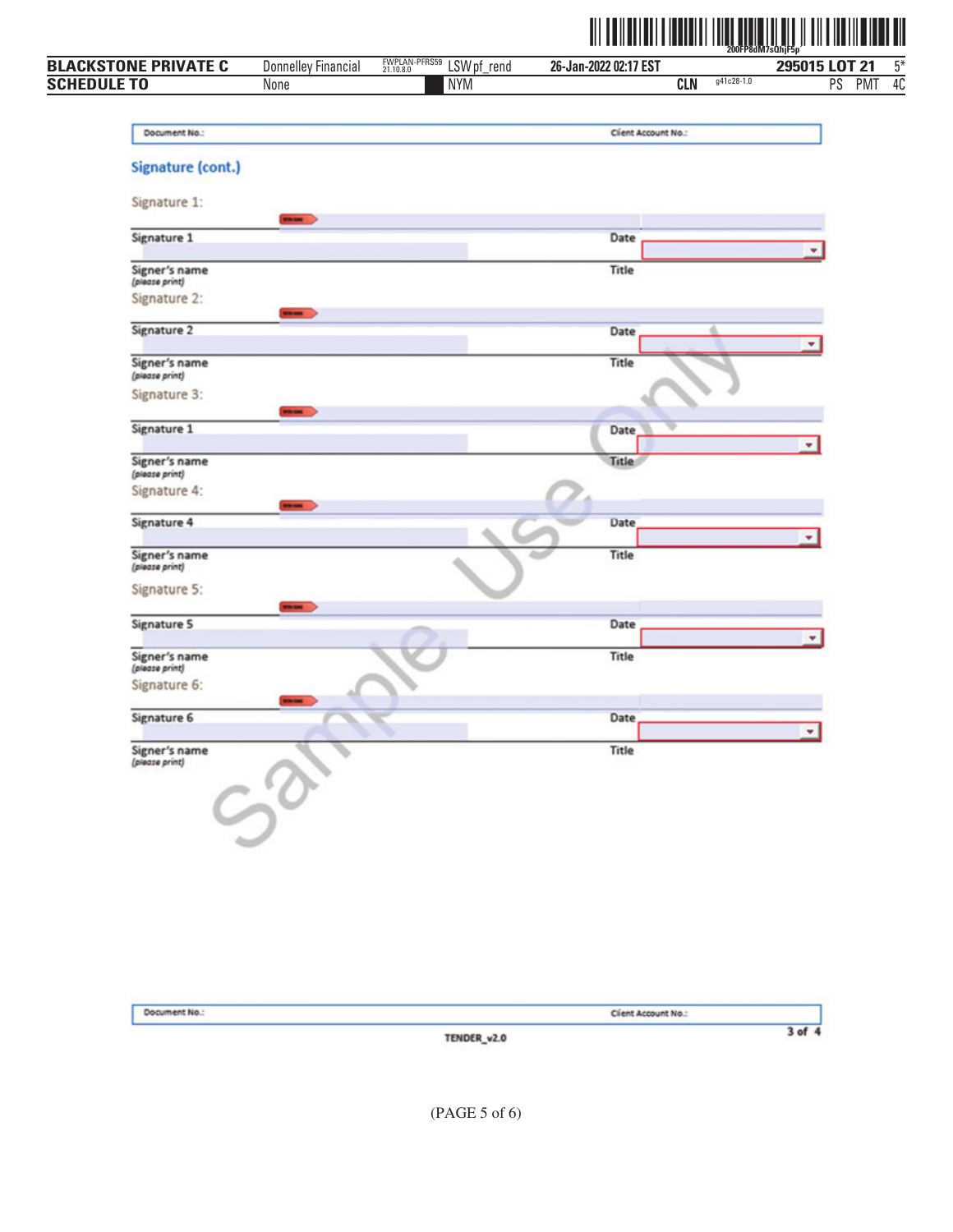Document No.: Client Account No.:

## Signature (cont.)

Signature 1:

Signature 1 Date

Signer's name *(please print)* Title

Signature 2:

Signature 2 Date

Signer's name *(please print)* Title

Signature 3:

Signature 1 Date

Signer's name *(please print)* Title

Signature 4:

Signature 4 Date

Signer's name *(please print)* Title

Signature 5:

Signature 5 Date

Signer's name *(please print)* Title

Signature 6:

Signature 6 Date

Signer's name *(please print)* Title

Sample Use Only

Document No.: Client Account No.:

TENDER_v2.0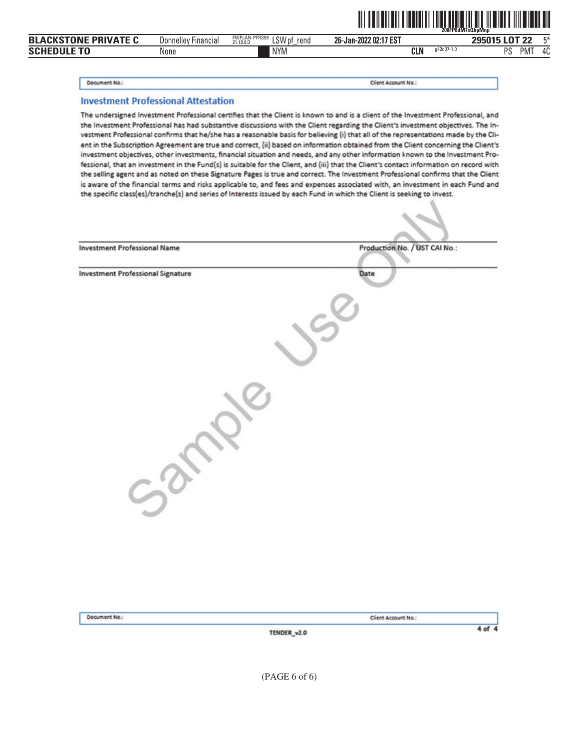| Document No.: | Client Account No.: |
|---|---|

## Investment Professional Attestation

The undersigned Investment Professional certifies that the Client is known to and is a client of the Investment Professional, and the Investment Professional has had substantive discussions with the Client regarding the Client's investment objectives. The Investment Professional confirms that he/she has a reasonable basis for believing (i) that all of the representations made by the Client in the Subscription Agreement are true and correct, (ii) based on information obtained from the Client concerning the Client's investment objectives, other investments, financial situation and needs, and any other information known to the Investment Professional, that an investment in the Fund(s) is suitable for the Client, and (iii) that the Client's contact information on record with the selling agent and as noted on these Signature Pages is true and correct. The Investment Professional confirms that the Client is aware of the financial terms and risks applicable to, and fees and expenses associated with, an investment in each Fund and the specific class(es)/tranche(s) and series of Interests issued by each Fund in which the Client is seeking to invest.

Investment Professional Name &nbsp;&nbsp;&nbsp;&nbsp;&nbsp;&nbsp;&nbsp;&nbsp;&nbsp;&nbsp; Production No. / UST CAI No.:

Investment Professional Signature &nbsp;&nbsp;&nbsp;&nbsp;&nbsp;&nbsp;&nbsp;&nbsp;&nbsp;&nbsp; Date

Sample Use Only

| Document No.: | Client Account No.: |
|---|---|

TENDER_v2.0

(PAGE 6 of 6)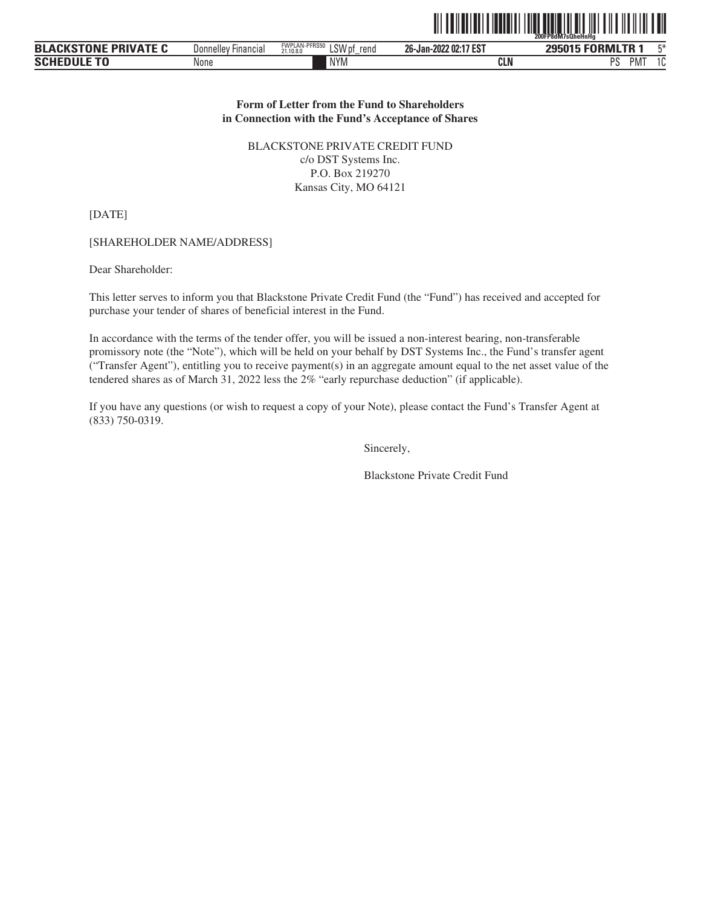**Form of Letter from the Fund to Shareholders in Connection with the Fund's Acceptance of Shares**

BLACKSTONE PRIVATE CREDIT FUND
c/o DST Systems Inc.
P.O. Box 219270
Kansas City, MO 64121

[DATE]

[SHAREHOLDER NAME/ADDRESS]

Dear Shareholder:

This letter serves to inform you that Blackstone Private Credit Fund (the "Fund") has received and accepted for purchase your tender of shares of beneficial interest in the Fund.

In accordance with the terms of the tender offer, you will be issued a non-interest bearing, non-transferable promissory note (the "Note"), which will be held on your behalf by DST Systems Inc., the Fund's transfer agent ("Transfer Agent"), entitling you to receive payment(s) in an aggregate amount equal to the net asset value of the tendered shares as of March 31, 2022 less the 2% "early repurchase deduction" (if applicable).

If you have any questions (or wish to request a copy of your Note), please contact the Fund's Transfer Agent at (833) 750-0319.

Sincerely,

Blackstone Private Credit Fund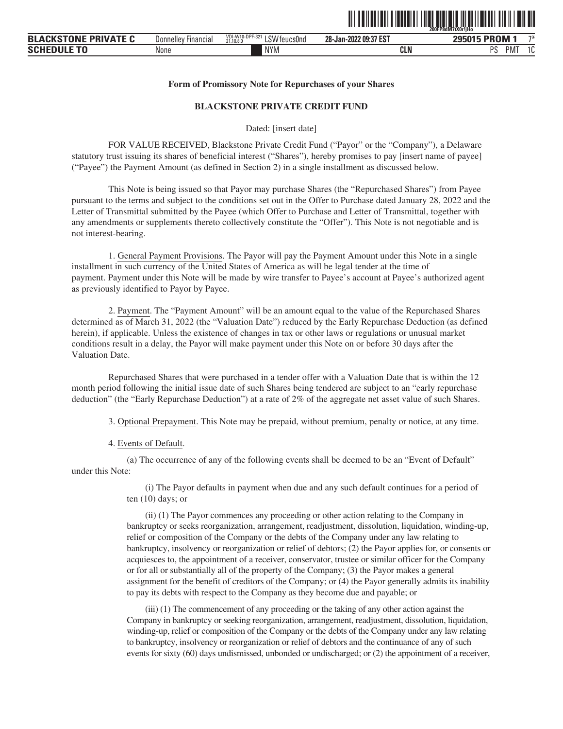**Form of Promissory Note for Repurchases of your Shares**

**BLACKSTONE PRIVATE CREDIT FUND**

Dated: [insert date]

FOR VALUE RECEIVED, Blackstone Private Credit Fund ("Payor" or the "Company"), a Delaware statutory trust issuing its shares of beneficial interest ("Shares"), hereby promises to pay [insert name of payee] ("Payee") the Payment Amount (as defined in Section 2) in a single installment as discussed below.

This Note is being issued so that Payor may purchase Shares (the "Repurchased Shares") from Payee pursuant to the terms and subject to the conditions set out in the Offer to Purchase dated January 28, 2022 and the Letter of Transmittal submitted by the Payee (which Offer to Purchase and Letter of Transmittal, together with any amendments or supplements thereto collectively constitute the "Offer"). This Note is not negotiable and is not interest-bearing.

1. General Payment Provisions. The Payor will pay the Payment Amount under this Note in a single installment in such currency of the United States of America as will be legal tender at the time of payment. Payment under this Note will be made by wire transfer to Payee's account at Payee's authorized agent as previously identified to Payor by Payee.

2. Payment. The "Payment Amount" will be an amount equal to the value of the Repurchased Shares determined as of March 31, 2022 (the "Valuation Date") reduced by the Early Repurchase Deduction (as defined herein), if applicable. Unless the existence of changes in tax or other laws or regulations or unusual market conditions result in a delay, the Payor will make payment under this Note on or before 30 days after the Valuation Date.

Repurchased Shares that were purchased in a tender offer with a Valuation Date that is within the 12 month period following the initial issue date of such Shares being tendered are subject to an "early repurchase deduction" (the "Early Repurchase Deduction") at a rate of 2% of the aggregate net asset value of such Shares.

3. Optional Prepayment. This Note may be prepaid, without premium, penalty or notice, at any time.

4. Events of Default.

(a) The occurrence of any of the following events shall be deemed to be an "Event of Default" under this Note:

(i) The Payor defaults in payment when due and any such default continues for a period of ten (10) days; or

(ii) (1) The Payor commences any proceeding or other action relating to the Company in bankruptcy or seeks reorganization, arrangement, readjustment, dissolution, liquidation, winding-up, relief or composition of the Company or the debts of the Company under any law relating to bankruptcy, insolvency or reorganization or relief of debtors; (2) the Payor applies for, or consents or acquiesces to, the appointment of a receiver, conservator, trustee or similar officer for the Company or for all or substantially all of the property of the Company; (3) the Payor makes a general assignment for the benefit of creditors of the Company; or (4) the Payor generally admits its inability to pay its debts with respect to the Company as they become due and payable; or

(iii) (1) The commencement of any proceeding or the taking of any other action against the Company in bankruptcy or seeking reorganization, arrangement, readjustment, dissolution, liquidation, winding-up, relief or composition of the Company or the debts of the Company under any law relating to bankruptcy, insolvency or reorganization or relief of debtors and the continuance of any of such events for sixty (60) days undismissed, unbonded or undischarged; or (2) the appointment of a receiver,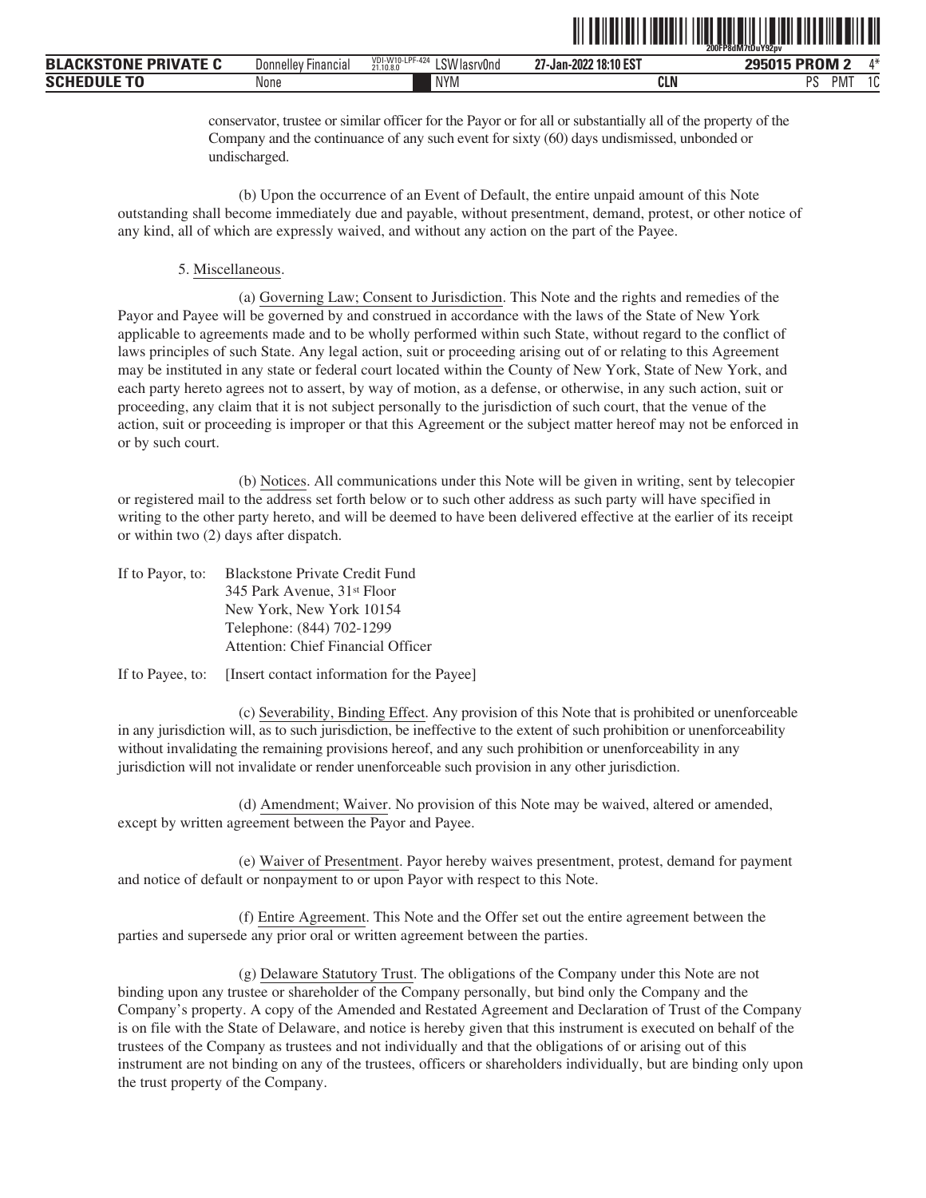conservator, trustee or similar officer for the Payor or for all or substantially all of the property of the Company and the continuance of any such event for sixty (60) days undismissed, unbonded or undischarged.

(b) Upon the occurrence of an Event of Default, the entire unpaid amount of this Note outstanding shall become immediately due and payable, without presentment, demand, protest, or other notice of any kind, all of which are expressly waived, and without any action on the part of the Payee.

5. Miscellaneous.

(a) Governing Law; Consent to Jurisdiction. This Note and the rights and remedies of the Payor and Payee will be governed by and construed in accordance with the laws of the State of New York applicable to agreements made and to be wholly performed within such State, without regard to the conflict of laws principles of such State. Any legal action, suit or proceeding arising out of or relating to this Agreement may be instituted in any state or federal court located within the County of New York, State of New York, and each party hereto agrees not to assert, by way of motion, as a defense, or otherwise, in any such action, suit or proceeding, any claim that it is not subject personally to the jurisdiction of such court, that the venue of the action, suit or proceeding is improper or that this Agreement or the subject matter hereof may not be enforced in or by such court.

(b) Notices. All communications under this Note will be given in writing, sent by telecopier or registered mail to the address set forth below or to such other address as such party will have specified in writing to the other party hereto, and will be deemed to have been delivered effective at the earlier of its receipt or within two (2) days after dispatch.

If to Payor, to: Blackstone Private Credit Fund
345 Park Avenue, 31st Floor
New York, New York 10154
Telephone: (844) 702-1299
Attention: Chief Financial Officer

If to Payee, to: [Insert contact information for the Payee]

(c) Severability, Binding Effect. Any provision of this Note that is prohibited or unenforceable in any jurisdiction will, as to such jurisdiction, be ineffective to the extent of such prohibition or unenforceability without invalidating the remaining provisions hereof, and any such prohibition or unenforceability in any jurisdiction will not invalidate or render unenforceable such provision in any other jurisdiction.

(d) Amendment; Waiver. No provision of this Note may be waived, altered or amended, except by written agreement between the Payor and Payee.

(e) Waiver of Presentment. Payor hereby waives presentment, protest, demand for payment and notice of default or nonpayment to or upon Payor with respect to this Note.

(f) Entire Agreement. This Note and the Offer set out the entire agreement between the parties and supersede any prior oral or written agreement between the parties.

(g) Delaware Statutory Trust. The obligations of the Company under this Note are not binding upon any trustee or shareholder of the Company personally, but bind only the Company and the Company's property. A copy of the Amended and Restated Agreement and Declaration of Trust of the Company is on file with the State of Delaware, and notice is hereby given that this instrument is executed on behalf of the trustees of the Company as trustees and not individually and that the obligations of or arising out of this instrument are not binding on any of the trustees, officers or shareholders individually, but are binding only upon the trust property of the Company.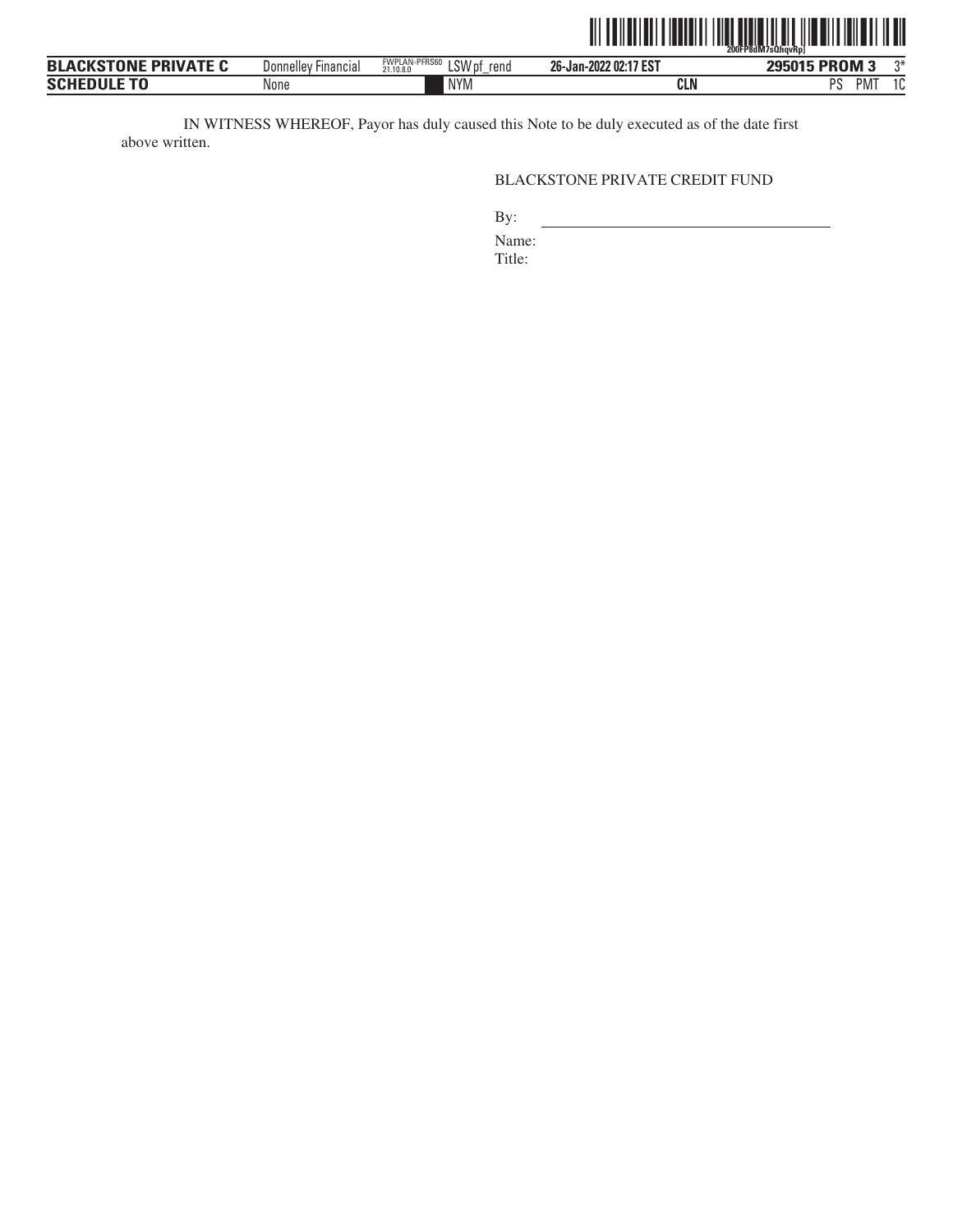IN WITNESS WHEREOF, Payor has duly caused this Note to be duly executed as of the date first above written.

BLACKSTONE PRIVATE CREDIT FUND

By: \_\_\_\_\_\_\_\_\_\_\_\_\_\_\_\_\_\_\_\_\_\_\_\_\_\_\_\_\_\_\_\_\_\_\_\_

Name:

Title: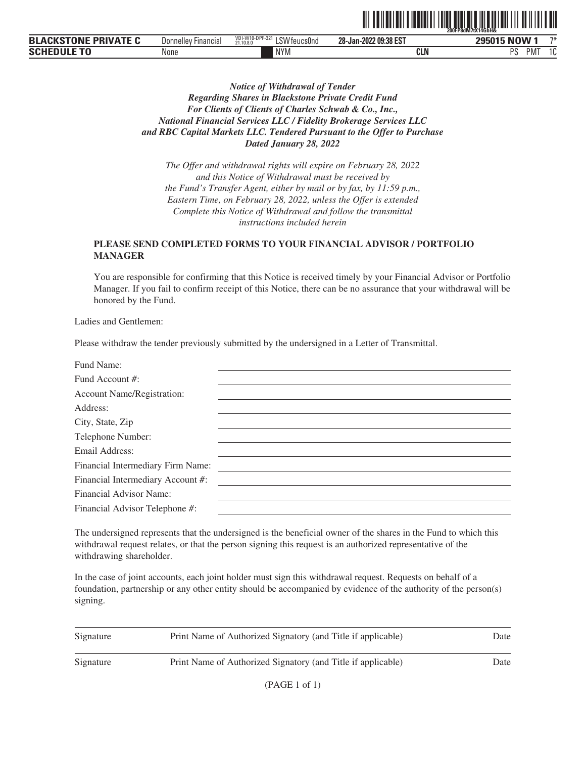***Notice of Withdrawal of Tender***
***Regarding Shares in Blackstone Private Credit Fund***
***For Clients of Clients of Charles Schwab & Co., Inc.,***
***National Financial Services LLC / Fidelity Brokerage Services LLC***
***and RBC Capital Markets LLC. Tendered Pursuant to the Offer to Purchase***
***Dated January 28, 2022***

*The Offer and withdrawal rights will expire on February 28, 2022 and this Notice of Withdrawal must be received by the Fund's Transfer Agent, either by mail or by fax, by 11:59 p.m., Eastern Time, on February 28, 2022, unless the Offer is extended Complete this Notice of Withdrawal and follow the transmittal instructions included herein*

**PLEASE SEND COMPLETED FORMS TO YOUR FINANCIAL ADVISOR / PORTFOLIO MANAGER**

You are responsible for confirming that this Notice is received timely by your Financial Advisor or Portfolio Manager. If you fail to confirm receipt of this Notice, there can be no assurance that your withdrawal will be honored by the Fund.

Ladies and Gentlemen:

Please withdraw the tender previously submitted by the undersigned in a Letter of Transmittal.

Fund Name: \_\_\_\_\_\_\_\_\_\_\_\_\_\_\_\_\_\_\_\_

Fund Account #: \_\_\_\_\_\_\_\_\_\_\_\_\_\_\_\_\_\_\_\_

Account Name/Registration: \_\_\_\_\_\_\_\_\_\_\_\_\_\_\_\_\_\_\_\_

Address: \_\_\_\_\_\_\_\_\_\_\_\_\_\_\_\_\_\_\_\_

City, State, Zip \_\_\_\_\_\_\_\_\_\_\_\_\_\_\_\_\_\_\_\_

Telephone Number: \_\_\_\_\_\_\_\_\_\_\_\_\_\_\_\_\_\_\_\_

Email Address: \_\_\_\_\_\_\_\_\_\_\_\_\_\_\_\_\_\_\_\_

Financial Intermediary Firm Name: \_\_\_\_\_\_\_\_\_\_\_\_\_\_\_\_\_\_\_\_

Financial Intermediary Account #: \_\_\_\_\_\_\_\_\_\_\_\_\_\_\_\_\_\_\_\_

Financial Advisor Name: \_\_\_\_\_\_\_\_\_\_\_\_\_\_\_\_\_\_\_\_

Financial Advisor Telephone #: \_\_\_\_\_\_\_\_\_\_\_\_\_\_\_\_\_\_\_\_

The undersigned represents that the undersigned is the beneficial owner of the shares in the Fund to which this withdrawal request relates, or that the person signing this request is an authorized representative of the withdrawing shareholder.

In the case of joint accounts, each joint holder must sign this withdrawal request. Requests on behalf of a foundation, partnership or any other entity should be accompanied by evidence of the authority of the person(s) signing.

| Signature | Print Name of Authorized Signatory (and Title if applicable) | Date |
|---|---|---|
| Signature | Print Name of Authorized Signatory (and Title if applicable) | Date |

(PAGE 1 of 1)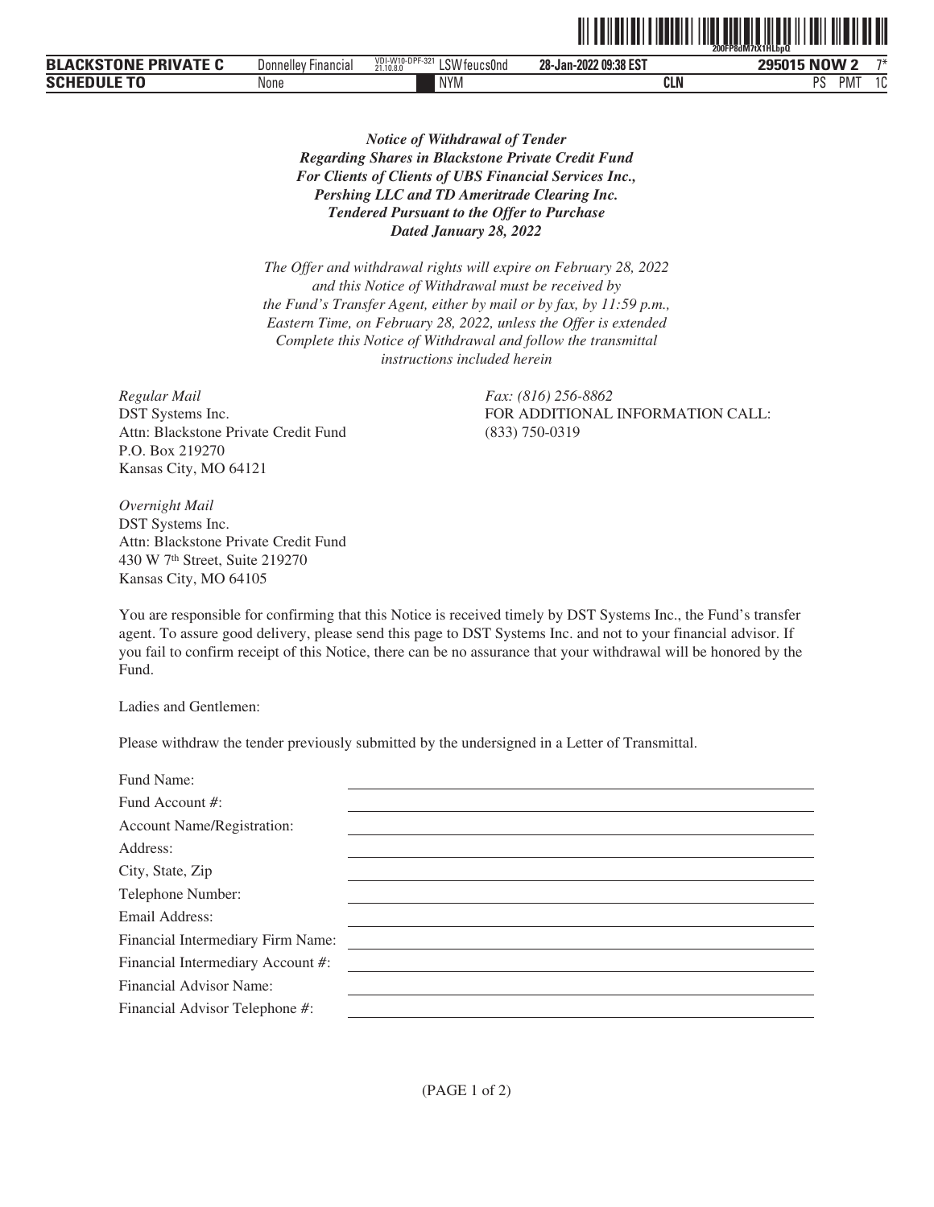***Notice of Withdrawal of Tender***
***Regarding Shares in Blackstone Private Credit Fund***
***For Clients of Clients of UBS Financial Services Inc.,***
***Pershing LLC and TD Ameritrade Clearing Inc.***
***Tendered Pursuant to the Offer to Purchase***
***Dated January 28, 2022***

*The Offer and withdrawal rights will expire on February 28, 2022 and this Notice of Withdrawal must be received by the Fund's Transfer Agent, either by mail or by fax, by 11:59 p.m., Eastern Time, on February 28, 2022, unless the Offer is extended Complete this Notice of Withdrawal and follow the transmittal instructions included herein*

*Regular Mail*
DST Systems Inc.
Attn: Blackstone Private Credit Fund
P.O. Box 219270
Kansas City, MO 64121

*Fax: (816) 256-8862*
FOR ADDITIONAL INFORMATION CALL:
(833) 750-0319

*Overnight Mail*
DST Systems Inc.
Attn: Blackstone Private Credit Fund
430 W 7th Street, Suite 219270
Kansas City, MO 64105

You are responsible for confirming that this Notice is received timely by DST Systems Inc., the Fund's transfer agent. To assure good delivery, please send this page to DST Systems Inc. and not to your financial advisor. If you fail to confirm receipt of this Notice, there can be no assurance that your withdrawal will be honored by the Fund.

Ladies and Gentlemen:

Please withdraw the tender previously submitted by the undersigned in a Letter of Transmittal.

Fund Name: ______________________________

Fund Account #: ______________________________

Account Name/Registration: ______________________________

Address: ______________________________

City, State, Zip ______________________________

Telephone Number: ______________________________

Email Address: ______________________________

Financial Intermediary Firm Name: ______________________________

Financial Intermediary Account #: ______________________________

Financial Advisor Name: ______________________________

Financial Advisor Telephone #: ______________________________

(PAGE 1 of 2)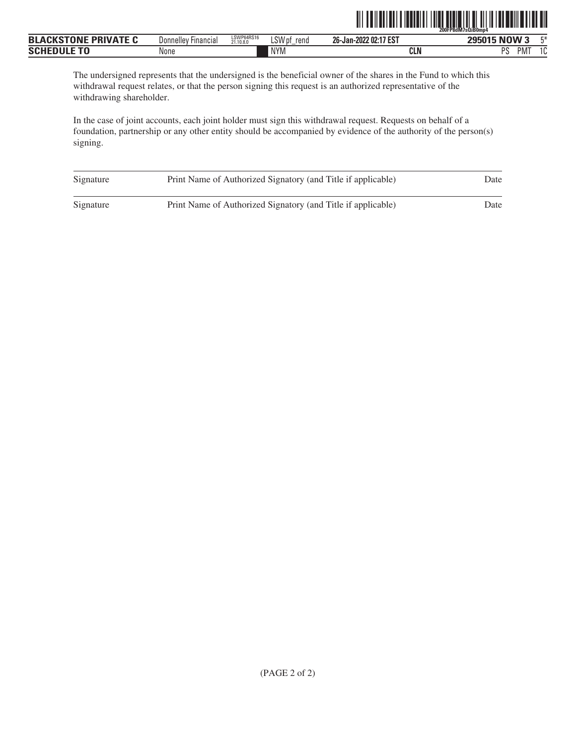The undersigned represents that the undersigned is the beneficial owner of the shares in the Fund to which this withdrawal request relates, or that the person signing this request is an authorized representative of the withdrawing shareholder.

In the case of joint accounts, each joint holder must sign this withdrawal request. Requests on behalf of a foundation, partnership or any other entity should be accompanied by evidence of the authority of the person(s) signing.

| Signature | Print Name of Authorized Signatory (and Title if applicable) | Date |
|---|---|---|
| Signature | Print Name of Authorized Signatory (and Title if applicable) | Date |

(PAGE 2 of 2)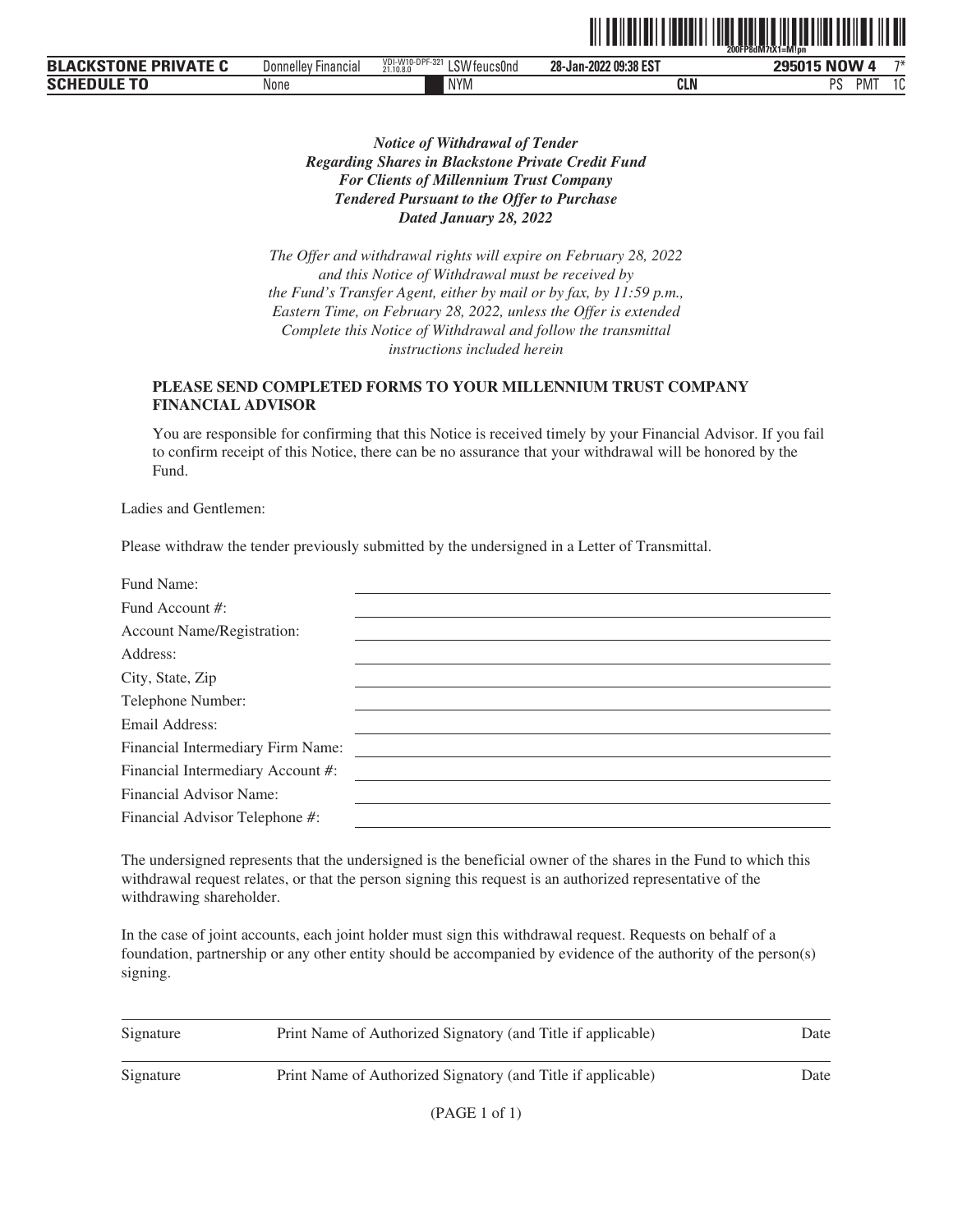***Notice of Withdrawal of Tender***
***Regarding Shares in Blackstone Private Credit Fund***
***For Clients of Millennium Trust Company***
***Tendered Pursuant to the Offer to Purchase***
***Dated January 28, 2022***

*The Offer and withdrawal rights will expire on February 28, 2022 and this Notice of Withdrawal must be received by the Fund's Transfer Agent, either by mail or by fax, by 11:59 p.m., Eastern Time, on February 28, 2022, unless the Offer is extended Complete this Notice of Withdrawal and follow the transmittal instructions included herein*

**PLEASE SEND COMPLETED FORMS TO YOUR MILLENNIUM TRUST COMPANY FINANCIAL ADVISOR**

You are responsible for confirming that this Notice is received timely by your Financial Advisor. If you fail to confirm receipt of this Notice, there can be no assurance that your withdrawal will be honored by the Fund.

Ladies and Gentlemen:

Please withdraw the tender previously submitted by the undersigned in a Letter of Transmittal.

Fund Name: \_\_\_\_\_\_\_\_\_\_\_\_\_\_\_\_\_\_\_\_

Fund Account #: \_\_\_\_\_\_\_\_\_\_\_\_\_\_\_\_\_\_\_\_

Account Name/Registration: \_\_\_\_\_\_\_\_\_\_\_\_\_\_\_\_\_\_\_\_

Address: \_\_\_\_\_\_\_\_\_\_\_\_\_\_\_\_\_\_\_\_

City, State, Zip \_\_\_\_\_\_\_\_\_\_\_\_\_\_\_\_\_\_\_\_

Telephone Number: \_\_\_\_\_\_\_\_\_\_\_\_\_\_\_\_\_\_\_\_

Email Address: \_\_\_\_\_\_\_\_\_\_\_\_\_\_\_\_\_\_\_\_

Financial Intermediary Firm Name: \_\_\_\_\_\_\_\_\_\_\_\_\_\_\_\_\_\_\_\_

Financial Intermediary Account #: \_\_\_\_\_\_\_\_\_\_\_\_\_\_\_\_\_\_\_\_

Financial Advisor Name: \_\_\_\_\_\_\_\_\_\_\_\_\_\_\_\_\_\_\_\_

Financial Advisor Telephone #: \_\_\_\_\_\_\_\_\_\_\_\_\_\_\_\_\_\_\_\_

The undersigned represents that the undersigned is the beneficial owner of the shares in the Fund to which this withdrawal request relates, or that the person signing this request is an authorized representative of the withdrawing shareholder.

In the case of joint accounts, each joint holder must sign this withdrawal request. Requests on behalf of a foundation, partnership or any other entity should be accompanied by evidence of the authority of the person(s) signing.

| Signature | Print Name of Authorized Signatory (and Title if applicable) | Date |
|---|---|---|
| Signature | Print Name of Authorized Signatory (and Title if applicable) | Date |

(PAGE 1 of 1)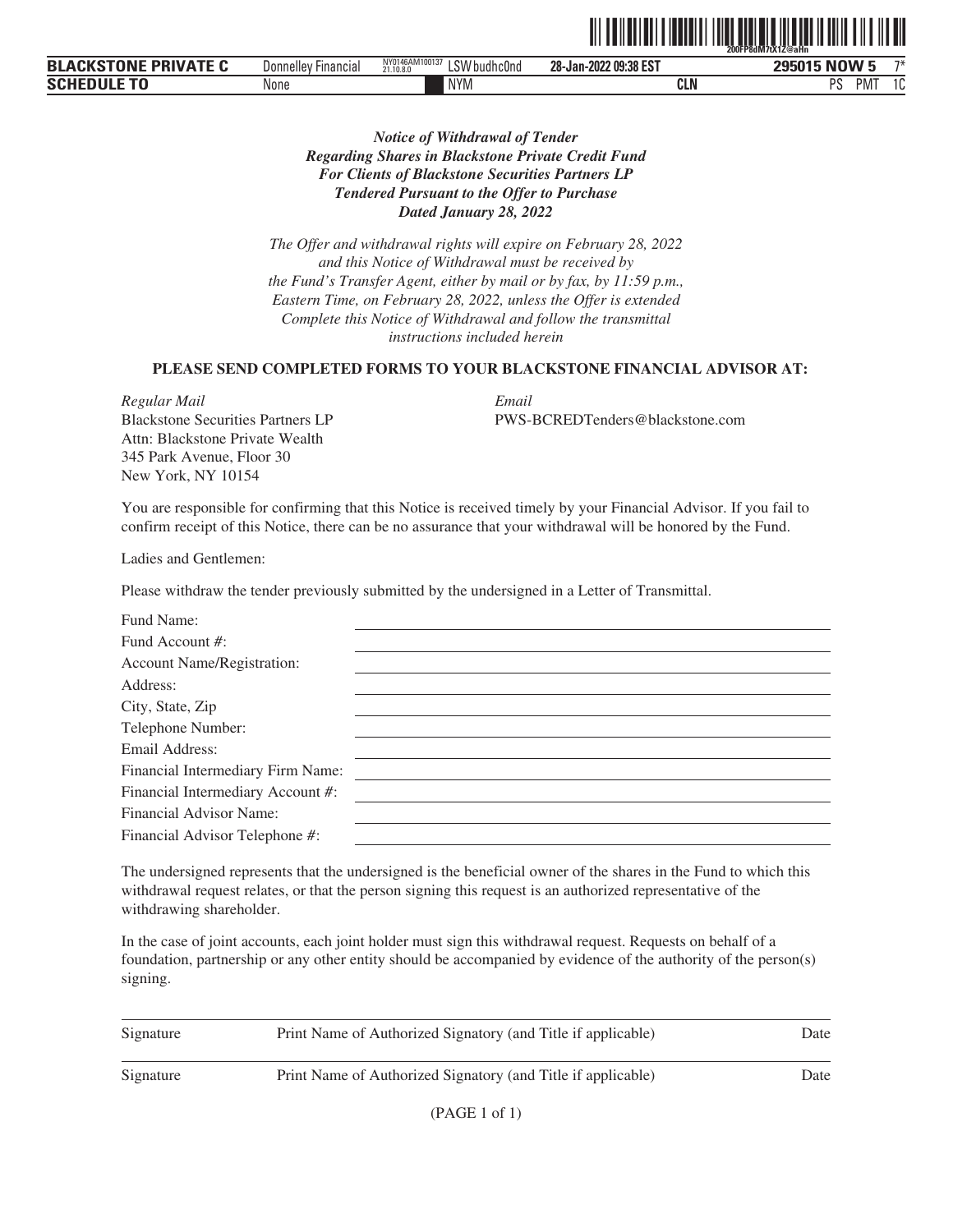***Notice of Withdrawal of Tender***
***Regarding Shares in Blackstone Private Credit Fund***
***For Clients of Blackstone Securities Partners LP***
***Tendered Pursuant to the Offer to Purchase***
***Dated January 28, 2022***

*The Offer and withdrawal rights will expire on February 28, 2022 and this Notice of Withdrawal must be received by the Fund's Transfer Agent, either by mail or by fax, by 11:59 p.m., Eastern Time, on February 28, 2022, unless the Offer is extended Complete this Notice of Withdrawal and follow the transmittal instructions included herein*

**PLEASE SEND COMPLETED FORMS TO YOUR BLACKSTONE FINANCIAL ADVISOR AT:**

*Regular Mail*
Blackstone Securities Partners LP
Attn: Blackstone Private Wealth
345 Park Avenue, Floor 30
New York, NY 10154

*Email*
PWS-BCREDTenders@blackstone.com

You are responsible for confirming that this Notice is received timely by your Financial Advisor. If you fail to confirm receipt of this Notice, there can be no assurance that your withdrawal will be honored by the Fund.

Ladies and Gentlemen:

Please withdraw the tender previously submitted by the undersigned in a Letter of Transmittal.

Fund Name: \_\_\_\_\_\_\_\_\_\_\_\_\_\_\_\_\_\_\_\_

Fund Account #: \_\_\_\_\_\_\_\_\_\_\_\_\_\_\_\_\_\_\_\_

Account Name/Registration: \_\_\_\_\_\_\_\_\_\_\_\_\_\_\_\_\_\_\_\_

Address: \_\_\_\_\_\_\_\_\_\_\_\_\_\_\_\_\_\_\_\_

City, State, Zip \_\_\_\_\_\_\_\_\_\_\_\_\_\_\_\_\_\_\_\_

Telephone Number: \_\_\_\_\_\_\_\_\_\_\_\_\_\_\_\_\_\_\_\_

Email Address: \_\_\_\_\_\_\_\_\_\_\_\_\_\_\_\_\_\_\_\_

Financial Intermediary Firm Name: \_\_\_\_\_\_\_\_\_\_\_\_\_\_\_\_\_\_\_\_

Financial Intermediary Account #: \_\_\_\_\_\_\_\_\_\_\_\_\_\_\_\_\_\_\_\_

Financial Advisor Name: \_\_\_\_\_\_\_\_\_\_\_\_\_\_\_\_\_\_\_\_

Financial Advisor Telephone #: \_\_\_\_\_\_\_\_\_\_\_\_\_\_\_\_\_\_\_\_

The undersigned represents that the undersigned is the beneficial owner of the shares in the Fund to which this withdrawal request relates, or that the person signing this request is an authorized representative of the withdrawing shareholder.

In the case of joint accounts, each joint holder must sign this withdrawal request. Requests on behalf of a foundation, partnership or any other entity should be accompanied by evidence of the authority of the person(s) signing.

| Signature | Print Name of Authorized Signatory (and Title if applicable) | Date |
|---|---|---|
| Signature | Print Name of Authorized Signatory (and Title if applicable) | Date |

(PAGE 1 of 1)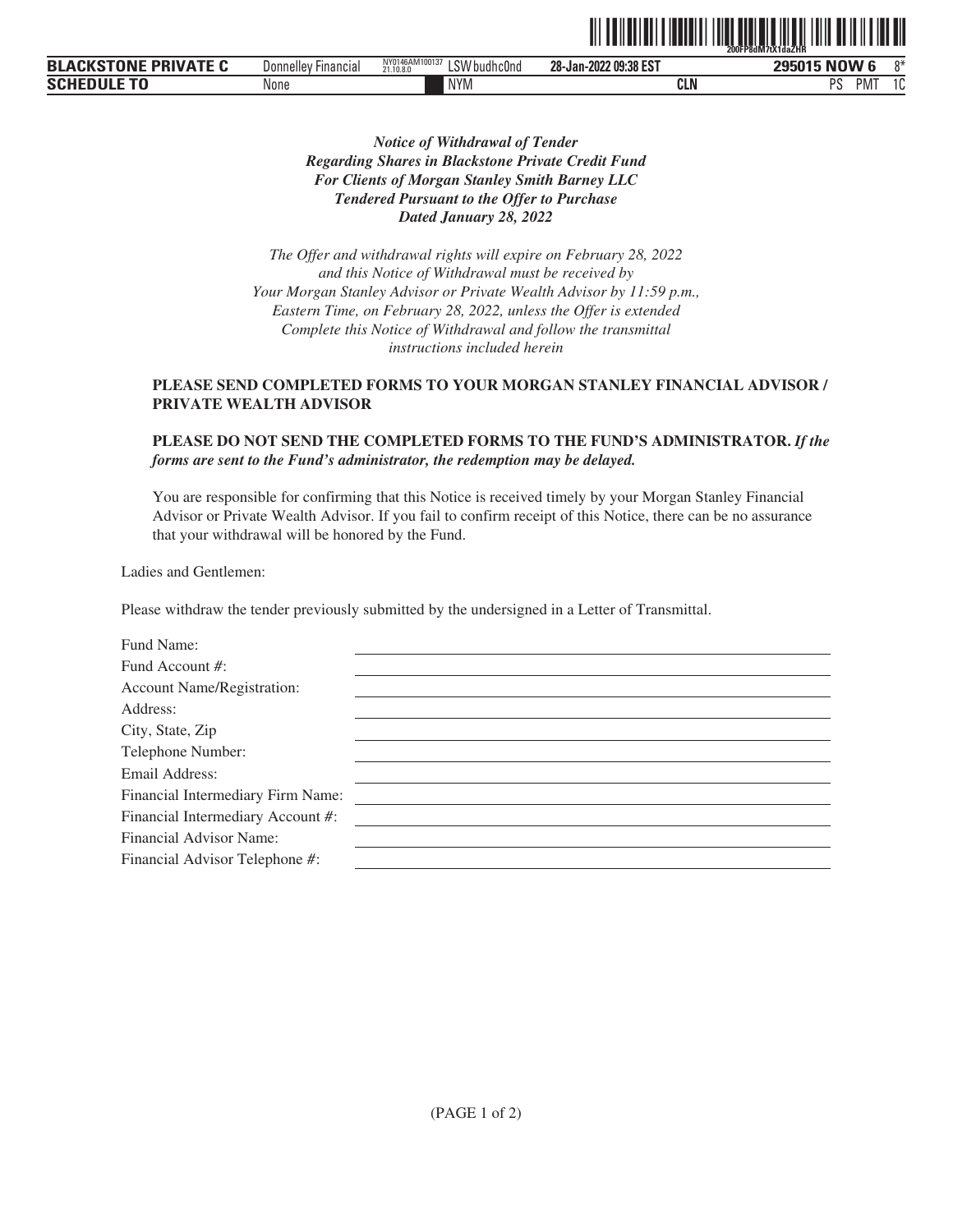***Notice of Withdrawal of Tender***
***Regarding Shares in Blackstone Private Credit Fund***
***For Clients of Morgan Stanley Smith Barney LLC***
***Tendered Pursuant to the Offer to Purchase***
***Dated January 28, 2022***

*The Offer and withdrawal rights will expire on February 28, 2022*
*and this Notice of Withdrawal must be received by*
*Your Morgan Stanley Advisor or Private Wealth Advisor by 11:59 p.m.,*
*Eastern Time, on February 28, 2022, unless the Offer is extended*
*Complete this Notice of Withdrawal and follow the transmittal*
*instructions included herein*

**PLEASE SEND COMPLETED FORMS TO YOUR MORGAN STANLEY FINANCIAL ADVISOR / PRIVATE WEALTH ADVISOR**

**PLEASE DO NOT SEND THE COMPLETED FORMS TO THE FUND'S ADMINISTRATOR.** ***If the forms are sent to the Fund's administrator, the redemption may be delayed.***

You are responsible for confirming that this Notice is received timely by your Morgan Stanley Financial Advisor or Private Wealth Advisor. If you fail to confirm receipt of this Notice, there can be no assurance that your withdrawal will be honored by the Fund.

Ladies and Gentlemen:

Please withdraw the tender previously submitted by the undersigned in a Letter of Transmittal.

Fund Name: ______________________________

Fund Account #: ______________________________

Account Name/Registration: ______________________________

Address: ______________________________

City, State, Zip ______________________________

Telephone Number: ______________________________

Email Address: ______________________________

Financial Intermediary Firm Name: ______________________________

Financial Intermediary Account #: ______________________________

Financial Advisor Name: ______________________________

Financial Advisor Telephone #: ______________________________

(PAGE 1 of 2)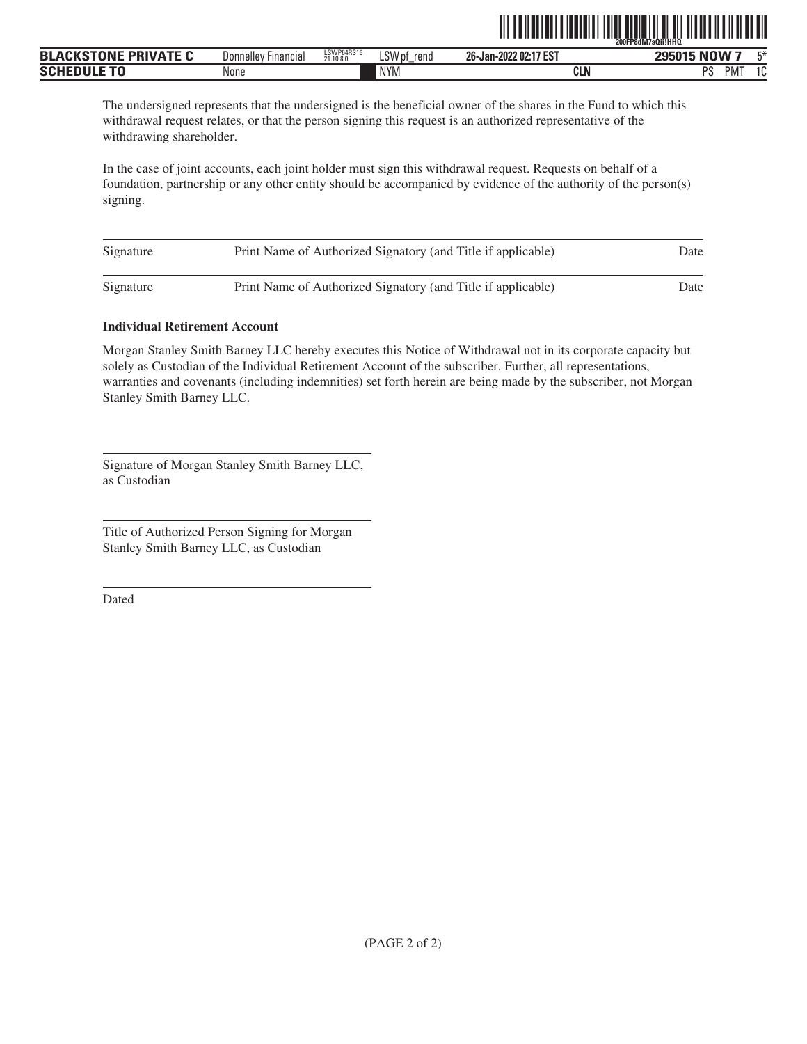The undersigned represents that the undersigned is the beneficial owner of the shares in the Fund to which this withdrawal request relates, or that the person signing this request is an authorized representative of the withdrawing shareholder.

In the case of joint accounts, each joint holder must sign this withdrawal request. Requests on behalf of a foundation, partnership or any other entity should be accompanied by evidence of the authority of the person(s) signing.

| Signature | Print Name of Authorized Signatory (and Title if applicable) | Date |
|---|---|---|
| Signature | Print Name of Authorized Signatory (and Title if applicable) | Date |

**Individual Retirement Account**

Morgan Stanley Smith Barney LLC hereby executes this Notice of Withdrawal not in its corporate capacity but solely as Custodian of the Individual Retirement Account of the subscriber. Further, all representations, warranties and covenants (including indemnities) set forth herein are being made by the subscriber, not Morgan Stanley Smith Barney LLC.

Signature of Morgan Stanley Smith Barney LLC, as Custodian

Title of Authorized Person Signing for Morgan Stanley Smith Barney LLC, as Custodian

Dated

(PAGE 2 of 2)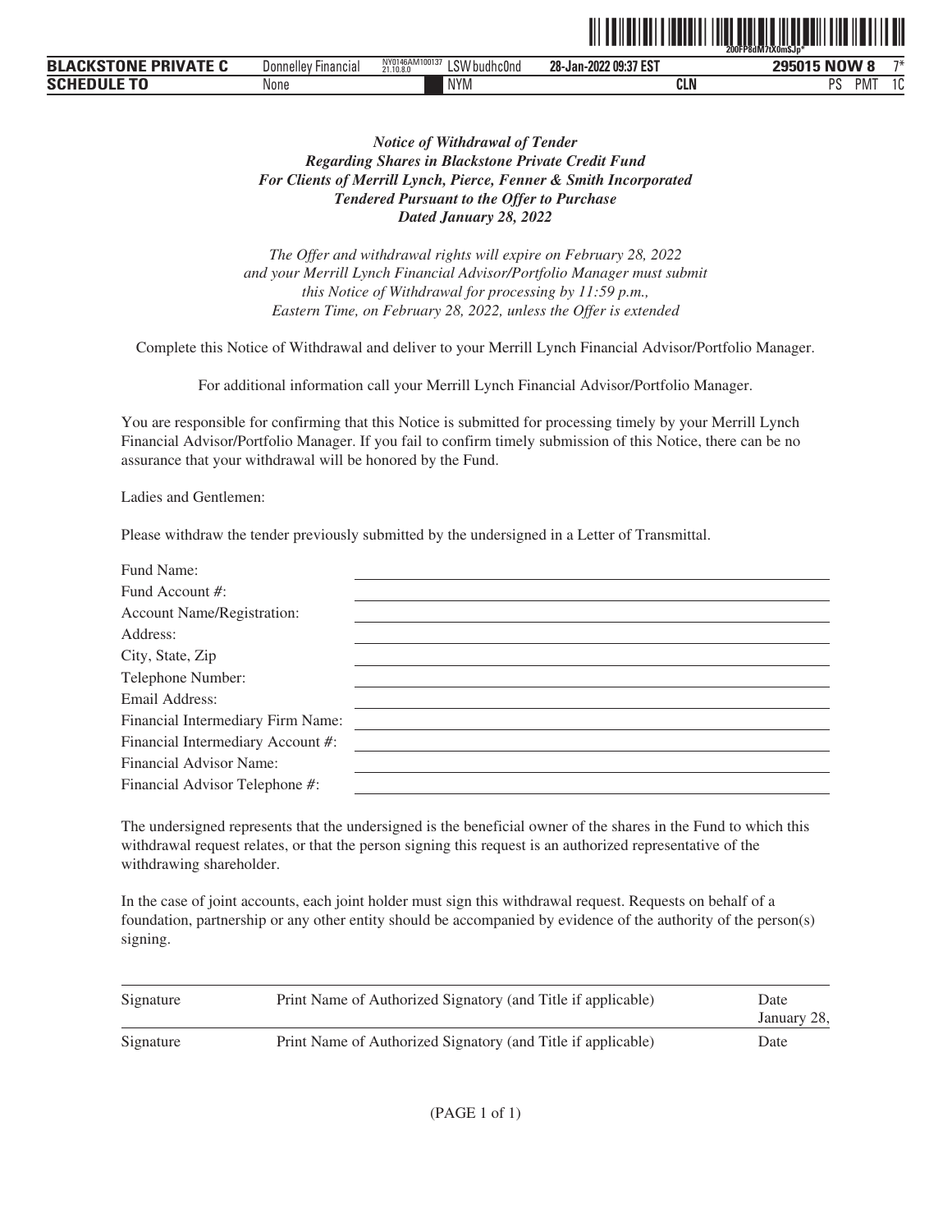***Notice of Withdrawal of Tender***
***Regarding Shares in Blackstone Private Credit Fund***
***For Clients of Merrill Lynch, Pierce, Fenner & Smith Incorporated***
***Tendered Pursuant to the Offer to Purchase***
***Dated January 28, 2022***

*The Offer and withdrawal rights will expire on February 28, 2022 and your Merrill Lynch Financial Advisor/Portfolio Manager must submit this Notice of Withdrawal for processing by 11:59 p.m., Eastern Time, on February 28, 2022, unless the Offer is extended*

Complete this Notice of Withdrawal and deliver to your Merrill Lynch Financial Advisor/Portfolio Manager.

For additional information call your Merrill Lynch Financial Advisor/Portfolio Manager.

You are responsible for confirming that this Notice is submitted for processing timely by your Merrill Lynch Financial Advisor/Portfolio Manager. If you fail to confirm timely submission of this Notice, there can be no assurance that your withdrawal will be honored by the Fund.

Ladies and Gentlemen:

Please withdraw the tender previously submitted by the undersigned in a Letter of Transmittal.

Fund Name: \_\_\_\_\_\_\_\_\_\_\_\_\_\_\_\_\_\_\_\_
Fund Account #: \_\_\_\_\_\_\_\_\_\_\_\_\_\_\_\_\_\_\_\_
Account Name/Registration: \_\_\_\_\_\_\_\_\_\_\_\_\_\_\_\_\_\_\_\_
Address: \_\_\_\_\_\_\_\_\_\_\_\_\_\_\_\_\_\_\_\_
City, State, Zip \_\_\_\_\_\_\_\_\_\_\_\_\_\_\_\_\_\_\_\_
Telephone Number: \_\_\_\_\_\_\_\_\_\_\_\_\_\_\_\_\_\_\_\_
Email Address: \_\_\_\_\_\_\_\_\_\_\_\_\_\_\_\_\_\_\_\_
Financial Intermediary Firm Name: \_\_\_\_\_\_\_\_\_\_\_\_\_\_\_\_\_\_\_\_
Financial Intermediary Account #: \_\_\_\_\_\_\_\_\_\_\_\_\_\_\_\_\_\_\_\_
Financial Advisor Name: \_\_\_\_\_\_\_\_\_\_\_\_\_\_\_\_\_\_\_\_
Financial Advisor Telephone #: \_\_\_\_\_\_\_\_\_\_\_\_\_\_\_\_\_\_\_\_

The undersigned represents that the undersigned is the beneficial owner of the shares in the Fund to which this withdrawal request relates, or that the person signing this request is an authorized representative of the withdrawing shareholder.

In the case of joint accounts, each joint holder must sign this withdrawal request. Requests on behalf of a foundation, partnership or any other entity should be accompanied by evidence of the authority of the person(s) signing.

| Signature | Print Name of Authorized Signatory (and Title if applicable) | Date<br>January 28, |
|---|---|---|
| Signature | Print Name of Authorized Signatory (and Title if applicable) | Date |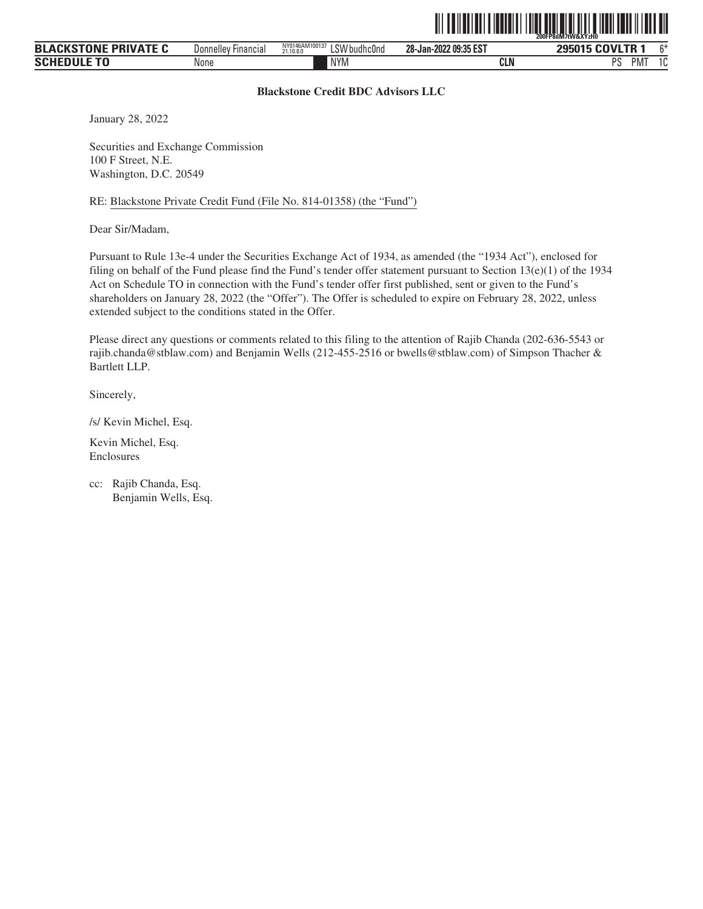**Blackstone Credit BDC Advisors LLC**

January 28, 2022

Securities and Exchange Commission
100 F Street, N.E.
Washington, D.C. 20549

RE: Blackstone Private Credit Fund (File No. 814-01358) (the "Fund")

Dear Sir/Madam,

Pursuant to Rule 13e-4 under the Securities Exchange Act of 1934, as amended (the "1934 Act"), enclosed for filing on behalf of the Fund please find the Fund's tender offer statement pursuant to Section 13(e)(1) of the 1934 Act on Schedule TO in connection with the Fund's tender offer first published, sent or given to the Fund's shareholders on January 28, 2022 (the "Offer"). The Offer is scheduled to expire on February 28, 2022, unless extended subject to the conditions stated in the Offer.

Please direct any questions or comments related to this filing to the attention of Rajib Chanda (202-636-5543 or rajib.chanda@stblaw.com) and Benjamin Wells (212-455-2516 or bwells@stblaw.com) of Simpson Thacher & Bartlett LLP.

Sincerely,

/s/ Kevin Michel, Esq.

Kevin Michel, Esq.
Enclosures

cc: Rajib Chanda, Esq.
Benjamin Wells, Esq.